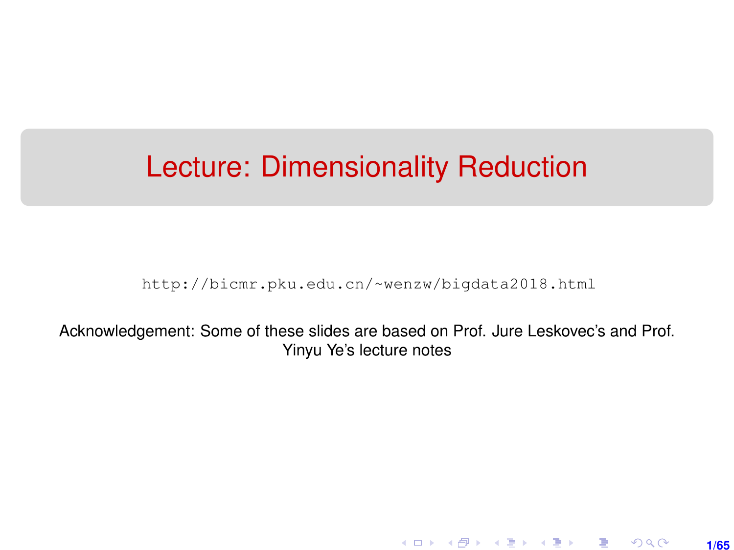# Lecture: Dimensionality Reduction

http://bicmr.pku.edu.cn/~wenzw/bigdata2018.html

Acknowledgement: Some of these slides are based on Prof. Jure Leskovec's and Prof. Yinyu Ye's lecture notes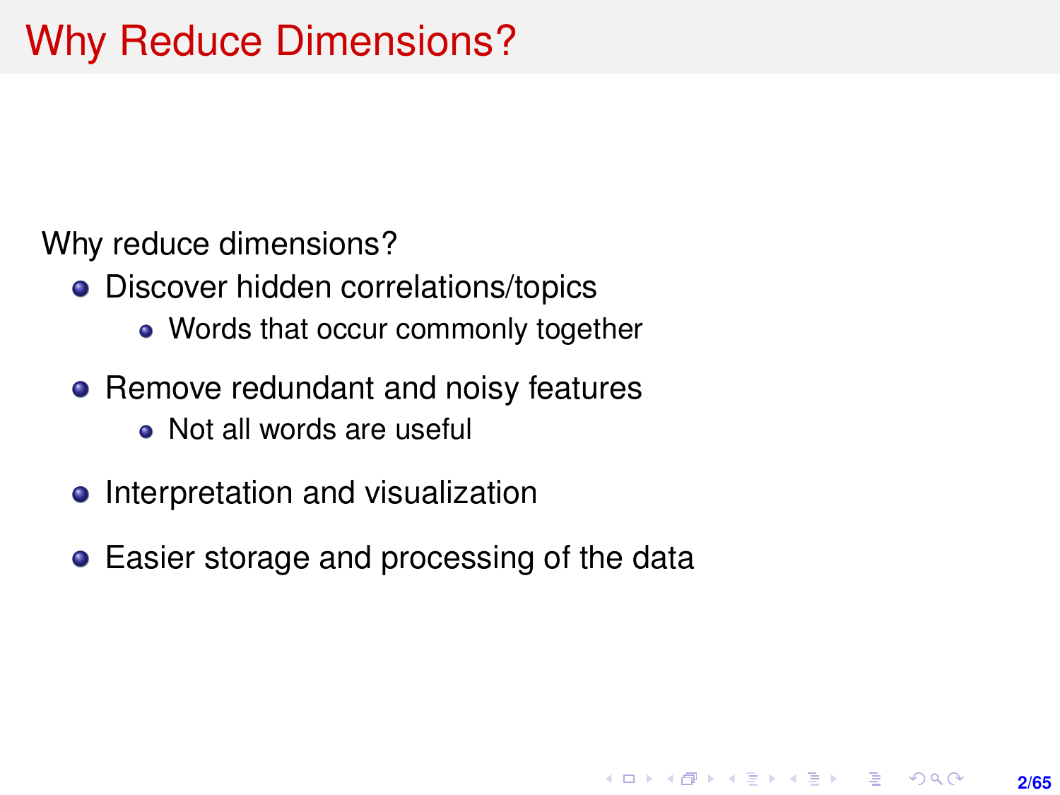# Why Reduce Dimensions?

Why reduce dimensions?

- Discover hidden correlations/topics
  - Words that occur commonly together
- Remove redundant and noisy features
  - Not all words are useful
- Interpretation and visualization
- Easier storage and processing of the data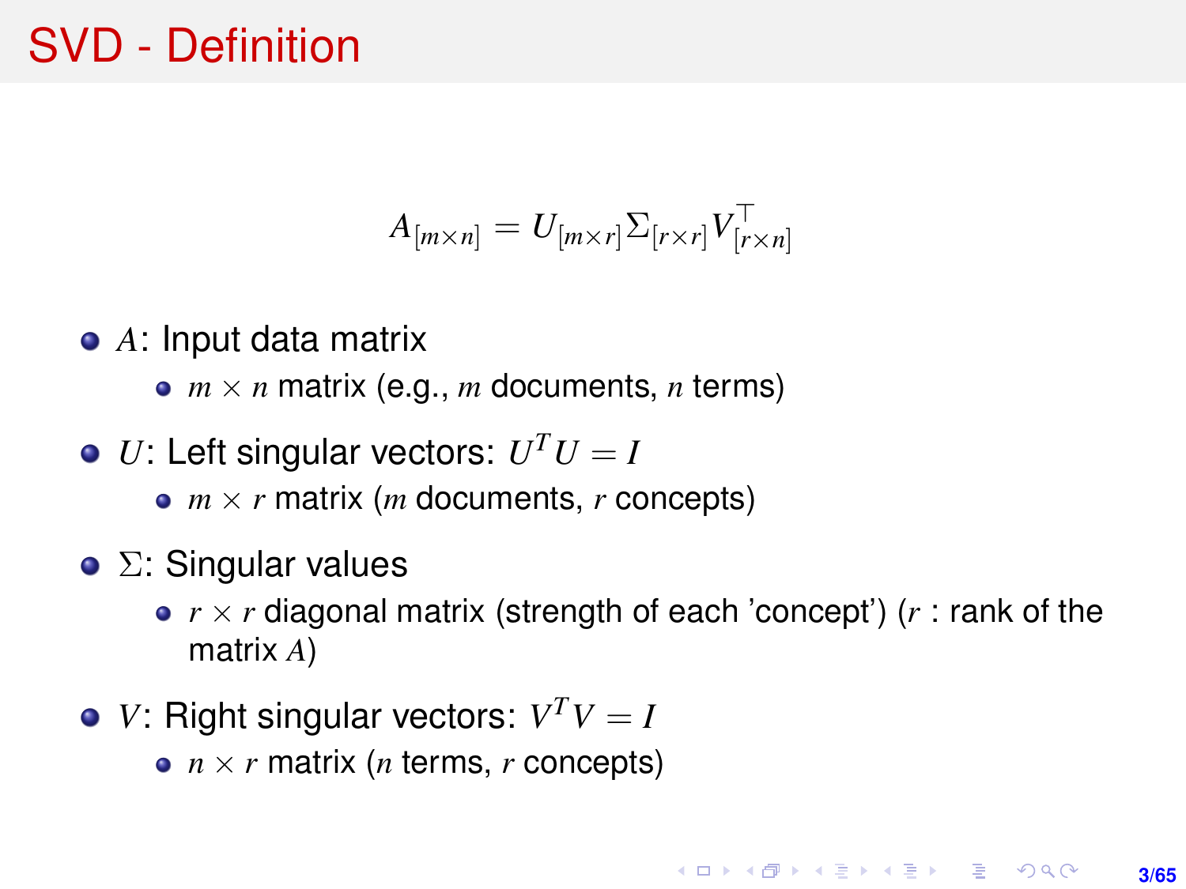# SVD - Definition

$$A_{[m \times n]} = U_{[m \times r]} \Sigma_{[r \times r]} V^{\top}_{[r \times n]}$$

- $A$: Input data matrix
  - $m \times n$ matrix (e.g., $m$ documents, $n$ terms)
- $U$: Left singular vectors: $U^T U = I$
  - $m \times r$ matrix ($m$ documents, $r$ concepts)
- $\Sigma$: Singular values
  - $r \times r$ diagonal matrix (strength of each 'concept') ($r$ : rank of the matrix $A$)
- $V$: Right singular vectors: $V^T V = I$
  - $n \times r$ matrix ($n$ terms, $r$ concepts)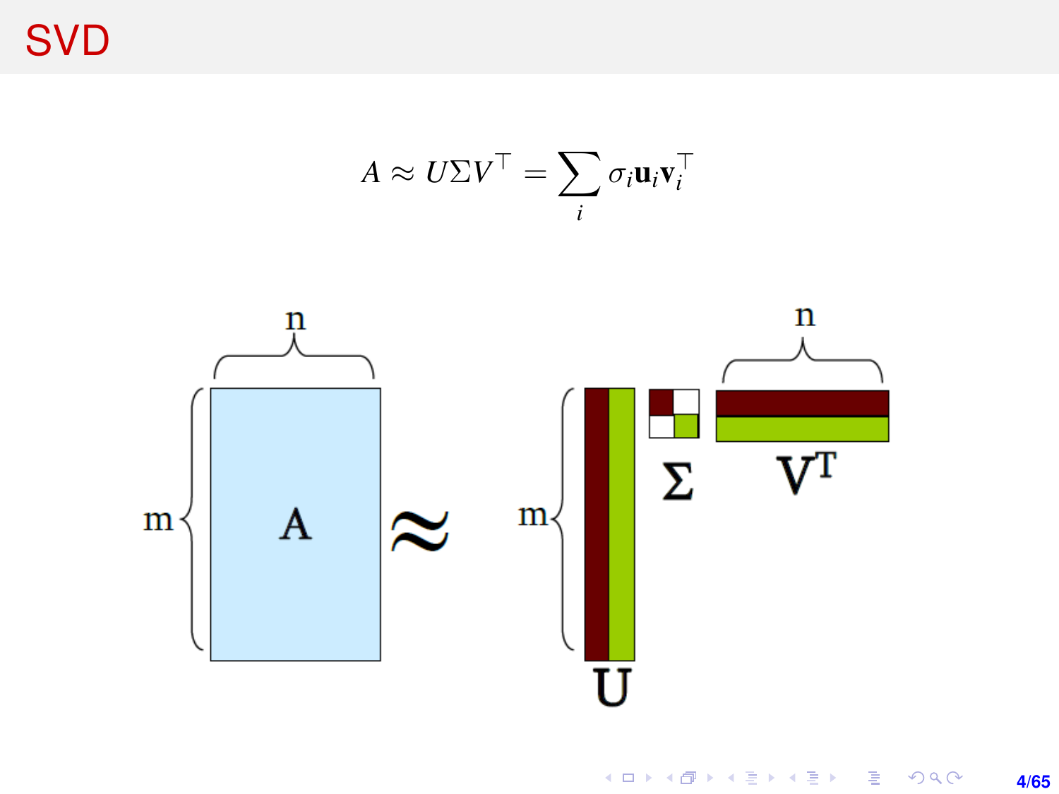# SVD

$$A \approx U\Sigma V^\top = \sum_i \sigma_i \mathbf{u}_i \mathbf{v}_i^\top$$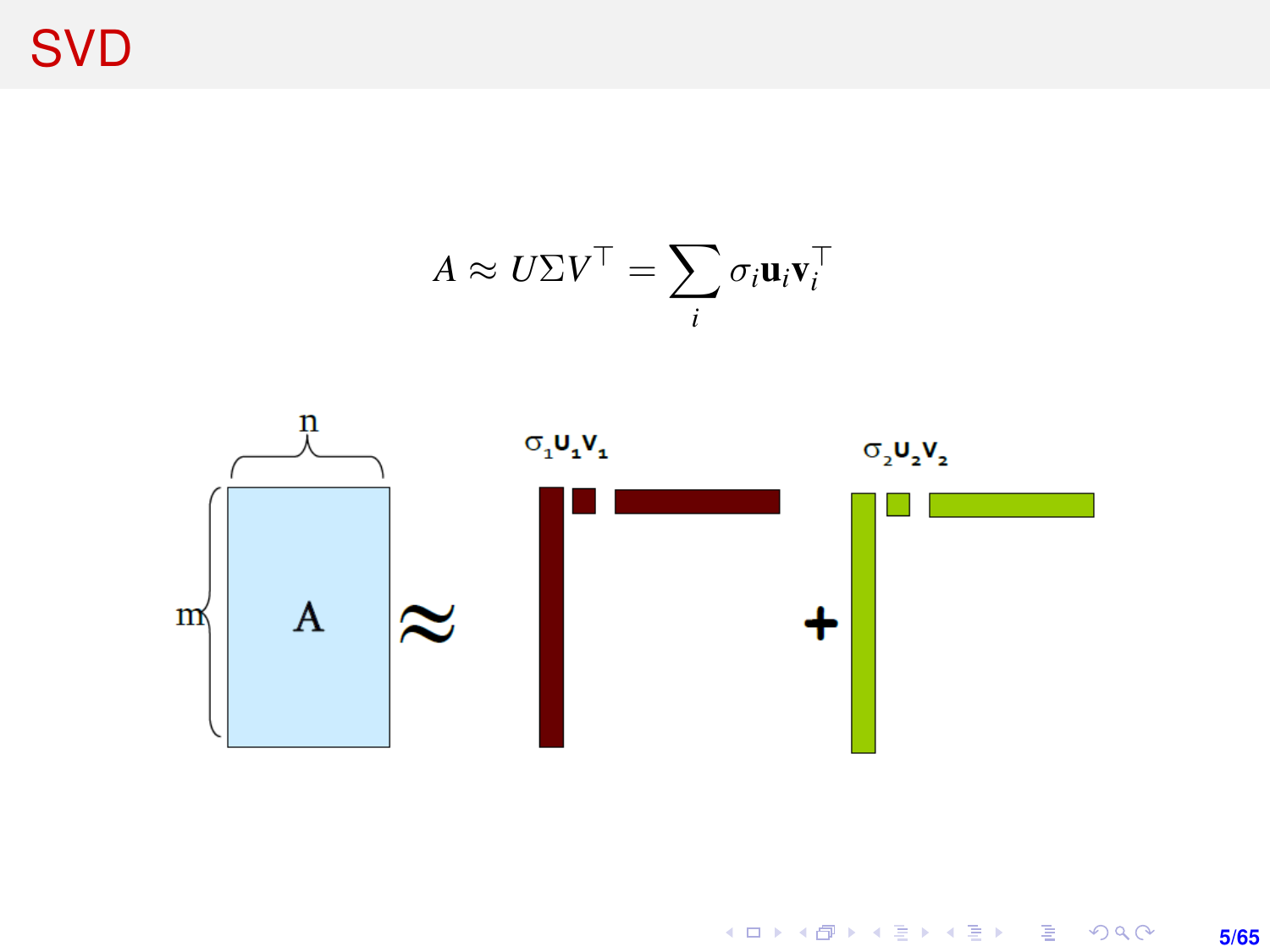# SVD

$$A \approx U\Sigma V^\top = \sum_i \sigma_i \mathbf{u}_i \mathbf{v}_i^\top$$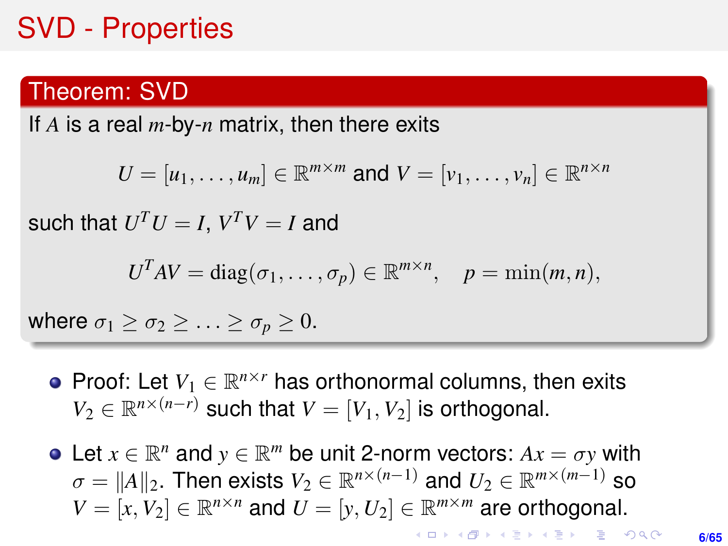# SVD - Properties

**Theorem: SVD**

If $A$ is a real $m$-by-$n$ matrix, then there exits

$$U = [u_1, \ldots, u_m] \in \mathbb{R}^{m \times m} \text{ and } V = [v_1, \ldots, v_n] \in \mathbb{R}^{n \times n}$$

such that $U^T U = I$, $V^T V = I$ and

$$U^T A V = \text{diag}(\sigma_1, \ldots, \sigma_p) \in \mathbb{R}^{m \times n}, \quad p = \min(m, n),$$

where $\sigma_1 \geq \sigma_2 \geq \ldots \geq \sigma_p \geq 0$.

- Proof: Let $V_1 \in \mathbb{R}^{n \times r}$ has orthonormal columns, then exits $V_2 \in \mathbb{R}^{n \times (n-r)}$ such that $V = [V_1, V_2]$ is orthogonal.
- Let $x \in \mathbb{R}^n$ and $y \in \mathbb{R}^m$ be unit 2-norm vectors: $Ax = \sigma y$ with $\sigma = \|A\|_2$. Then exists $V_2 \in \mathbb{R}^{n \times (n-1)}$ and $U_2 \in \mathbb{R}^{m \times (m-1)}$ so $V = [x, V_2] \in \mathbb{R}^{n \times n}$ and $U = [y, U_2] \in \mathbb{R}^{m \times m}$ are orthogonal.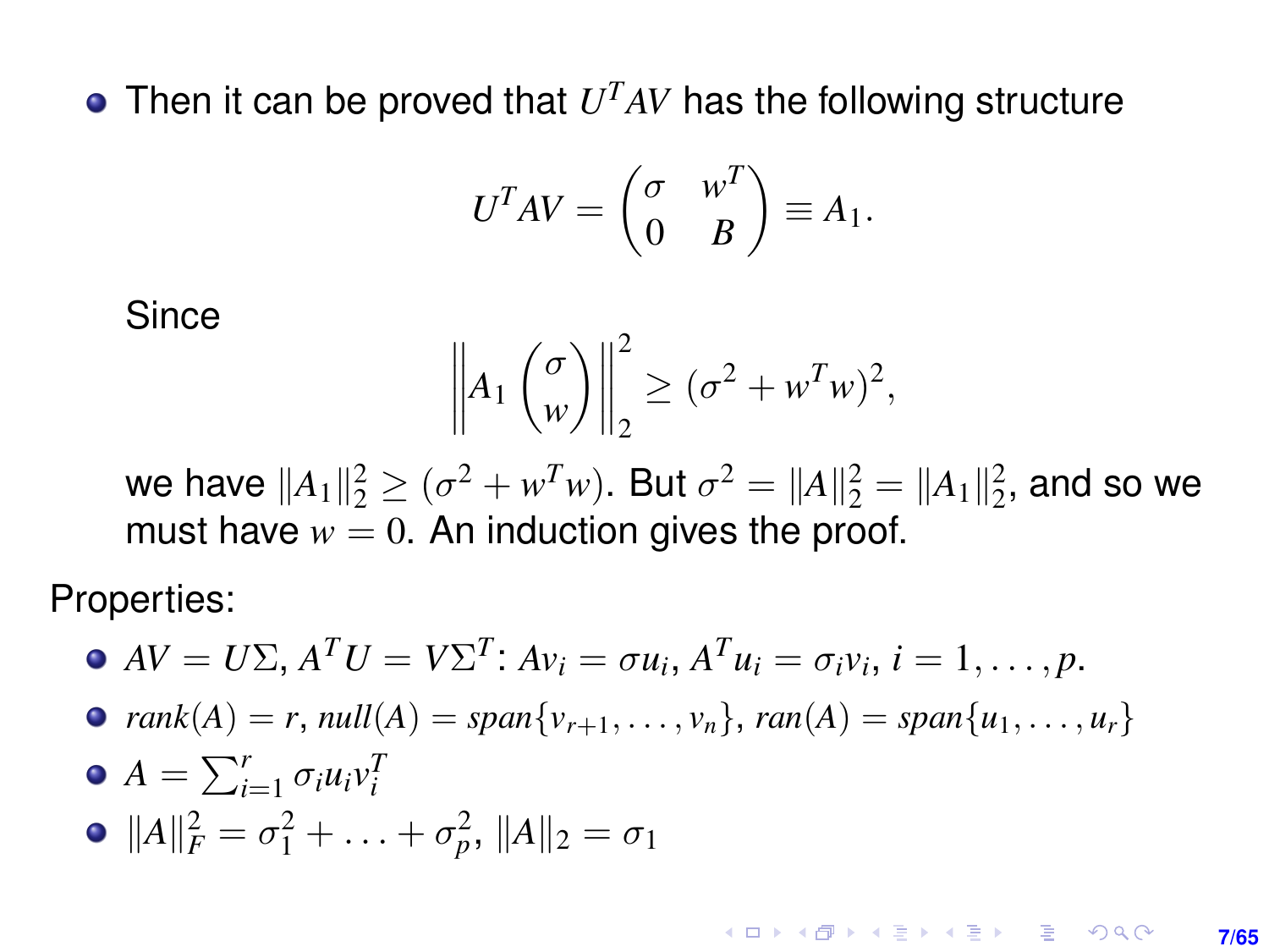- Then it can be proved that $U^TAV$ has the following structure

$$U^TAV = \begin{pmatrix} \sigma & w^T \\ 0 & B \end{pmatrix} \equiv A_1.$$

Since

$$\left\| A_1 \begin{pmatrix} \sigma \\ w \end{pmatrix} \right\|_2^2 \geq (\sigma^2 + w^T w)^2,$$

we have $\|A_1\|_2^2 \geq (\sigma^2 + w^T w)$. But $\sigma^2 = \|A\|_2^2 = \|A_1\|_2^2$, and so we must have $w = 0$. An induction gives the proof.

Properties:

- $AV = U\Sigma$, $A^T U = V\Sigma^T$: $Av_i = \sigma u_i$, $A^T u_i = \sigma_i v_i$, $i = 1, \ldots, p$.
- $rank(A) = r$, $null(A) = span\{v_{r+1}, \ldots, v_n\}$, $ran(A) = span\{u_1, \ldots, u_r\}$
- $A = \sum_{i=1}^{r} \sigma_i u_i v_i^T$
- $\|A\|_F^2 = \sigma_1^2 + \ldots + \sigma_p^2$, $\|A\|_2 = \sigma_1$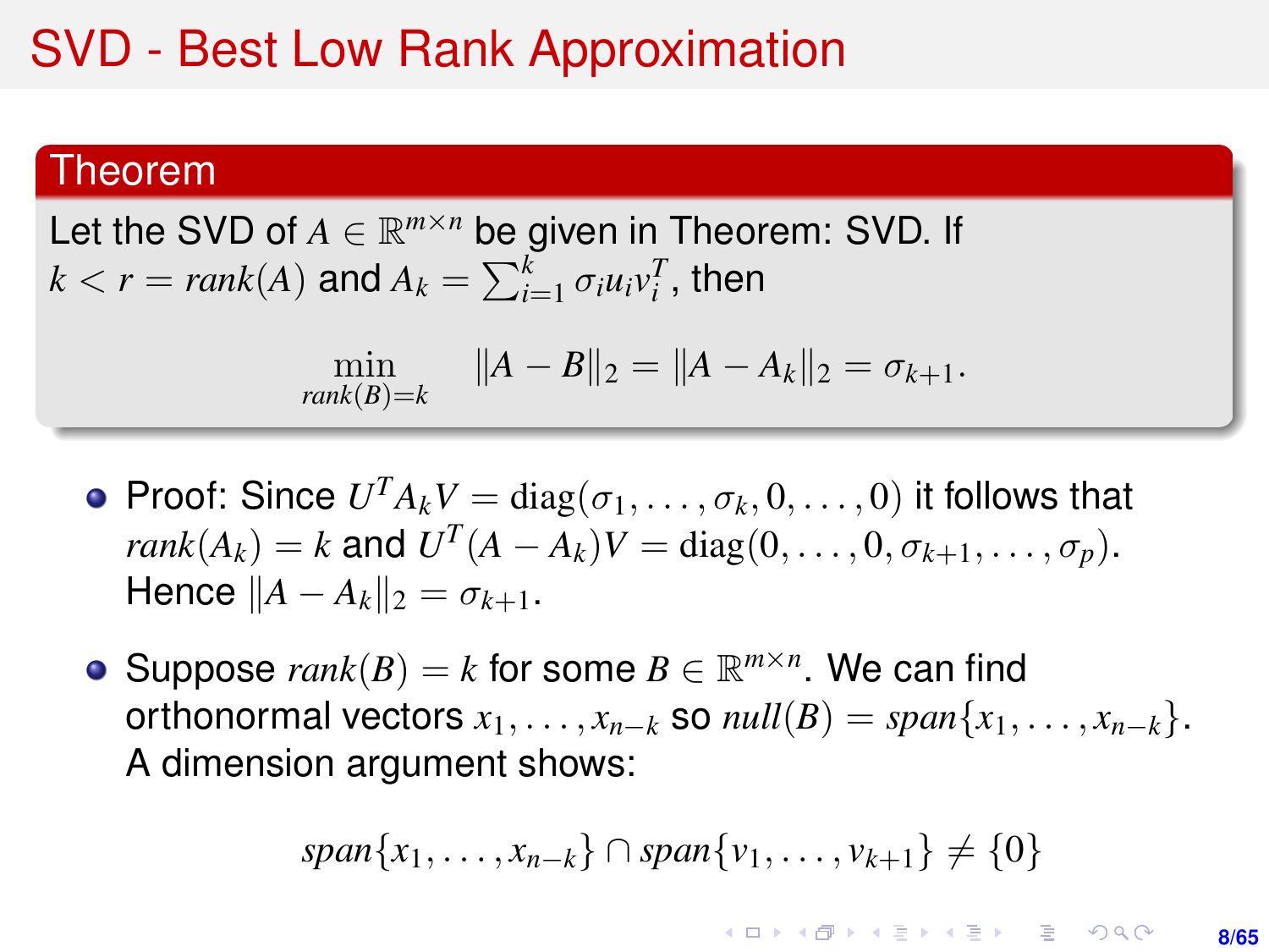# SVD - Best Low Rank Approximation

## Theorem

Let the SVD of $A \in \mathbb{R}^{m \times n}$ be given in Theorem: SVD. If $k < r = rank(A)$ and $A_k = \sum_{i=1}^{k} \sigma_i u_i v_i^T$, then

$$\min_{rank(B)=k} \|A - B\|_2 = \|A - A_k\|_2 = \sigma_{k+1}.$$

- Proof: Since $U^T A_k V = \text{diag}(\sigma_1, \ldots, \sigma_k, 0, \ldots, 0)$ it follows that $rank(A_k) = k$ and $U^T(A - A_k)V = \text{diag}(0, \ldots, 0, \sigma_{k+1}, \ldots, \sigma_p)$. Hence $\|A - A_k\|_2 = \sigma_{k+1}$.

- Suppose $rank(B) = k$ for some $B \in \mathbb{R}^{m \times n}$. We can find orthonormal vectors $x_1, \ldots, x_{n-k}$ so $null(B) = span\{x_1, \ldots, x_{n-k}\}$. A dimension argument shows:

$$span\{x_1, \ldots, x_{n-k}\} \cap span\{v_1, \ldots, v_{k+1}\} \neq \{0\}$$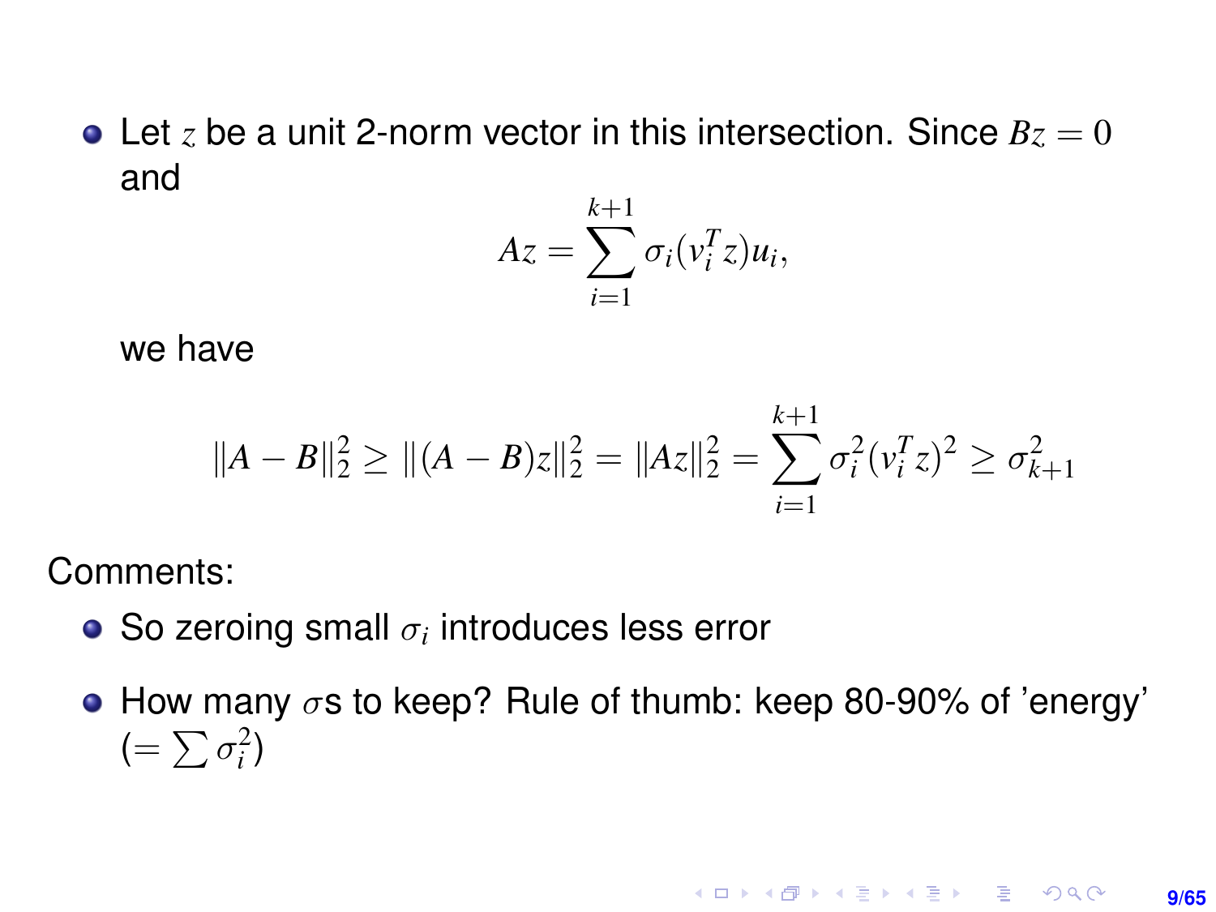- Let $z$ be a unit 2-norm vector in this intersection. Since $Bz = 0$ and

  $$Az = \sum_{i=1}^{k+1} \sigma_i (v_i^T z) u_i,$$

  we have

  $$\|A - B\|_2^2 \geq \|(A - B)z\|_2^2 = \|Az\|_2^2 = \sum_{i=1}^{k+1} \sigma_i^2 (v_i^T z)^2 \geq \sigma_{k+1}^2$$

Comments:

- So zeroing small $\sigma_i$ introduces less error
- How many $\sigma$s to keep? Rule of thumb: keep 80-90% of 'energy' $(= \sum \sigma_i^2)$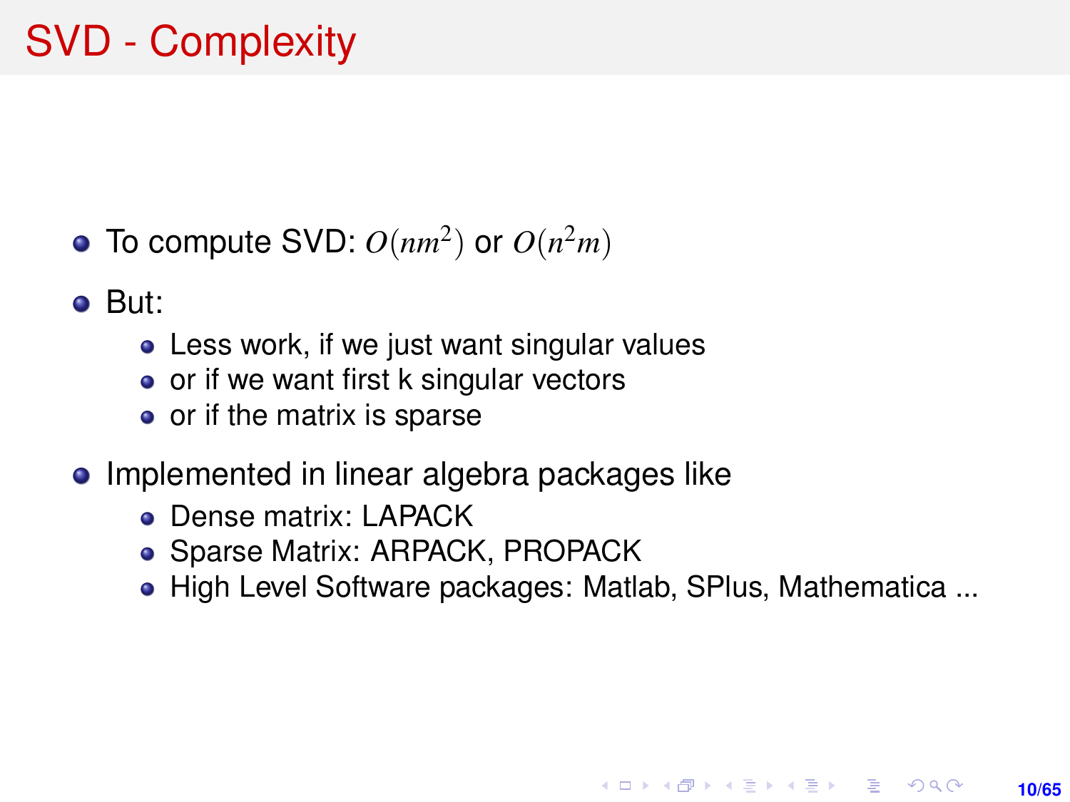# SVD - Complexity

- To compute SVD: $O(nm^2)$ or $O(n^2m)$
- But:
  - Less work, if we just want singular values
  - or if we want first k singular vectors
  - or if the matrix is sparse
- Implemented in linear algebra packages like
  - Dense matrix: LAPACK
  - Sparse Matrix: ARPACK, PROPACK
  - High Level Software packages: Matlab, SPlus, Mathematica ...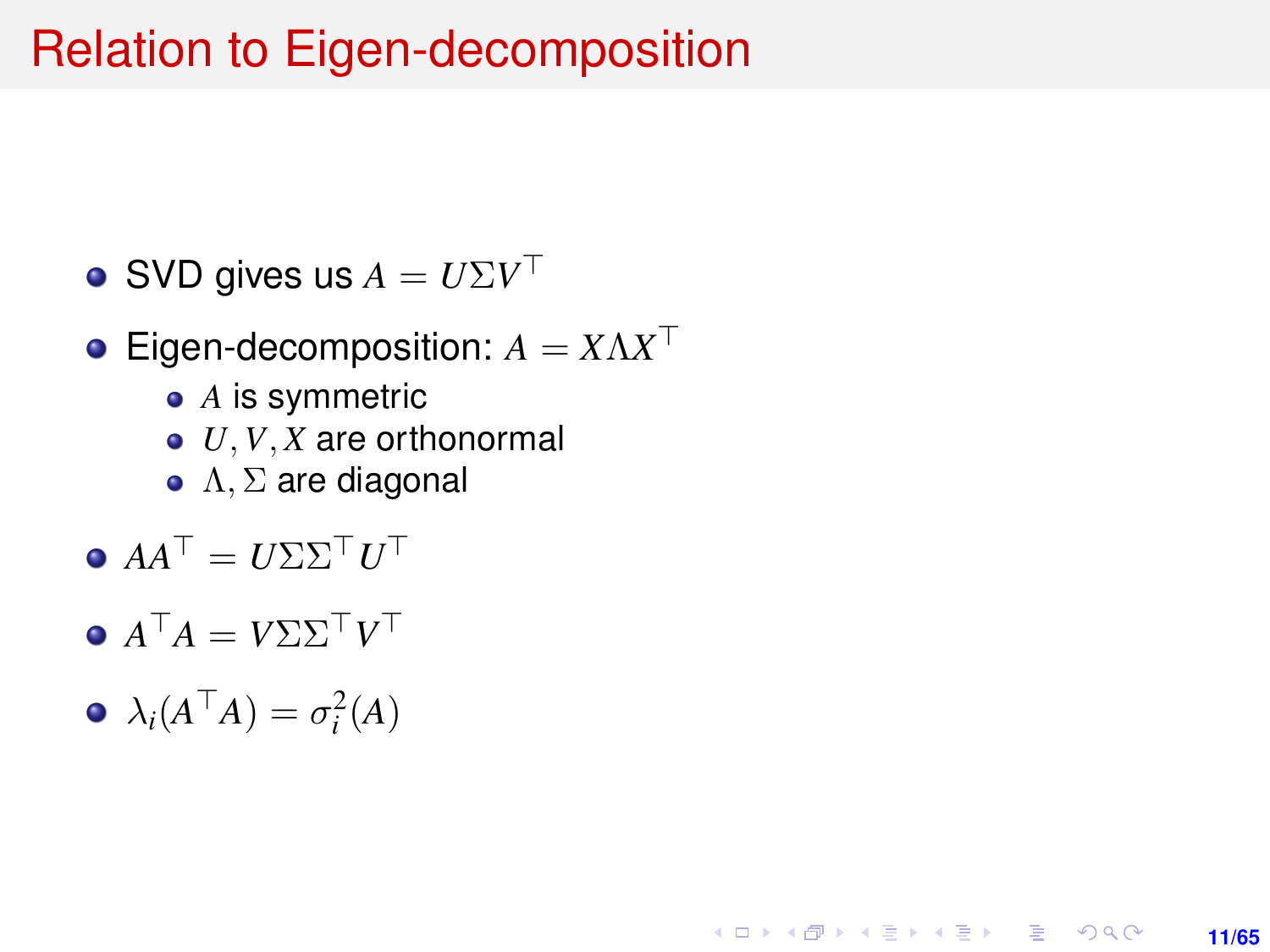# Relation to Eigen-decomposition

- SVD gives us $A = U\Sigma V^\top$
- Eigen-decomposition: $A = X\Lambda X^\top$
  - $A$ is symmetric
  - $U, V, X$ are orthonormal
  - $\Lambda, \Sigma$ are diagonal
- $AA^\top = U\Sigma\Sigma^\top U^\top$
- $A^\top A = V\Sigma\Sigma^\top V^\top$
- $\lambda_i(A^\top A) = \sigma_i^2(A)$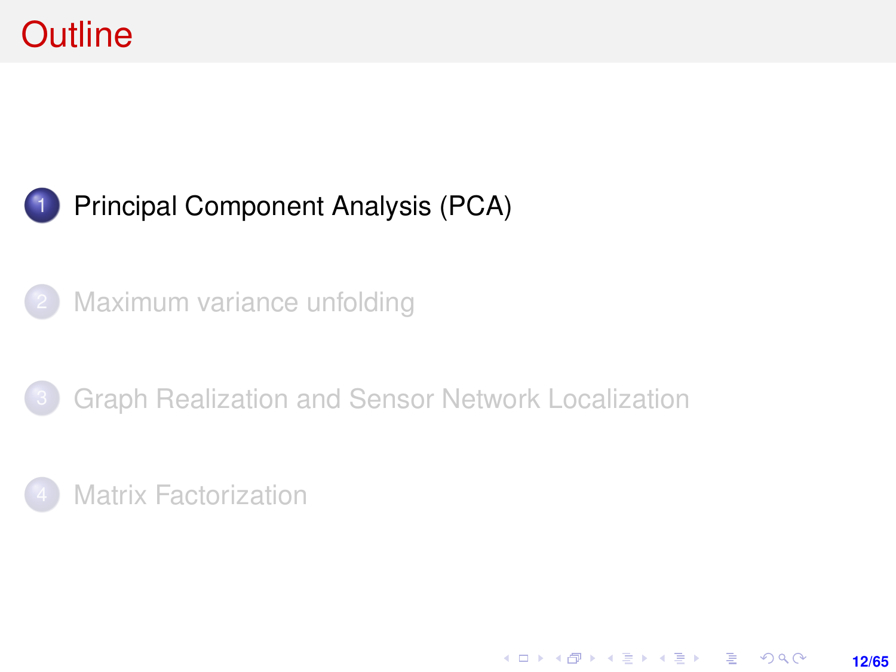# Outline

1. Principal Component Analysis (PCA)
2. Maximum variance unfolding
3. Graph Realization and Sensor Network Localization
4. Matrix Factorization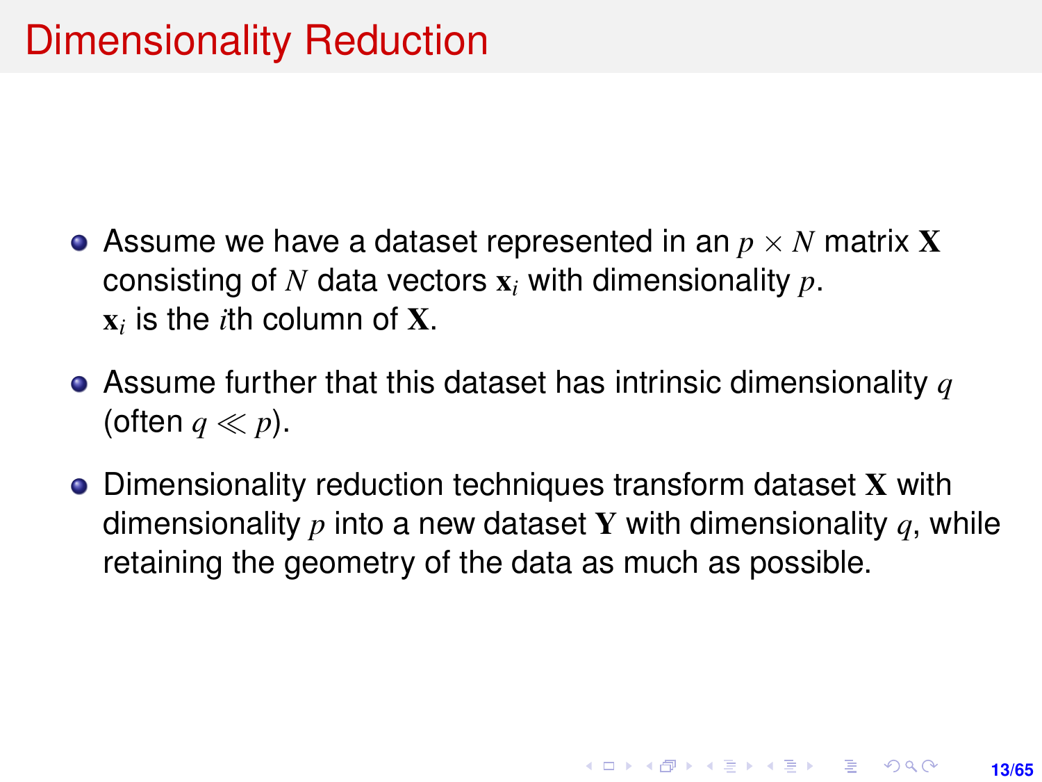# Dimensionality Reduction

- Assume we have a dataset represented in an $p \times N$ matrix $\mathbf{X}$ consisting of $N$ data vectors $\mathbf{x}_i$ with dimensionality $p$.
  $\mathbf{x}_i$ is the $i$th column of $\mathbf{X}$.
- Assume further that this dataset has intrinsic dimensionality $q$ (often $q \ll p$).
- Dimensionality reduction techniques transform dataset $\mathbf{X}$ with dimensionality $p$ into a new dataset $\mathbf{Y}$ with dimensionality $q$, while retaining the geometry of the data as much as possible.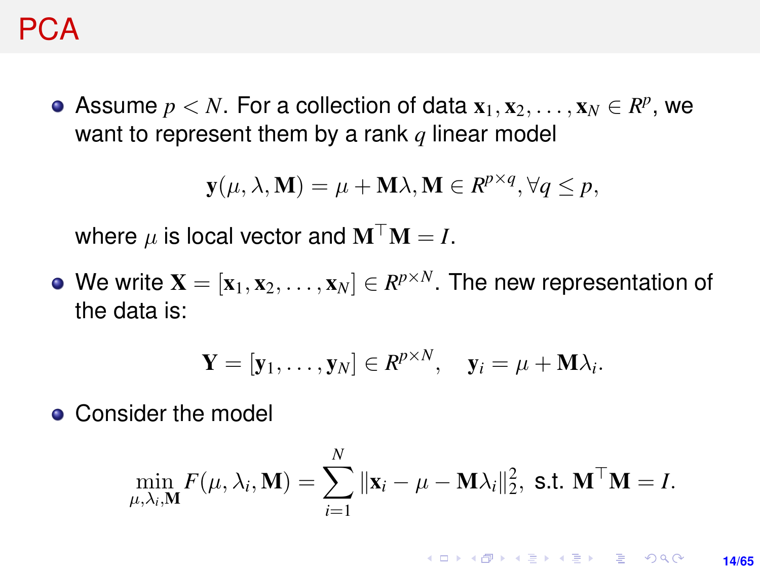# PCA

- Assume $p < N$. For a collection of data $\mathbf{x}_1, \mathbf{x}_2, \ldots, \mathbf{x}_N \in R^p$, we want to represent them by a rank $q$ linear model

$$\mathbf{y}(\mu, \lambda, \mathbf{M}) = \mu + \mathbf{M}\lambda, \mathbf{M} \in R^{p\times q}, \forall q \leq p,$$

  where $\mu$ is local vector and $\mathbf{M}^\top \mathbf{M} = I$.

- We write $\mathbf{X} = [\mathbf{x}_1, \mathbf{x}_2, \ldots, \mathbf{x}_N] \in R^{p\times N}$. The new representation of the data is:

$$\mathbf{Y} = [\mathbf{y}_1, \ldots, \mathbf{y}_N] \in R^{p\times N}, \quad \mathbf{y}_i = \mu + \mathbf{M}\lambda_i.$$

- Consider the model

$$\min_{\mu,\lambda_i,\mathbf{M}} F(\mu, \lambda_i, \mathbf{M}) = \sum_{i=1}^{N} \|\mathbf{x}_i - \mu - \mathbf{M}\lambda_i\|_2^2, \text{ s.t. } \mathbf{M}^\top \mathbf{M} = I.$$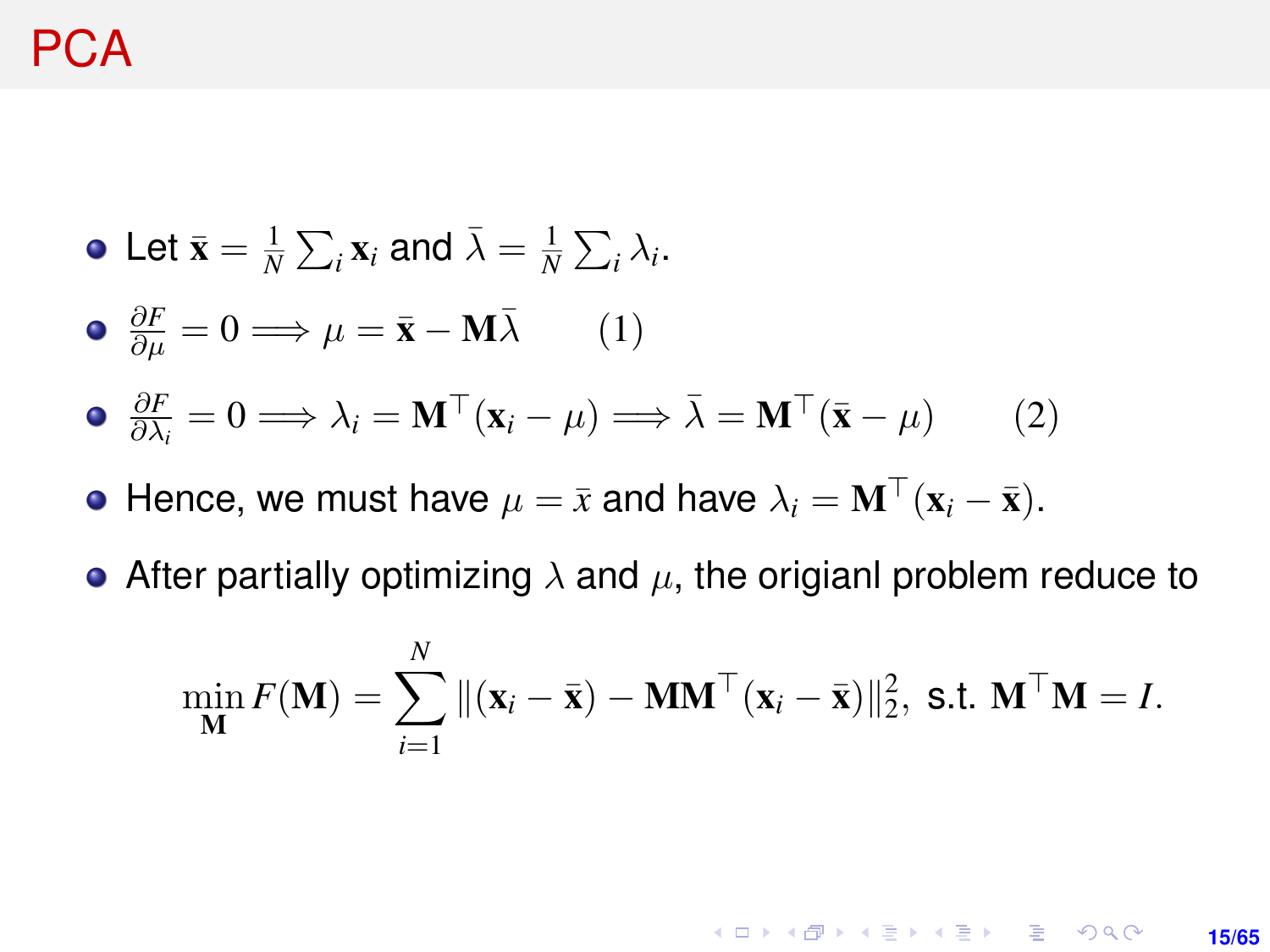# PCA

- Let $\bar{\mathbf{x}} = \frac{1}{N}\sum_i \mathbf{x}_i$ and $\bar{\lambda} = \frac{1}{N}\sum_i \lambda_i$.
- $\frac{\partial F}{\partial \mu} = 0 \Longrightarrow \mu = \bar{\mathbf{x}} - \mathbf{M}\bar{\lambda} \qquad (1)$
- $\frac{\partial F}{\partial \lambda_i} = 0 \Longrightarrow \lambda_i = \mathbf{M}^\top(\mathbf{x}_i - \mu) \Longrightarrow \bar{\lambda} = \mathbf{M}^\top(\bar{\mathbf{x}} - \mu) \qquad (2)$
- Hence, we must have $\mu = \bar{x}$ and have $\lambda_i = \mathbf{M}^\top(\mathbf{x}_i - \bar{\mathbf{x}})$.
- After partially optimizing $\lambda$ and $\mu$, the origianl problem reduce to

$$\min_{\mathbf{M}} F(\mathbf{M}) = \sum_{i=1}^{N} \|(\mathbf{x}_i - \bar{\mathbf{x}}) - \mathbf{M}\mathbf{M}^\top(\mathbf{x}_i - \bar{\mathbf{x}})\|_2^2, \text{ s.t. } \mathbf{M}^\top\mathbf{M} = I.$$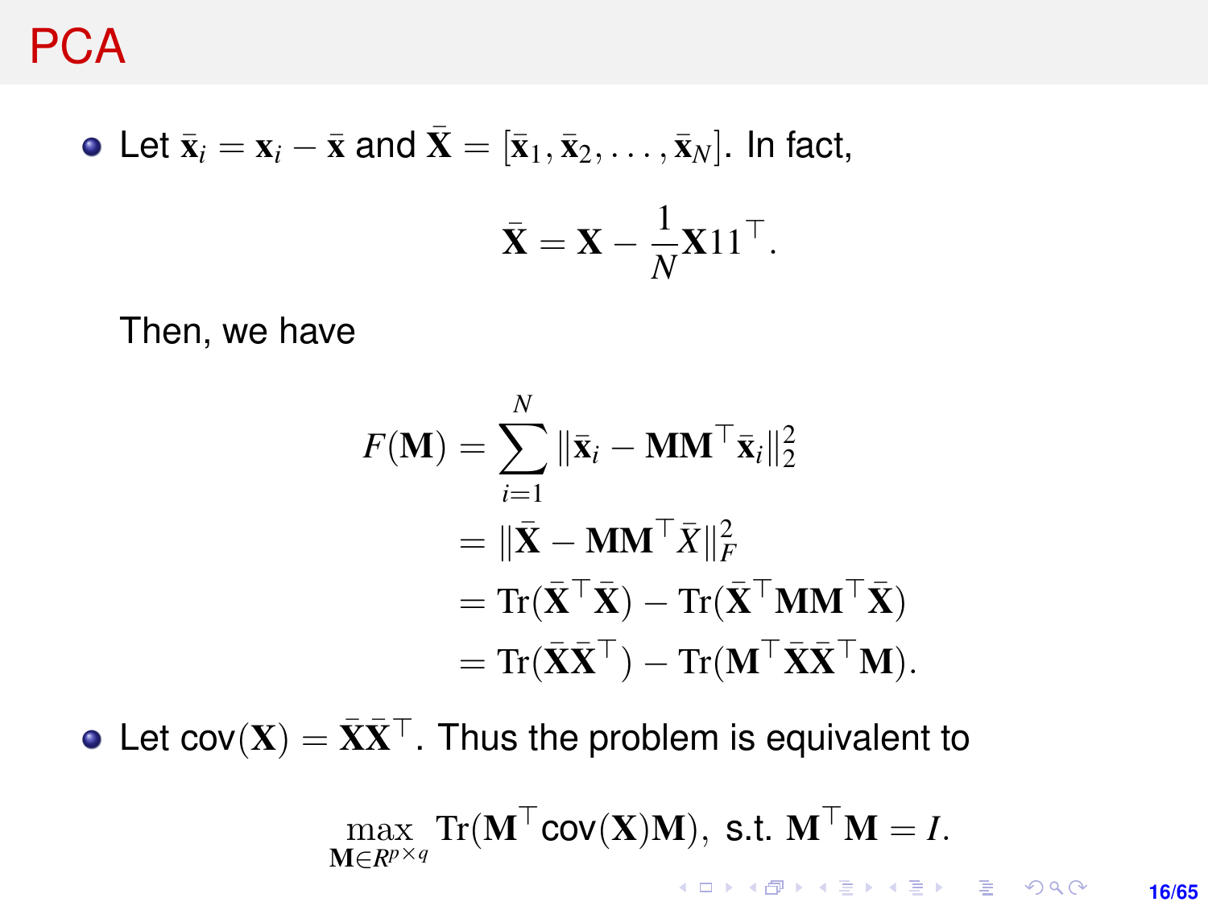# PCA

- Let $\bar{\mathbf{x}}_i = \mathbf{x}_i - \bar{\mathbf{x}}$ and $\bar{\mathbf{X}} = [\bar{\mathbf{x}}_1, \bar{\mathbf{x}}_2, \ldots, \bar{\mathbf{x}}_N]$. In fact,

$$\bar{\mathbf{X}} = \mathbf{X} - \frac{1}{N}\mathbf{X}11^\top.$$

Then, we have

$$\begin{aligned}
F(\mathbf{M}) &= \sum_{i=1}^{N} \|\bar{\mathbf{x}}_i - \mathbf{M}\mathbf{M}^\top \bar{\mathbf{x}}_i\|_2^2 \\
&= \|\bar{\mathbf{X}} - \mathbf{M}\mathbf{M}^\top \bar{X}\|_F^2 \\
&= \mathrm{Tr}(\bar{\mathbf{X}}^\top \bar{\mathbf{X}}) - \mathrm{Tr}(\bar{\mathbf{X}}^\top \mathbf{M}\mathbf{M}^\top \bar{\mathbf{X}}) \\
&= \mathrm{Tr}(\bar{\mathbf{X}}\bar{\mathbf{X}}^\top) - \mathrm{Tr}(\mathbf{M}^\top \bar{\mathbf{X}}\bar{\mathbf{X}}^\top \mathbf{M}).
\end{aligned}$$

- Let $\mathrm{cov}(\mathbf{X}) = \bar{\mathbf{X}}\bar{\mathbf{X}}^\top$. Thus the problem is equivalent to

$$\max_{\mathbf{M} \in R^{p \times q}} \mathrm{Tr}(\mathbf{M}^\top \mathrm{cov}(\mathbf{X})\mathbf{M}), \text{ s.t. } \mathbf{M}^\top \mathbf{M} = I.$$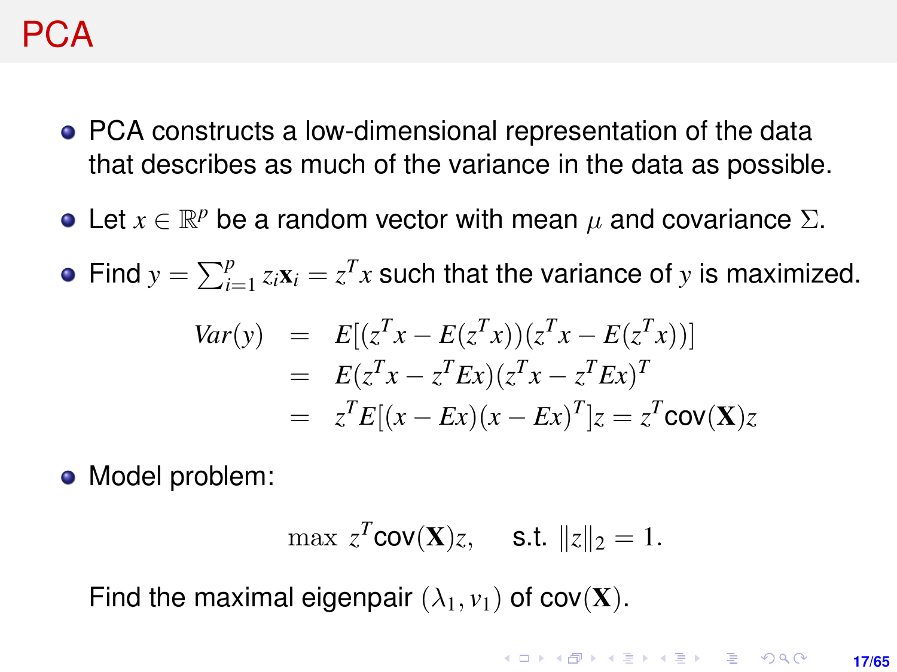# PCA

- PCA constructs a low-dimensional representation of the data that describes as much of the variance in the data as possible.
- Let $x \in \mathbb{R}^p$ be a random vector with mean $\mu$ and covariance $\Sigma$.
- Find $y = \sum_{i=1}^{p} z_i \mathbf{x}_i = z^T x$ such that the variance of $y$ is maximized.

$$
\begin{aligned}
Var(y) &= E[(z^T x - E(z^T x))(z^T x - E(z^T x))] \\
&= E(z^T x - z^T Ex)(z^T x - z^T Ex)^T \\
&= z^T E[(x - Ex)(x - Ex)^T] z = z^T \text{cov}(\mathbf{X}) z
\end{aligned}
$$

- Model problem:

$$
\max \; z^T \text{cov}(\mathbf{X}) z, \quad \text{s.t. } \|z\|_2 = 1.
$$

Find the maximal eigenpair $(\lambda_1, v_1)$ of $\text{cov}(\mathbf{X})$.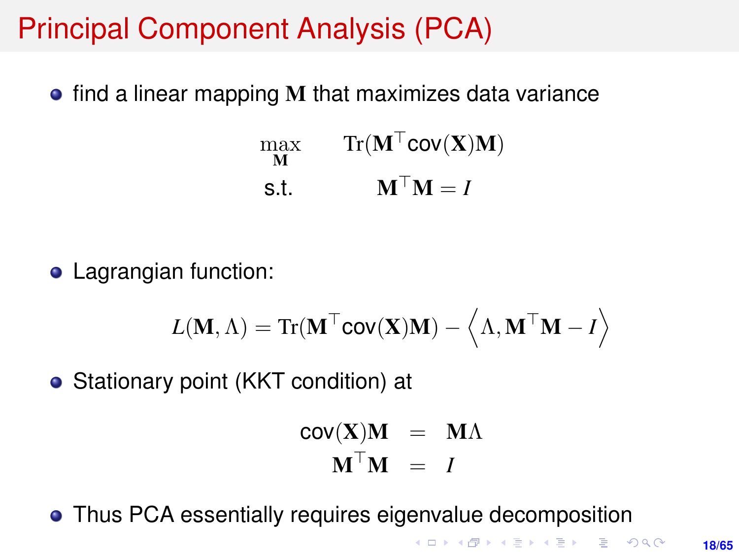# Principal Component Analysis (PCA)

- find a linear mapping $\mathbf{M}$ that maximizes data variance

$$
\begin{aligned}
\max_{\mathbf{M}} \quad & \mathrm{Tr}(\mathbf{M}^\top \mathsf{cov}(\mathbf{X})\mathbf{M}) \\
\text{s.t.} \quad & \mathbf{M}^\top \mathbf{M} = I
\end{aligned}
$$

- Lagrangian function:

$$
L(\mathbf{M}, \Lambda) = \mathrm{Tr}(\mathbf{M}^\top \mathsf{cov}(\mathbf{X})\mathbf{M}) - \left\langle \Lambda, \mathbf{M}^\top \mathbf{M} - I \right\rangle
$$

- Stationary point (KKT condition) at

$$
\begin{aligned}
\mathsf{cov}(\mathbf{X})\mathbf{M} &= \mathbf{M}\Lambda \\
\mathbf{M}^\top \mathbf{M} &= I
\end{aligned}
$$

- Thus PCA essentially requires eigenvalue decomposition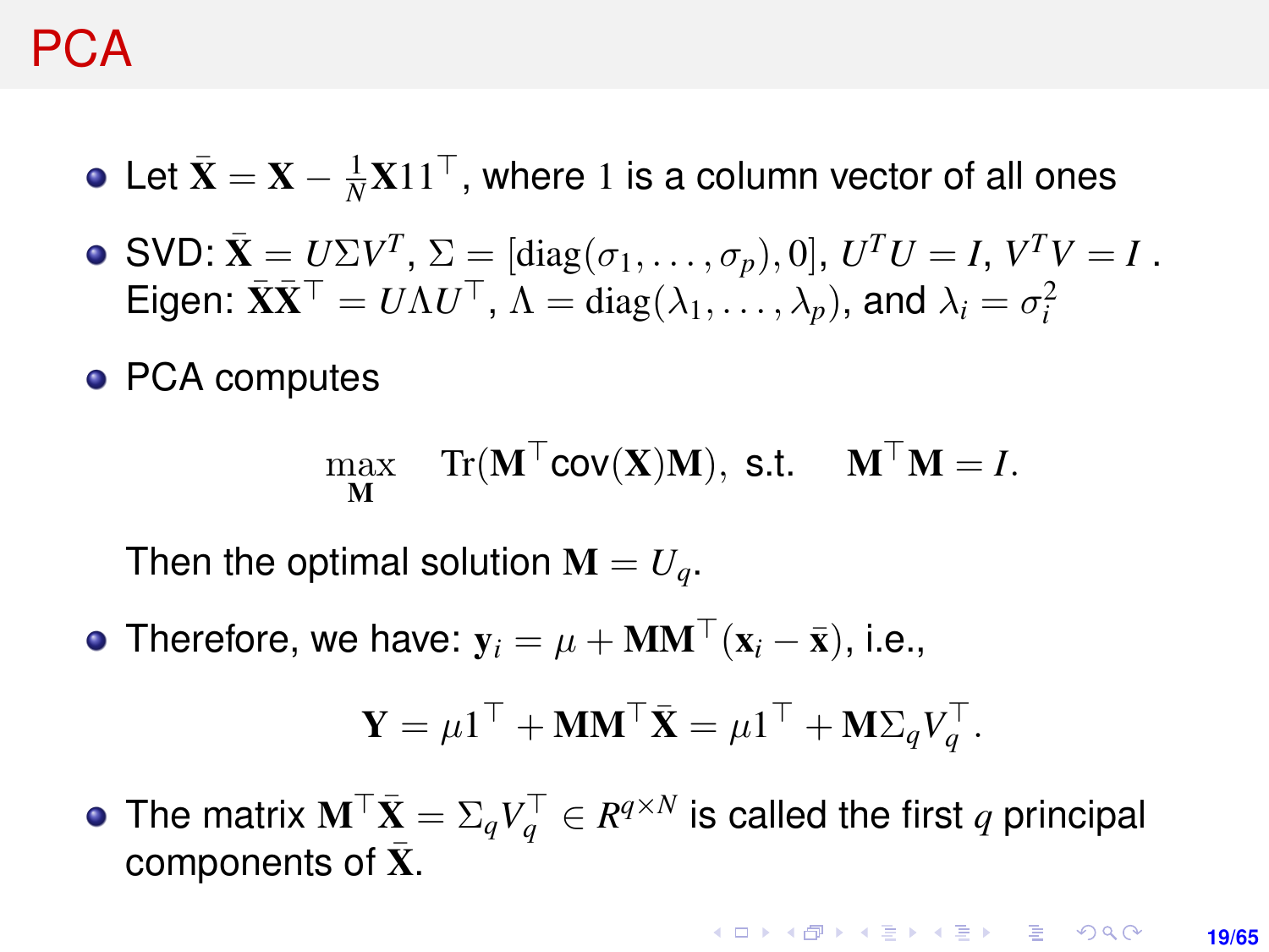# PCA

- Let $\bar{\mathbf{X}} = \mathbf{X} - \frac{1}{N}\mathbf{X}11^\top$, where $1$ is a column vector of all ones
- SVD: $\bar{\mathbf{X}} = U\Sigma V^T$, $\Sigma = [\text{diag}(\sigma_1, \ldots, \sigma_p), 0]$, $U^TU = I$, $V^TV = I$ .
  Eigen: $\bar{\mathbf{X}}\bar{\mathbf{X}}^\top = U\Lambda U^\top$, $\Lambda = \text{diag}(\lambda_1, \ldots, \lambda_p)$, and $\lambda_i = \sigma_i^2$
- PCA computes

$$\max_{\mathbf{M}} \quad \text{Tr}(\mathbf{M}^\top \text{cov}(\mathbf{X})\mathbf{M}), \text{ s.t. } \quad \mathbf{M}^\top\mathbf{M} = I.$$

  Then the optimal solution $\mathbf{M} = U_q$.

- Therefore, we have: $\mathbf{y}_i = \mu + \mathbf{M}\mathbf{M}^\top(\mathbf{x}_i - \bar{\mathbf{x}})$, i.e.,

$$\mathbf{Y} = \mu 1^\top + \mathbf{M}\mathbf{M}^\top\bar{\mathbf{X}} = \mu 1^\top + \mathbf{M}\Sigma_q V_q^\top.$$

- The matrix $\mathbf{M}^\top\bar{\mathbf{X}} = \Sigma_q V_q^\top \in R^{q\times N}$ is called the first $q$ principal components of $\bar{\mathbf{X}}$.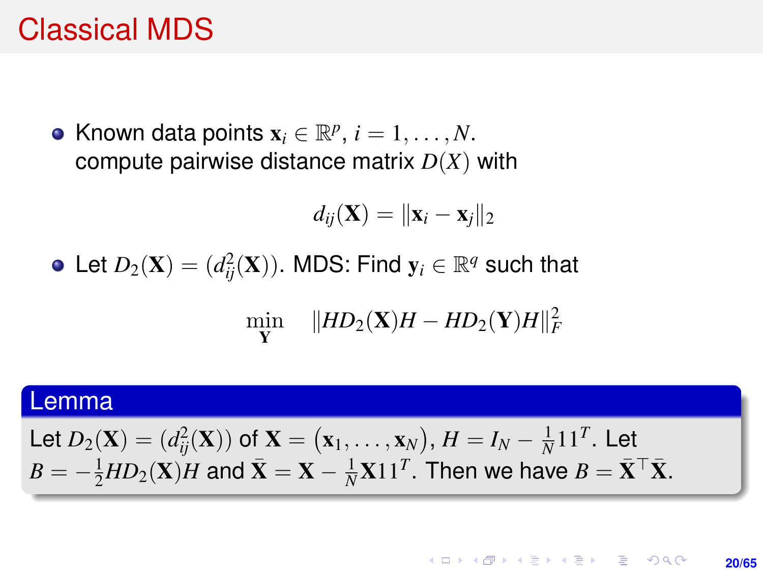# Classical MDS

- Known data points $\mathbf{x}_i \in \mathbb{R}^p$, $i = 1, \ldots, N$.
  compute pairwise distance matrix $D(X)$ with

$$d_{ij}(\mathbf{X}) = \|\mathbf{x}_i - \mathbf{x}_j\|_2$$

- Let $D_2(\mathbf{X}) = (d_{ij}^2(\mathbf{X}))$. MDS: Find $\mathbf{y}_i \in \mathbb{R}^q$ such that

$$\min_{\mathbf{Y}} \quad \|HD_2(\mathbf{X})H - HD_2(\mathbf{Y})H\|_F^2$$

**Lemma**

Let $D_2(\mathbf{X}) = (d_{ij}^2(\mathbf{X}))$ of $\mathbf{X} = \left(\mathbf{x}_1, \ldots, \mathbf{x}_N\right)$, $H = I_N - \frac{1}{N}11^T$. Let $B = -\frac{1}{2}HD_2(\mathbf{X})H$ and $\bar{\mathbf{X}} = \mathbf{X} - \frac{1}{N}\mathbf{X}11^T$. Then we have $B = \bar{\mathbf{X}}^\top \bar{\mathbf{X}}$.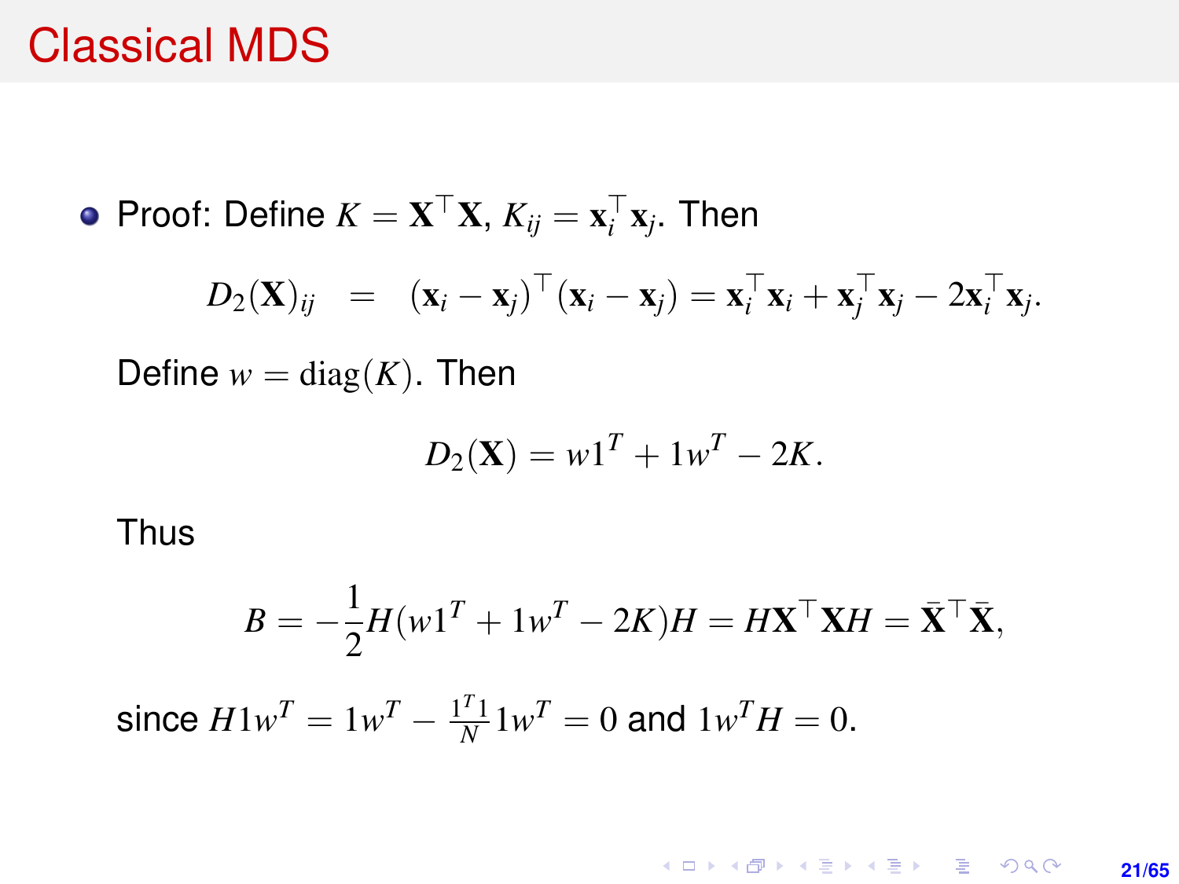# Classical MDS

- Proof: Define $K = \mathbf{X}^\top \mathbf{X}$, $K_{ij} = \mathbf{x}_i^\top \mathbf{x}_j$. Then

$$D_2(\mathbf{X})_{ij} = (\mathbf{x}_i - \mathbf{x}_j)^\top (\mathbf{x}_i - \mathbf{x}_j) = \mathbf{x}_i^\top \mathbf{x}_i + \mathbf{x}_j^\top \mathbf{x}_j - 2\mathbf{x}_i^\top \mathbf{x}_j.$$

  Define $w = \mathrm{diag}(K)$. Then

$$D_2(\mathbf{X}) = w1^T + 1w^T - 2K.$$

  Thus

$$B = -\frac{1}{2} H(w1^T + 1w^T - 2K)H = H\mathbf{X}^\top \mathbf{X} H = \bar{\mathbf{X}}^\top \bar{\mathbf{X}},$$

  since $H1w^T = 1w^T - \frac{1^T 1}{N} 1w^T = 0$ and $1w^T H = 0$.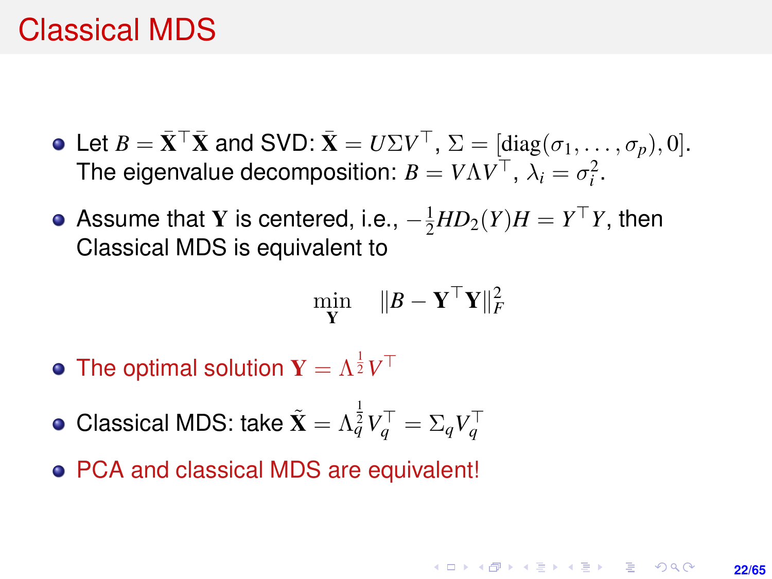# Classical MDS

- Let $B = \bar{\mathbf{X}}^\top \bar{\mathbf{X}}$ and SVD: $\bar{\mathbf{X}} = U \Sigma V^\top$, $\Sigma = [\mathrm{diag}(\sigma_1, \ldots, \sigma_p), 0]$. The eigenvalue decomposition: $B = V \Lambda V^\top$, $\lambda_i = \sigma_i^2$.
- Assume that $\mathbf{Y}$ is centered, i.e., $-\frac{1}{2} H D_2(Y) H = Y^\top Y$, then Classical MDS is equivalent to

$$\min_{\mathbf{Y}} \quad \|B - \mathbf{Y}^\top \mathbf{Y}\|_F^2$$

- The optimal solution $\mathbf{Y} = \Lambda^{\frac{1}{2}} V^\top$
- Classical MDS: take $\tilde{\mathbf{X}} = \Lambda_q^{\frac{1}{2}} V_q^\top = \Sigma_q V_q^\top$
- PCA and classical MDS are equivalent!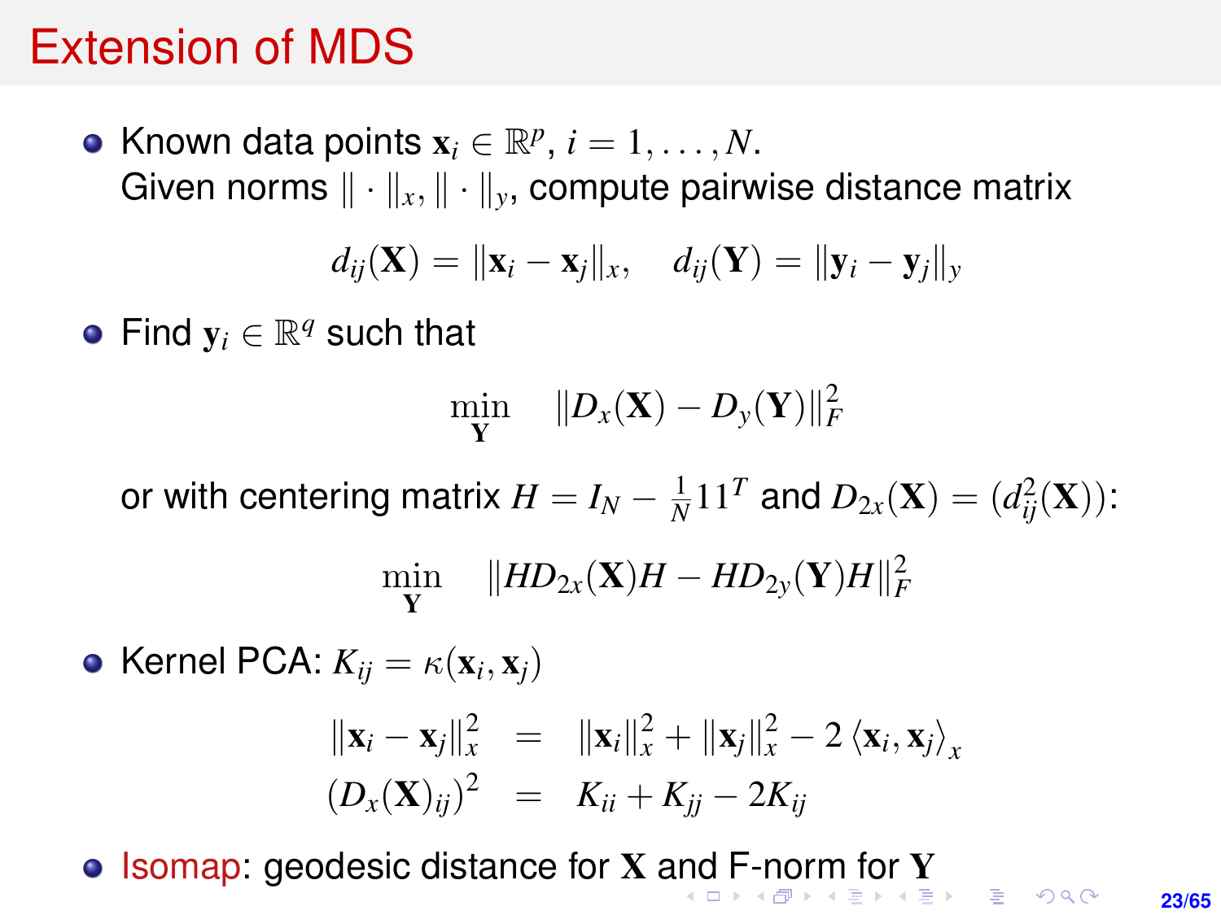# Extension of MDS

- Known data points $\mathbf{x}_i \in \mathbb{R}^p$, $i = 1, \ldots, N$.
  Given norms $\|\cdot\|_x, \|\cdot\|_y$, compute pairwise distance matrix

$$d_{ij}(\mathbf{X}) = \|\mathbf{x}_i - \mathbf{x}_j\|_x, \quad d_{ij}(\mathbf{Y}) = \|\mathbf{y}_i - \mathbf{y}_j\|_y$$

- Find $\mathbf{y}_i \in \mathbb{R}^q$ such that

$$\min_{\mathbf{Y}} \quad \|D_x(\mathbf{X}) - D_y(\mathbf{Y})\|_F^2$$

  or with centering matrix $H = I_N - \frac{1}{N} 1 1^T$ and $D_{2x}(\mathbf{X}) = (d_{ij}^2(\mathbf{X}))$:

$$\min_{\mathbf{Y}} \quad \|H D_{2x}(\mathbf{X}) H - H D_{2y}(\mathbf{Y}) H\|_F^2$$

- Kernel PCA: $K_{ij} = \kappa(\mathbf{x}_i, \mathbf{x}_j)$

$$\begin{aligned} \|\mathbf{x}_i - \mathbf{x}_j\|_x^2 &= \|\mathbf{x}_i\|_x^2 + \|\mathbf{x}_j\|_x^2 - 2 \langle \mathbf{x}_i, \mathbf{x}_j \rangle_x \\ (D_x(\mathbf{X})_{ij})^2 &= K_{ii} + K_{jj} - 2K_{ij} \end{aligned}$$

- Isomap: geodesic distance for $\mathbf{X}$ and F-norm for $\mathbf{Y}$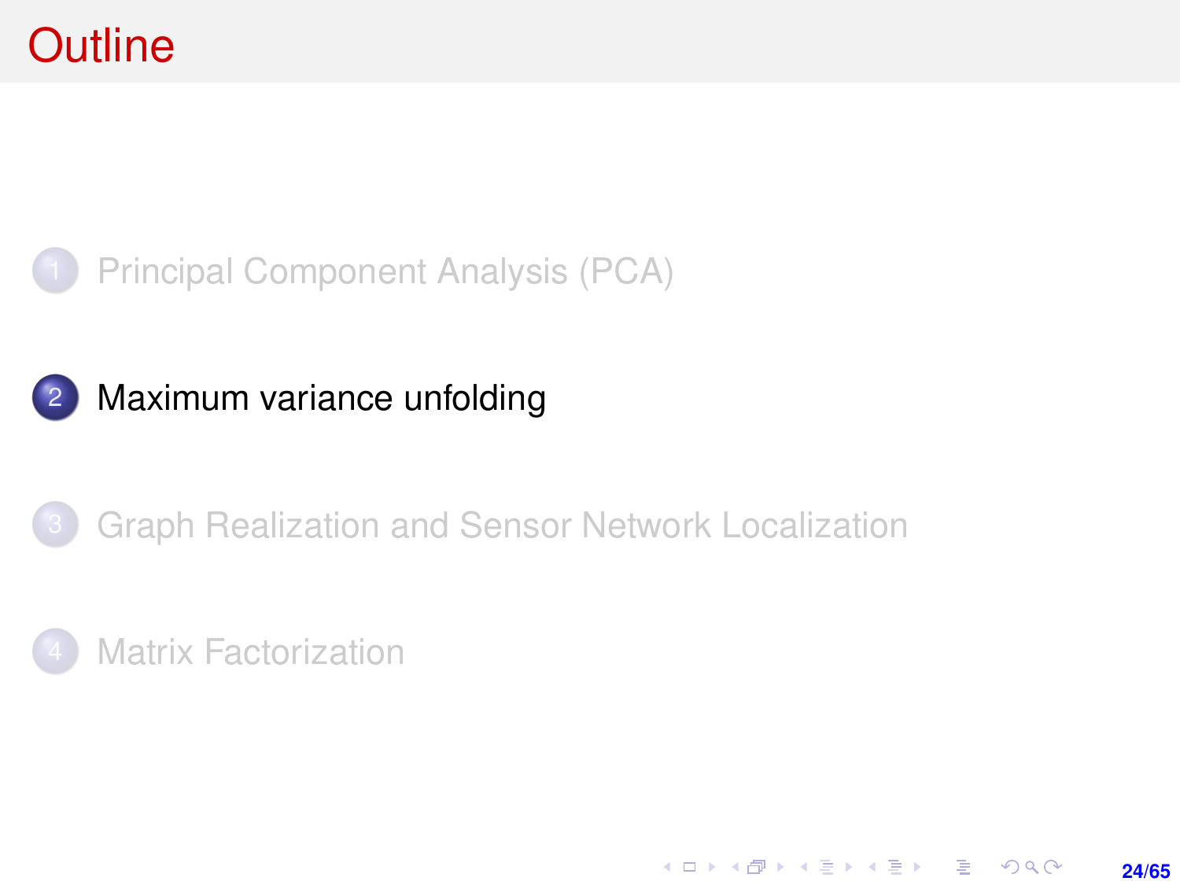# Outline

1. Principal Component Analysis (PCA)
2. Maximum variance unfolding
3. Graph Realization and Sensor Network Localization
4. Matrix Factorization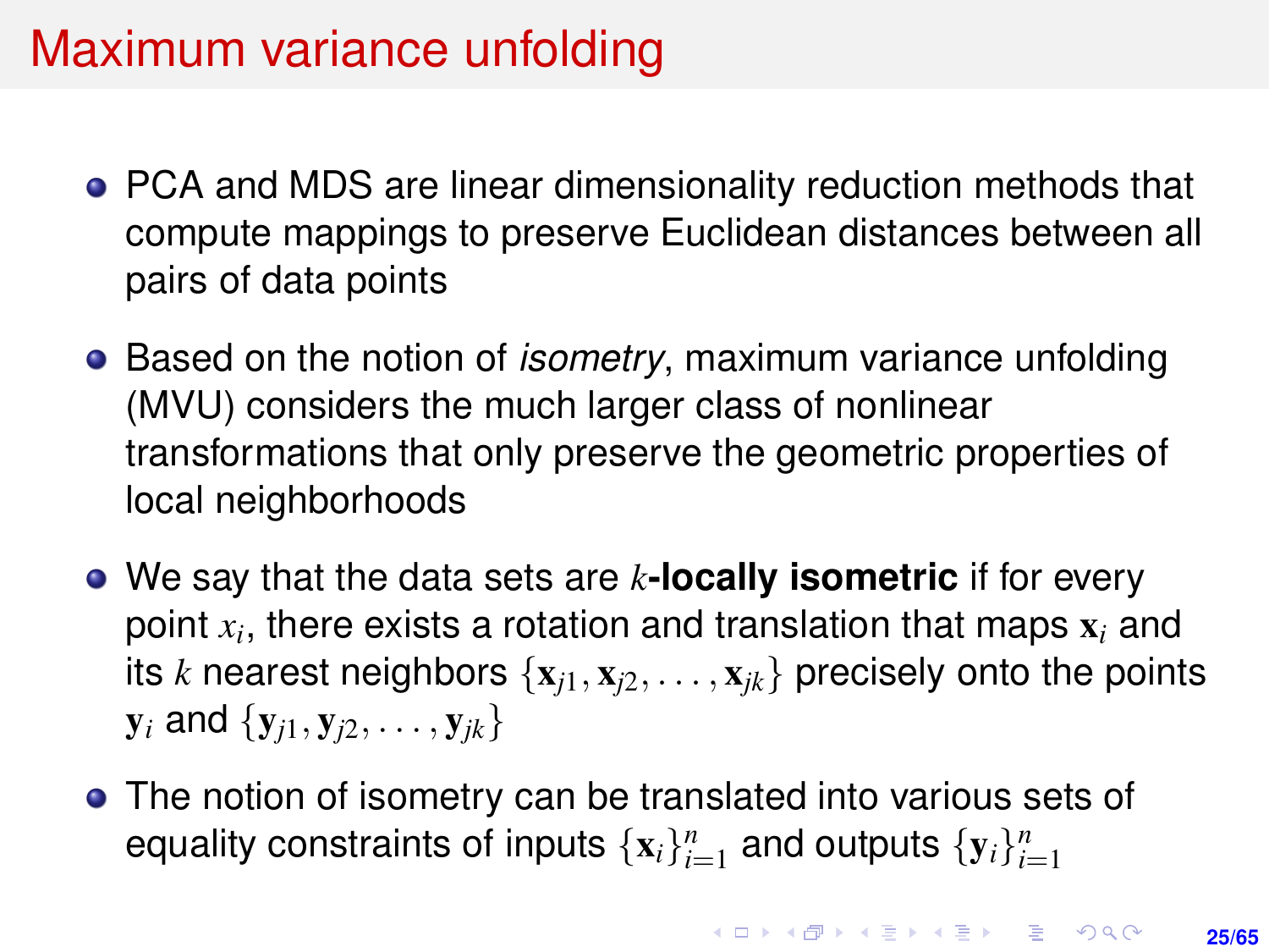# Maximum variance unfolding

- PCA and MDS are linear dimensionality reduction methods that compute mappings to preserve Euclidean distances between all pairs of data points
- Based on the notion of *isometry*, maximum variance unfolding (MVU) considers the much larger class of nonlinear transformations that only preserve the geometric properties of local neighborhoods
- We say that the data sets are $k$**-locally isometric** if for every point $x_i$, there exists a rotation and translation that maps $\mathbf{x}_i$ and its $k$ nearest neighbors $\{\mathbf{x}_{j1}, \mathbf{x}_{j2}, \ldots, \mathbf{x}_{jk}\}$ precisely onto the points $\mathbf{y}_i$ and $\{\mathbf{y}_{j1}, \mathbf{y}_{j2}, \ldots, \mathbf{y}_{jk}\}$
- The notion of isometry can be translated into various sets of equality constraints of inputs $\{\mathbf{x}_i\}_{i=1}^n$ and outputs $\{\mathbf{y}_i\}_{i=1}^n$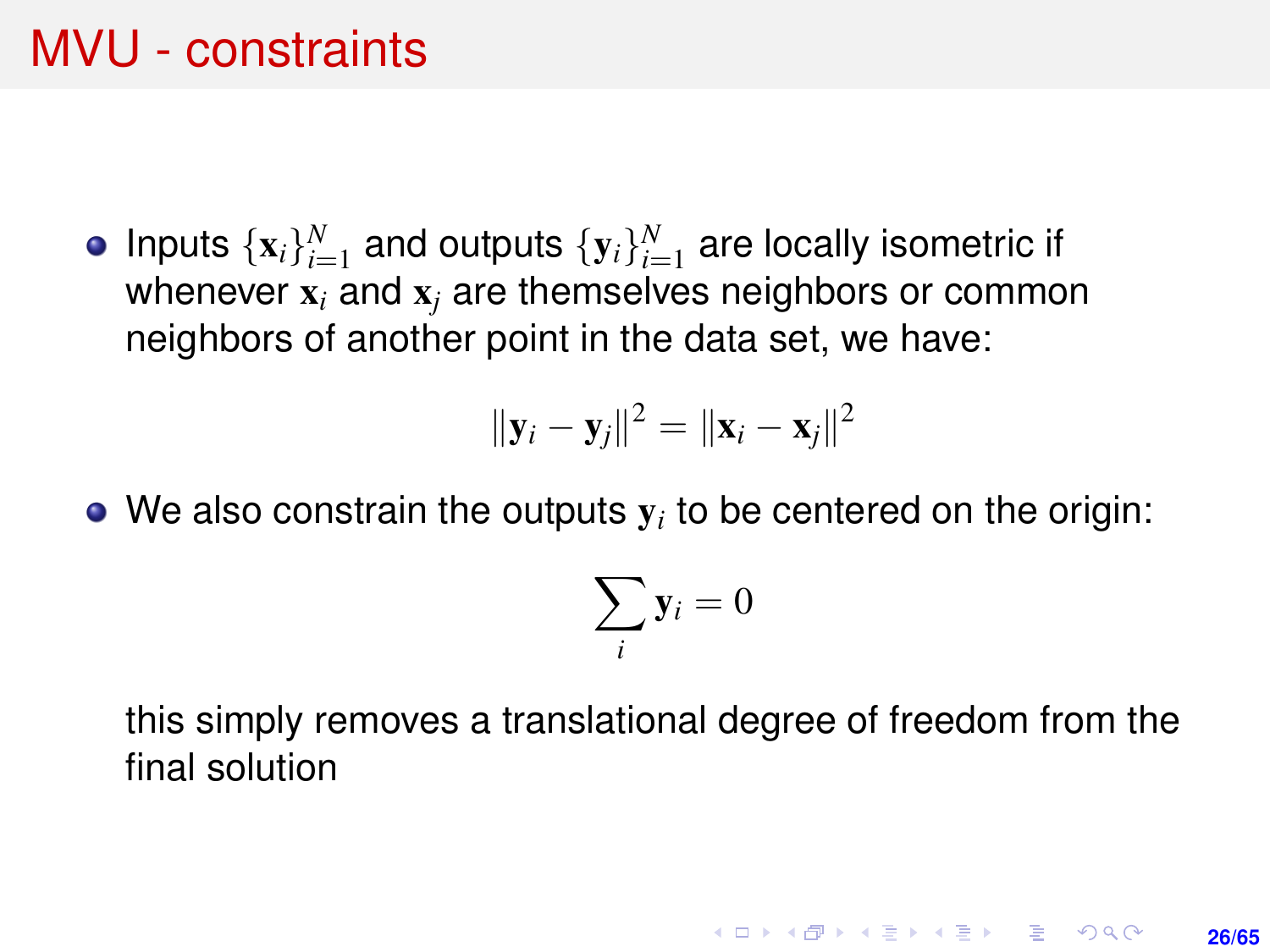# MVU - constraints

- Inputs $\{\mathbf{x}_i\}_{i=1}^N$ and outputs $\{\mathbf{y}_i\}_{i=1}^N$ are locally isometric if whenever $\mathbf{x}_i$ and $\mathbf{x}_j$ are themselves neighbors or common neighbors of another point in the data set, we have:

$$\|\mathbf{y}_i - \mathbf{y}_j\|^2 = \|\mathbf{x}_i - \mathbf{x}_j\|^2$$

- We also constrain the outputs $\mathbf{y}_i$ to be centered on the origin:

$$\sum_i \mathbf{y}_i = 0$$

  this simply removes a translational degree of freedom from the final solution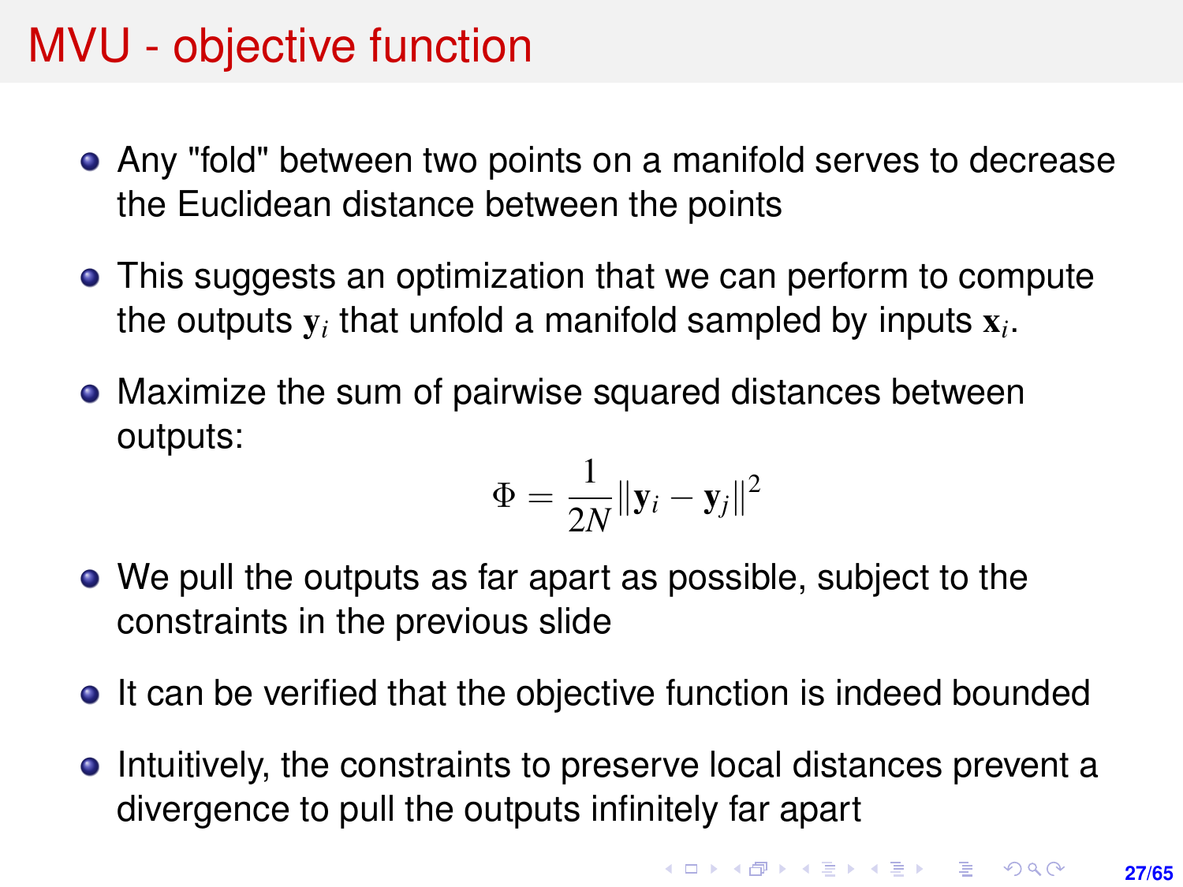# MVU - objective function

- Any "fold" between two points on a manifold serves to decrease the Euclidean distance between the points
- This suggests an optimization that we can perform to compute the outputs $\mathbf{y}_i$ that unfold a manifold sampled by inputs $\mathbf{x}_i$.
- Maximize the sum of pairwise squared distances between outputs:

$$\Phi = \frac{1}{2N} \|\mathbf{y}_i - \mathbf{y}_j\|^2$$

- We pull the outputs as far apart as possible, subject to the constraints in the previous slide
- It can be verified that the objective function is indeed bounded
- Intuitively, the constraints to preserve local distances prevent a divergence to pull the outputs infinitely far apart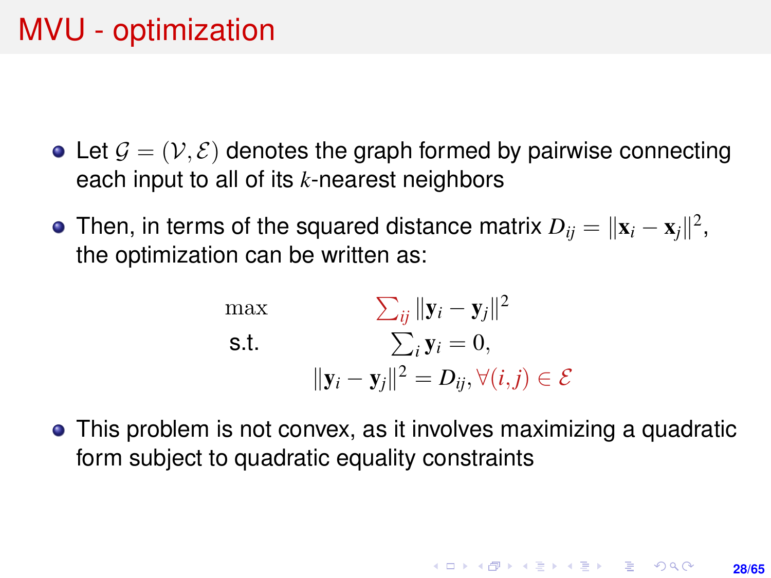# MVU - optimization

- Let $\mathcal{G} = (\mathcal{V}, \mathcal{E})$ denotes the graph formed by pairwise connecting each input to all of its $k$-nearest neighbors
- Then, in terms of the squared distance matrix $D_{ij} = \|\mathbf{x}_i - \mathbf{x}_j\|^2$, the optimization can be written as:

$$
\begin{array}{ll}
\max & \sum_{ij} \|\mathbf{y}_i - \mathbf{y}_j\|^2 \\
\text{s.t.} & \sum_i \mathbf{y}_i = 0, \\
& \|\mathbf{y}_i - \mathbf{y}_j\|^2 = D_{ij}, \forall (i,j) \in \mathcal{E}
\end{array}
$$

- This problem is not convex, as it involves maximizing a quadratic form subject to quadratic equality constraints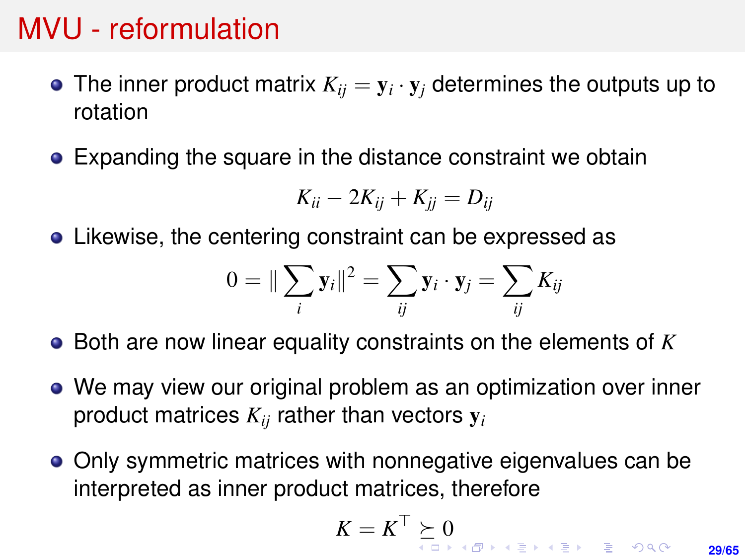# MVU - reformulation

- The inner product matrix $K_{ij} = \mathbf{y}_i \cdot \mathbf{y}_j$ determines the outputs up to rotation
- Expanding the square in the distance constraint we obtain

$$K_{ii} - 2K_{ij} + K_{jj} = D_{ij}$$

- Likewise, the centering constraint can be expressed as

$$0 = \|\sum_i \mathbf{y}_i\|^2 = \sum_{ij} \mathbf{y}_i \cdot \mathbf{y}_j = \sum_{ij} K_{ij}$$

- Both are now linear equality constraints on the elements of $K$
- We may view our original problem as an optimization over inner product matrices $K_{ij}$ rather than vectors $\mathbf{y}_i$
- Only symmetric matrices with nonnegative eigenvalues can be interpreted as inner product matrices, therefore

$$K = K^\top \succeq 0$$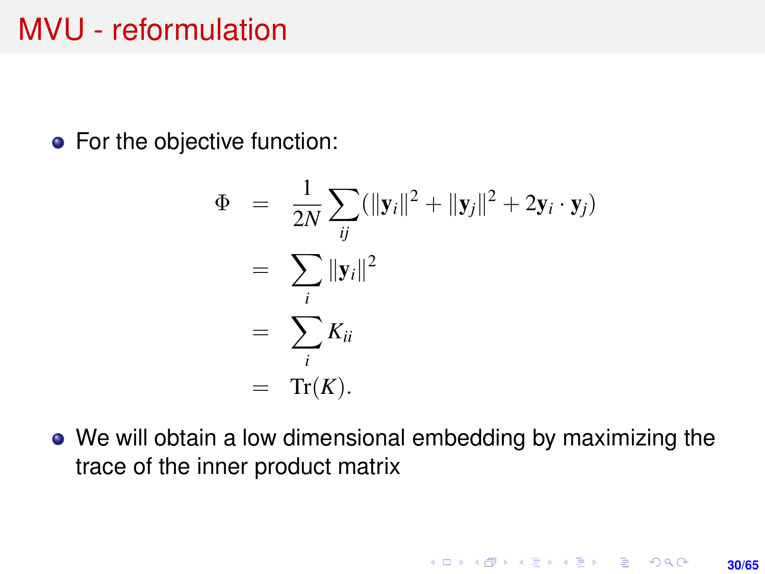# MVU - reformulation

- For the objective function:

$$
\begin{aligned}
\Phi &= \frac{1}{2N}\sum_{ij}(\|\mathbf{y}_i\|^2 + \|\mathbf{y}_j\|^2 + 2\mathbf{y}_i \cdot \mathbf{y}_j) \\
&= \sum_i \|\mathbf{y}_i\|^2 \\
&= \sum_i K_{ii} \\
&= \mathrm{Tr}(K).
\end{aligned}
$$

- We will obtain a low dimensional embedding by maximizing the trace of the inner product matrix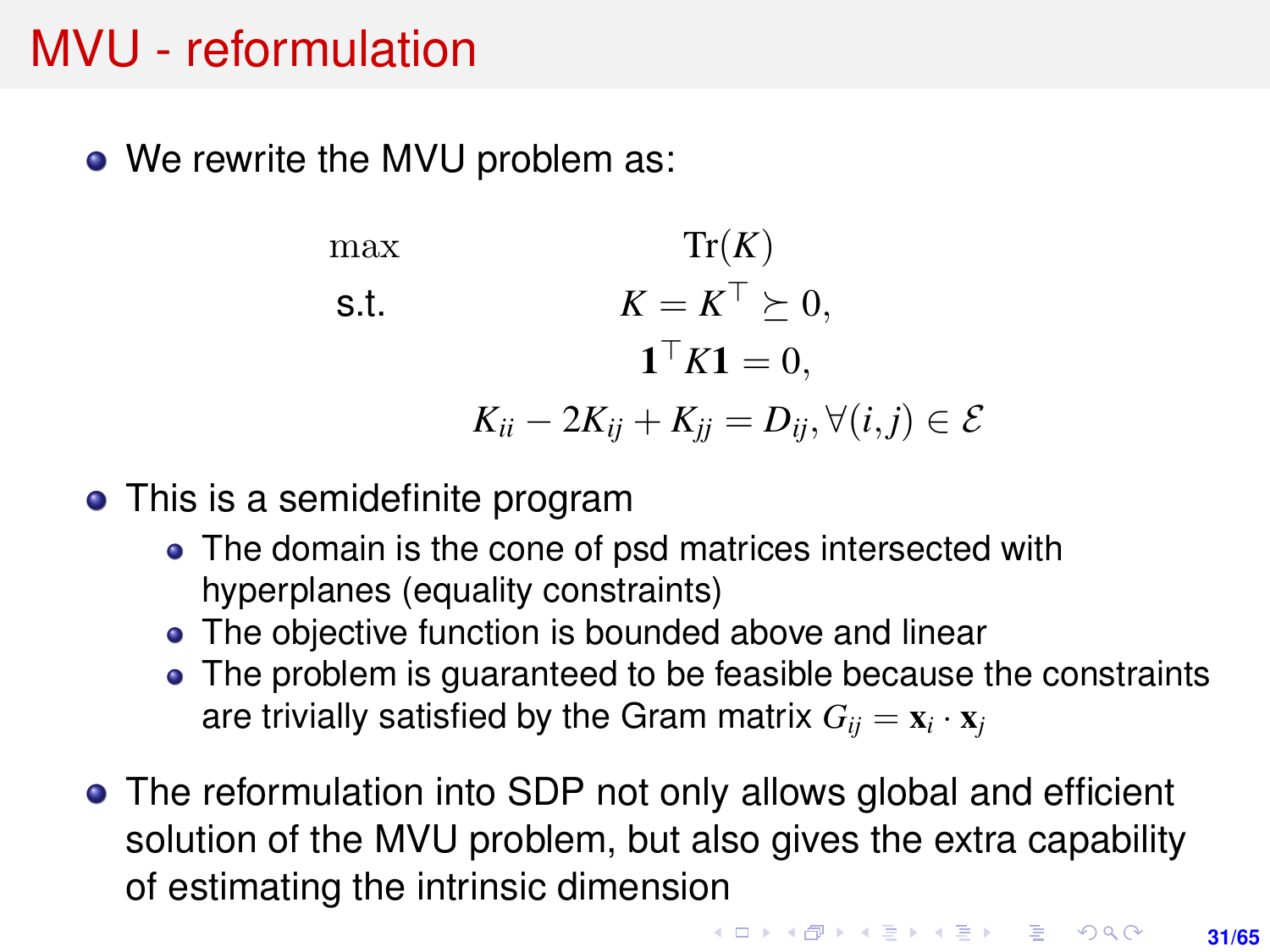# MVU - reformulation

- We rewrite the MVU problem as:

$$
\begin{aligned}
\max \quad & \mathrm{Tr}(K) \\
\text{s.t.} \quad & K = K^\top \succeq 0, \\
& \mathbf{1}^\top K \mathbf{1} = 0, \\
& K_{ii} - 2K_{ij} + K_{jj} = D_{ij}, \forall (i,j) \in \mathcal{E}
\end{aligned}
$$

- This is a semidefinite program
  - The domain is the cone of psd matrices intersected with hyperplanes (equality constraints)
  - The objective function is bounded above and linear
  - The problem is guaranteed to be feasible because the constraints are trivially satisfied by the Gram matrix $G_{ij} = \mathbf{x}_i \cdot \mathbf{x}_j$
- The reformulation into SDP not only allows global and efficient solution of the MVU problem, but also gives the extra capability of estimating the intrinsic dimension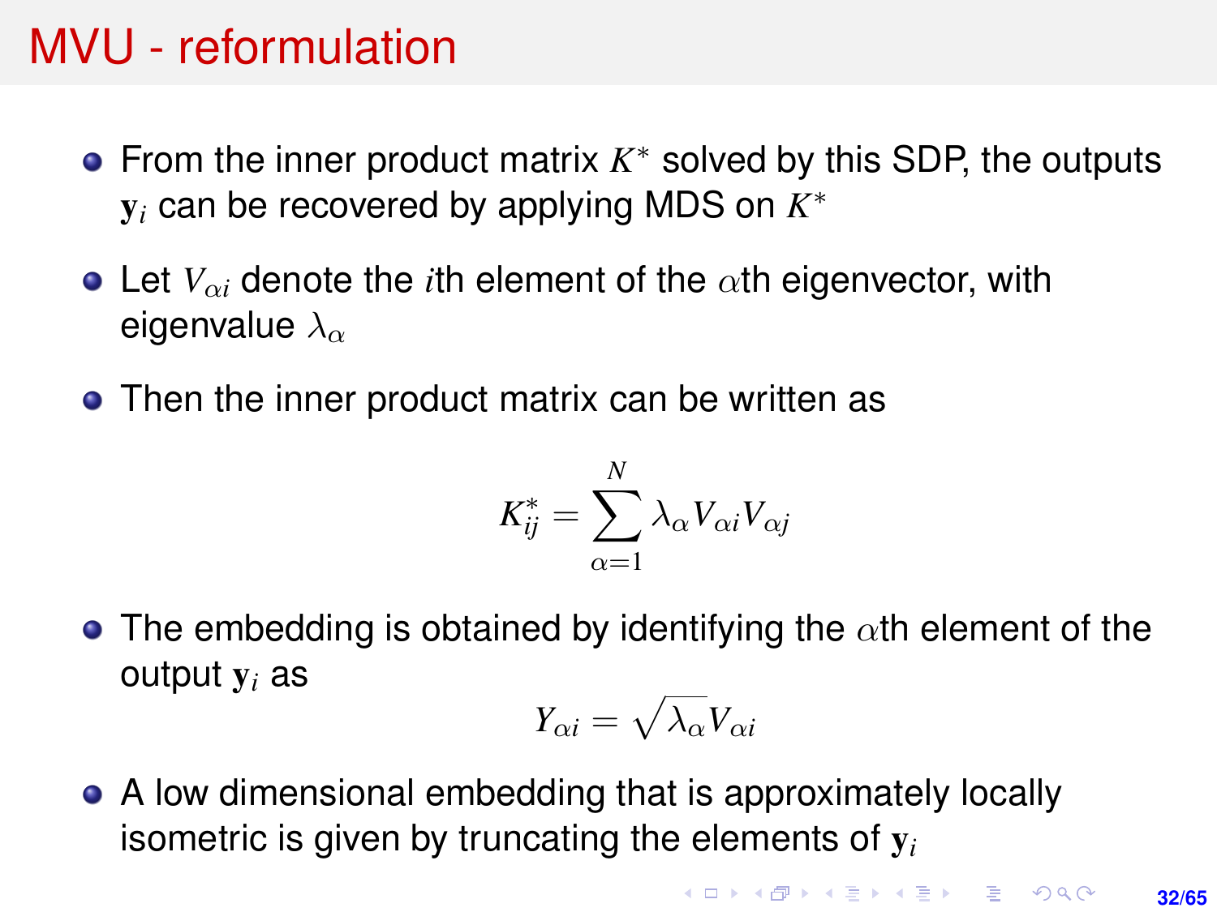# MVU - reformulation

- From the inner product matrix $K^*$ solved by this SDP, the outputs $\mathbf{y}_i$ can be recovered by applying MDS on $K^*$
- Let $V_{\alpha i}$ denote the $i$th element of the $\alpha$th eigenvector, with eigenvalue $\lambda_\alpha$
- Then the inner product matrix can be written as

$$K^*_{ij} = \sum_{\alpha=1}^{N} \lambda_\alpha V_{\alpha i} V_{\alpha j}$$

- The embedding is obtained by identifying the $\alpha$th element of the output $\mathbf{y}_i$ as

$$Y_{\alpha i} = \sqrt{\lambda_\alpha} V_{\alpha i}$$

- A low dimensional embedding that is approximately locally isometric is given by truncating the elements of $\mathbf{y}_i$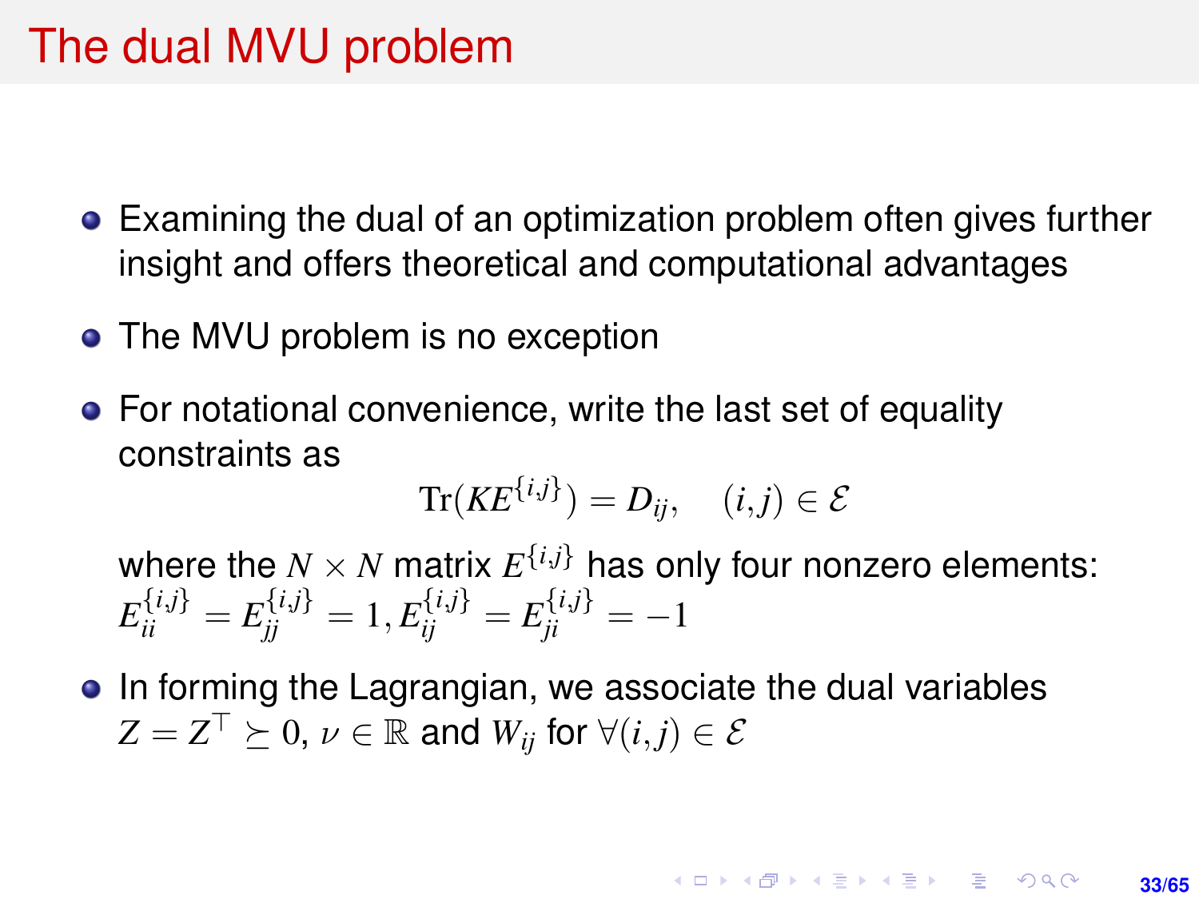# The dual MVU problem

- Examining the dual of an optimization problem often gives further insight and offers theoretical and computational advantages
- The MVU problem is no exception
- For notational convenience, write the last set of equality constraints as

$$\mathrm{Tr}(KE^{\{i,j\}}) = D_{ij}, \quad (i,j) \in \mathcal{E}$$

  where the $N \times N$ matrix $E^{\{i,j\}}$ has only four nonzero elements: $E^{\{i,j\}}_{ii} = E^{\{i,j\}}_{jj} = 1, E^{\{i,j\}}_{ij} = E^{\{i,j\}}_{ji} = -1$
- In forming the Lagrangian, we associate the dual variables $Z = Z^\top \succeq 0$, $\nu \in \mathbb{R}$ and $W_{ij}$ for $\forall (i,j) \in \mathcal{E}$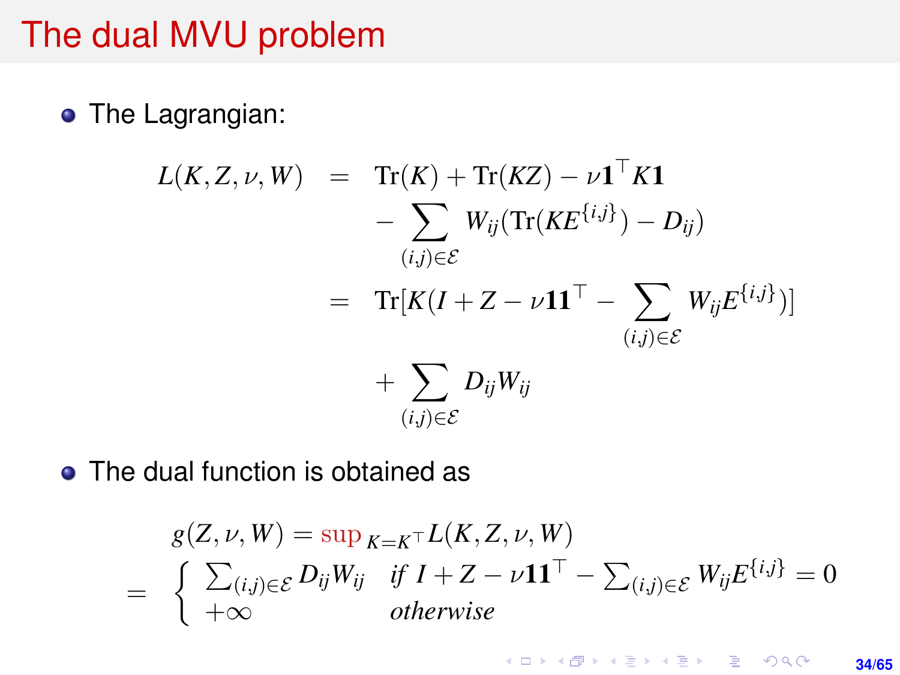# The dual MVU problem

- The Lagrangian:

$$
\begin{aligned}
L(K, Z, \nu, W) &= \mathrm{Tr}(K) + \mathrm{Tr}(KZ) - \nu \mathbf{1}^\top K \mathbf{1} \\
&\quad - \sum_{(i,j)\in\mathcal{E}} W_{ij}(\mathrm{Tr}(KE^{\{i,j\}}) - D_{ij}) \\
&= \mathrm{Tr}[K(I + Z - \nu \mathbf{1}\mathbf{1}^\top - \sum_{(i,j)\in\mathcal{E}} W_{ij}E^{\{i,j\}})] \\
&\quad + \sum_{(i,j)\in\mathcal{E}} D_{ij}W_{ij}
\end{aligned}
$$

- The dual function is obtained as

$$
g(Z, \nu, W) = \sup_{K=K^\top} L(K, Z, \nu, W)
$$

$$
= \begin{cases} \sum_{(i,j)\in\mathcal{E}} D_{ij}W_{ij} & \text{if } I + Z - \nu \mathbf{1}\mathbf{1}^\top - \sum_{(i,j)\in\mathcal{E}} W_{ij}E^{\{i,j\}} = 0 \\ +\infty & \text{otherwise} \end{cases}
$$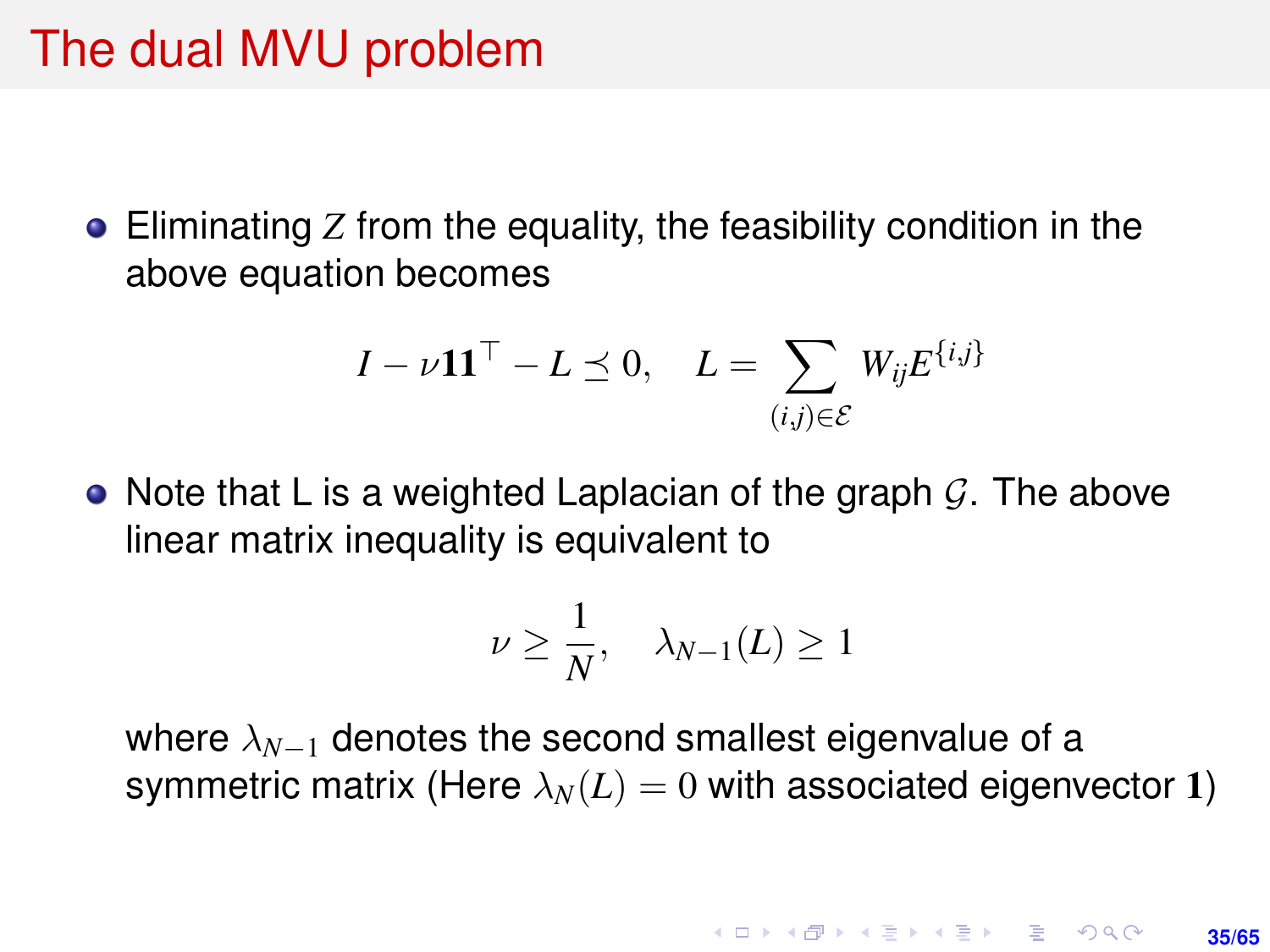# The dual MVU problem

- Eliminating $Z$ from the equality, the feasibility condition in the above equation becomes

$$I - \nu \mathbf{1}\mathbf{1}^\top - L \preceq 0, \quad L = \sum_{(i,j)\in\mathcal{E}} W_{ij} E^{\{i,j\}}$$

- Note that L is a weighted Laplacian of the graph $\mathcal{G}$. The above linear matrix inequality is equivalent to

$$\nu \geq \frac{1}{N}, \quad \lambda_{N-1}(L) \geq 1$$

  where $\lambda_{N-1}$ denotes the second smallest eigenvalue of a symmetric matrix (Here $\lambda_N(L) = 0$ with associated eigenvector $\mathbf{1}$)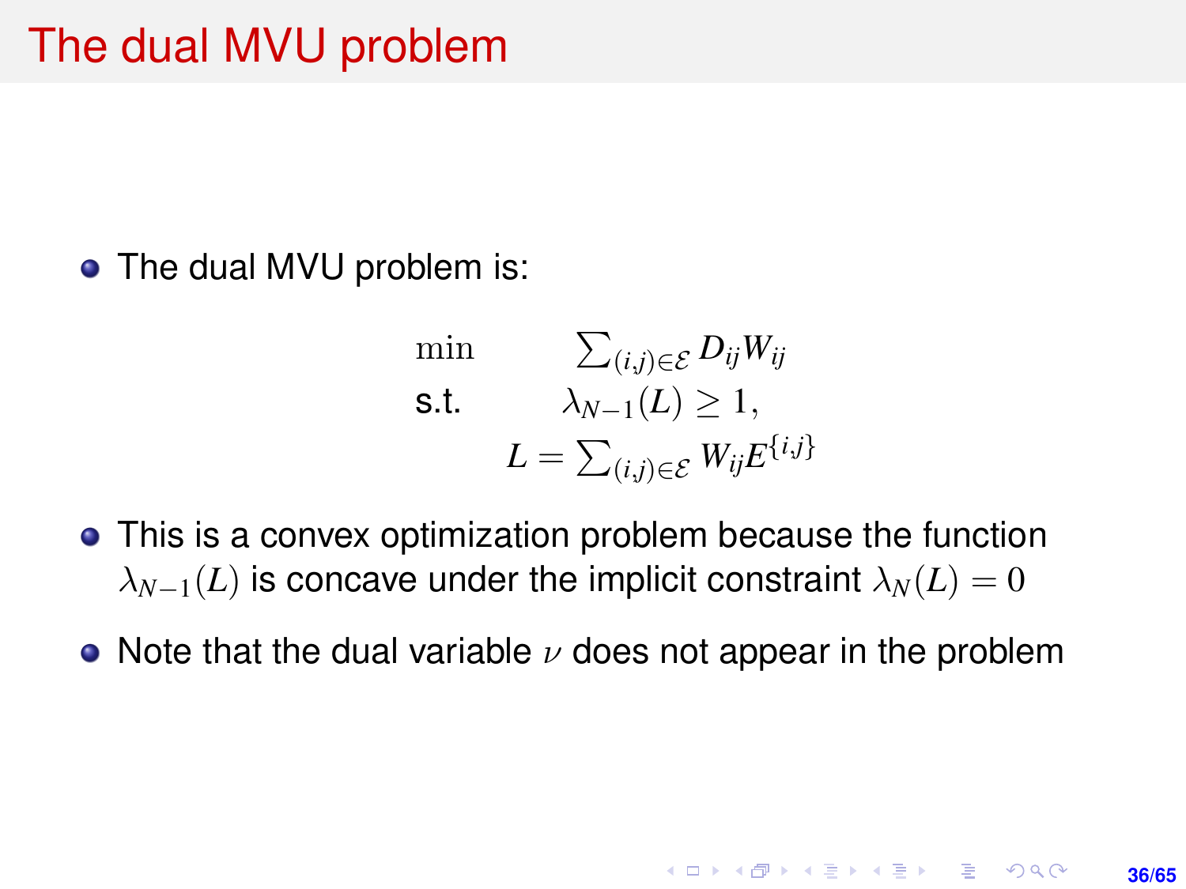# The dual MVU problem

- The dual MVU problem is:

$$
\begin{array}{ll}
\min & \sum_{(i,j)\in\mathcal{E}} D_{ij} W_{ij} \\
\text{s.t.} & \lambda_{N-1}(L) \geq 1, \\
& L = \sum_{(i,j)\in\mathcal{E}} W_{ij} E^{\{i,j\}}
\end{array}
$$

- This is a convex optimization problem because the function $\lambda_{N-1}(L)$ is concave under the implicit constraint $\lambda_N(L) = 0$
- Note that the dual variable $\nu$ does not appear in the problem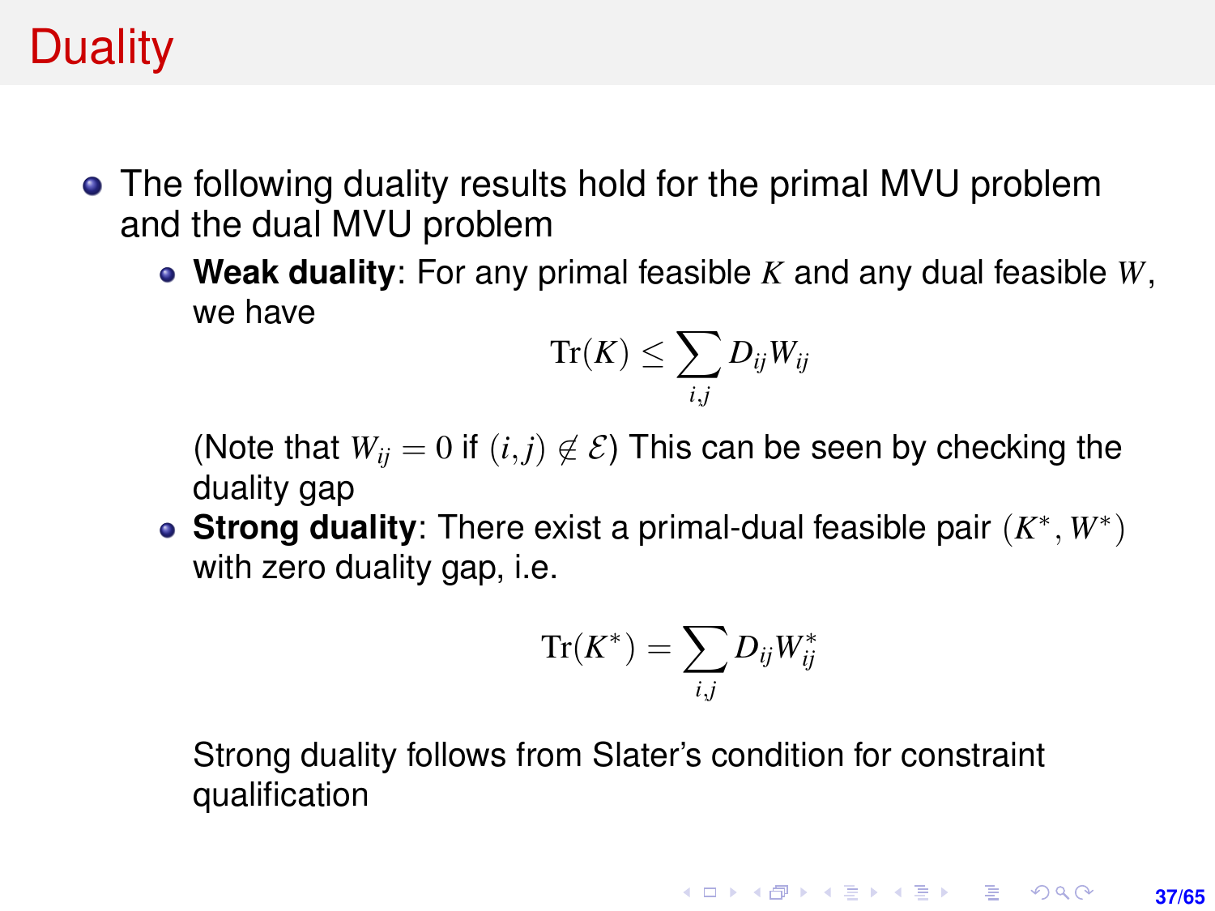# Duality

- The following duality results hold for the primal MVU problem and the dual MVU problem
  - **Weak duality**: For any primal feasible $K$ and any dual feasible $W$, we have

    $$\mathrm{Tr}(K) \leq \sum_{i,j} D_{ij} W_{ij}$$

    (Note that $W_{ij} = 0$ if $(i,j) \notin \mathcal{E}$) This can be seen by checking the duality gap
  - **Strong duality**: There exist a primal-dual feasible pair $(K^*, W^*)$ with zero duality gap, i.e.

    $$\mathrm{Tr}(K^*) = \sum_{i,j} D_{ij} W^*_{ij}$$

    Strong duality follows from Slater's condition for constraint qualification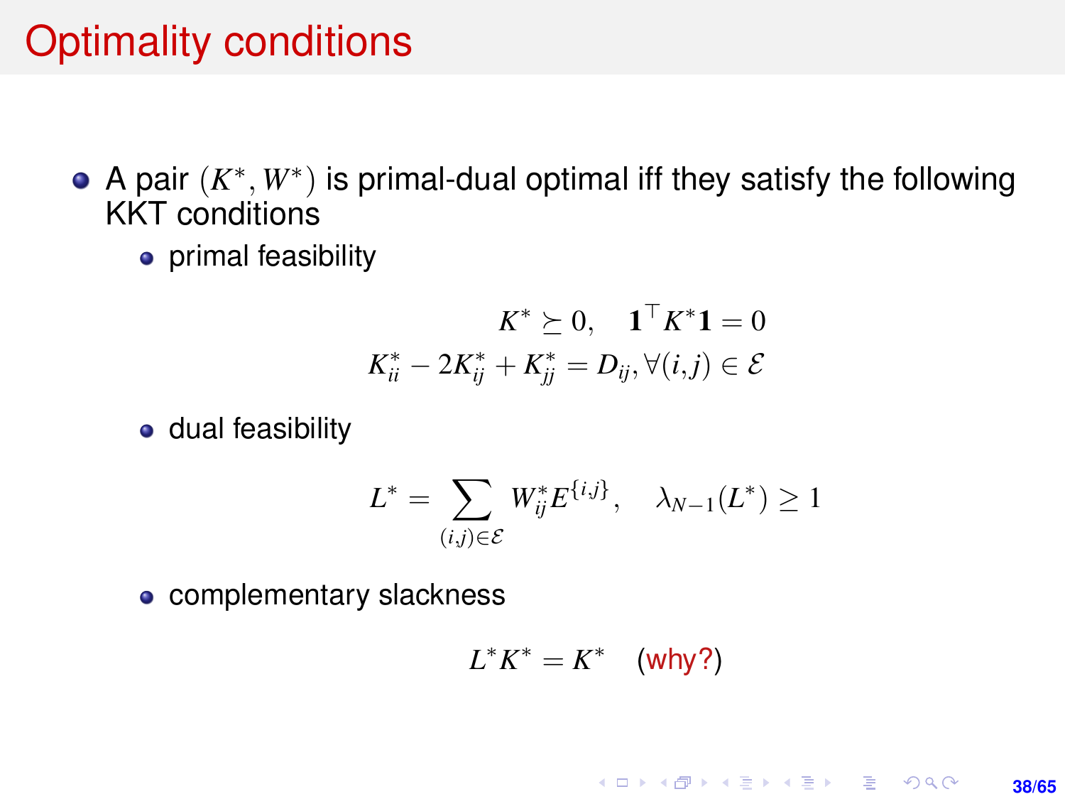# Optimality conditions

- A pair $(K^*, W^*)$ is primal-dual optimal iff they satisfy the following KKT conditions
  - primal feasibility

$$K^* \succeq 0, \quad \mathbf{1}^\top K^* \mathbf{1} = 0$$
$$K^*_{ii} - 2K^*_{ij} + K^*_{jj} = D_{ij}, \forall (i,j) \in \mathcal{E}$$

  - dual feasibility

$$L^* = \sum_{(i,j)\in\mathcal{E}} W^*_{ij} E^{\{i,j\}}, \quad \lambda_{N-1}(L^*) \geq 1$$

  - complementary slackness

$$L^* K^* = K^* \quad \text{(why?)}$$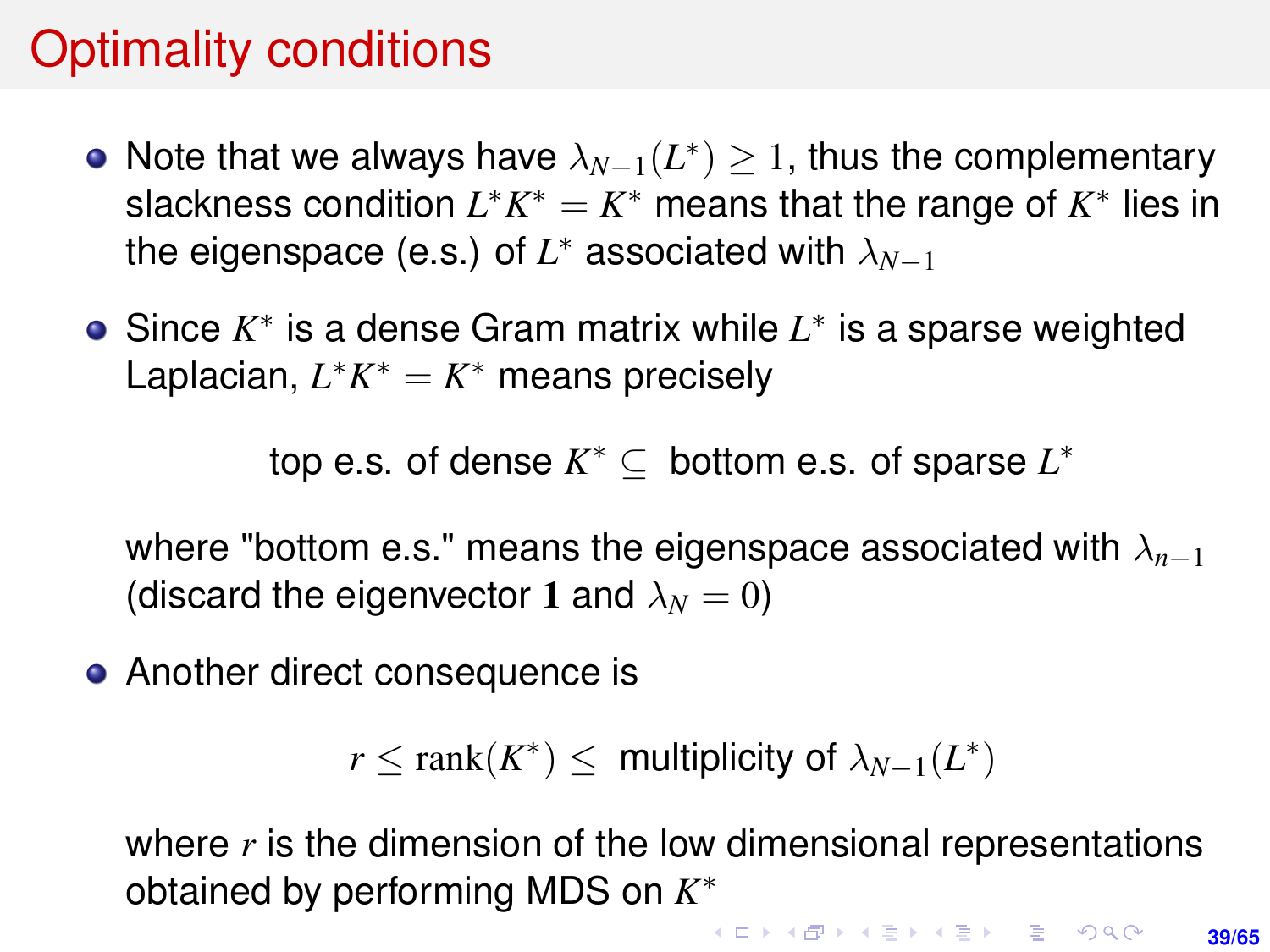# Optimality conditions

- Note that we always have $\lambda_{N-1}(L^*) \geq 1$, thus the complementary slackness condition $L^*K^* = K^*$ means that the range of $K^*$ lies in the eigenspace (e.s.) of $L^*$ associated with $\lambda_{N-1}$
- Since $K^*$ is a dense Gram matrix while $L^*$ is a sparse weighted Laplacian, $L^*K^* = K^*$ means precisely

$$\text{top e.s. of dense } K^* \subseteq \text{ bottom e.s. of sparse } L^*$$

  where "bottom e.s." means the eigenspace associated with $\lambda_{n-1}$ (discard the eigenvector $\mathbf{1}$ and $\lambda_N = 0$)

- Another direct consequence is

$$r \leq \mathrm{rank}(K^*) \leq \text{ multiplicity of } \lambda_{N-1}(L^*)$$

  where $r$ is the dimension of the low dimensional representations obtained by performing MDS on $K^*$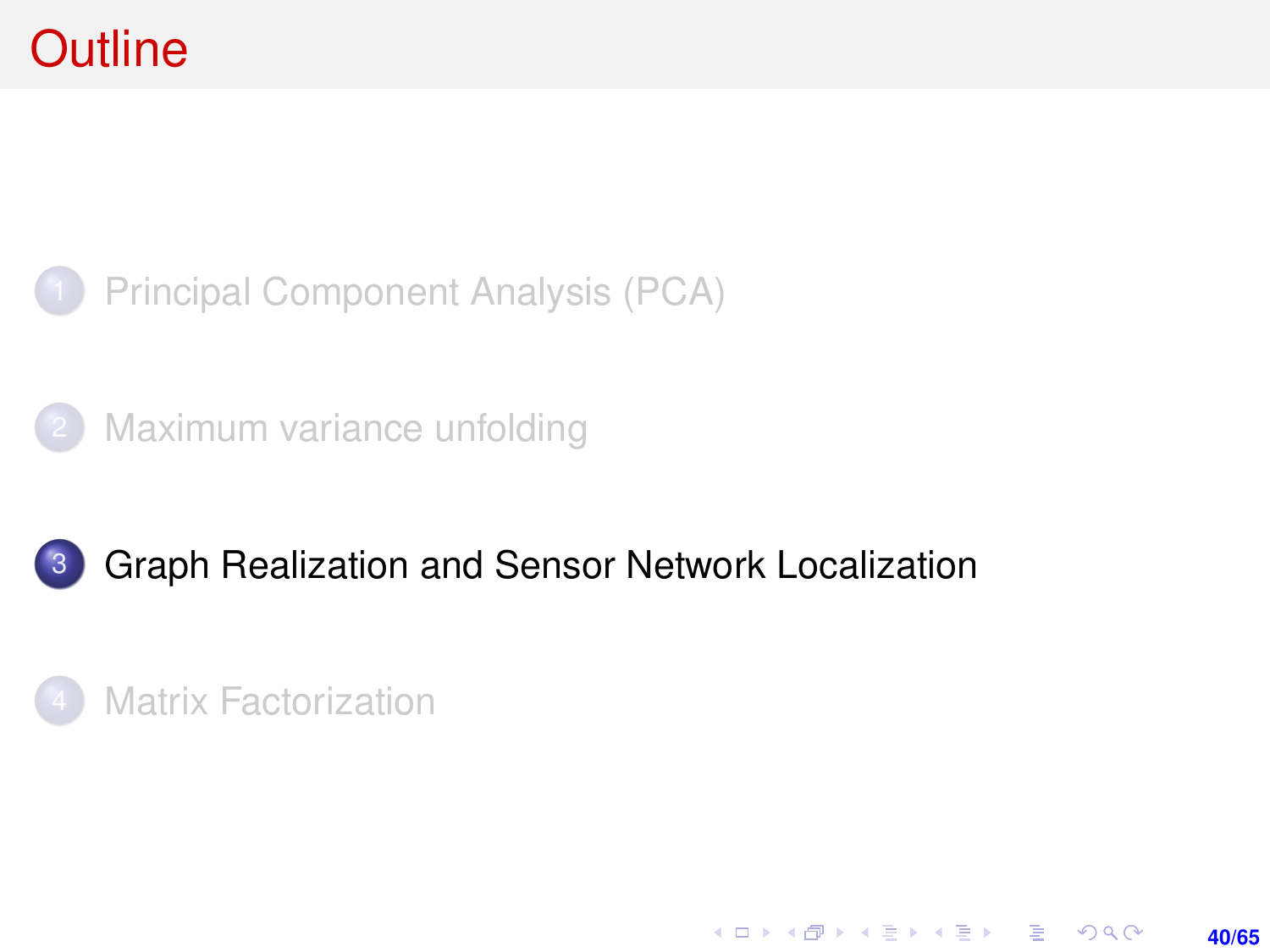# Outline

1. Principal Component Analysis (PCA)

2. Maximum variance unfolding

3. **Graph Realization and Sensor Network Localization**

4. Matrix Factorization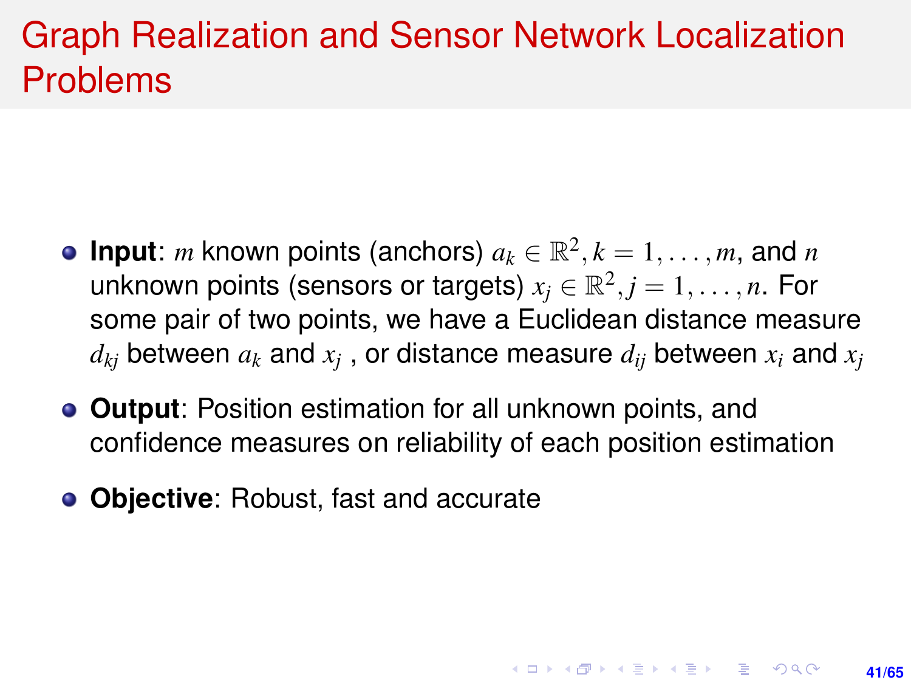# Graph Realization and Sensor Network Localization Problems

- **Input**: $m$ known points (anchors) $a_k \in \mathbb{R}^2, k = 1, \ldots, m$, and $n$ unknown points (sensors or targets) $x_j \in \mathbb{R}^2, j = 1, \ldots, n$. For some pair of two points, we have a Euclidean distance measure $d_{kj}$ between $a_k$ and $x_j$ , or distance measure $d_{ij}$ between $x_i$ and $x_j$
- **Output**: Position estimation for all unknown points, and confidence measures on reliability of each position estimation
- **Objective**: Robust, fast and accurate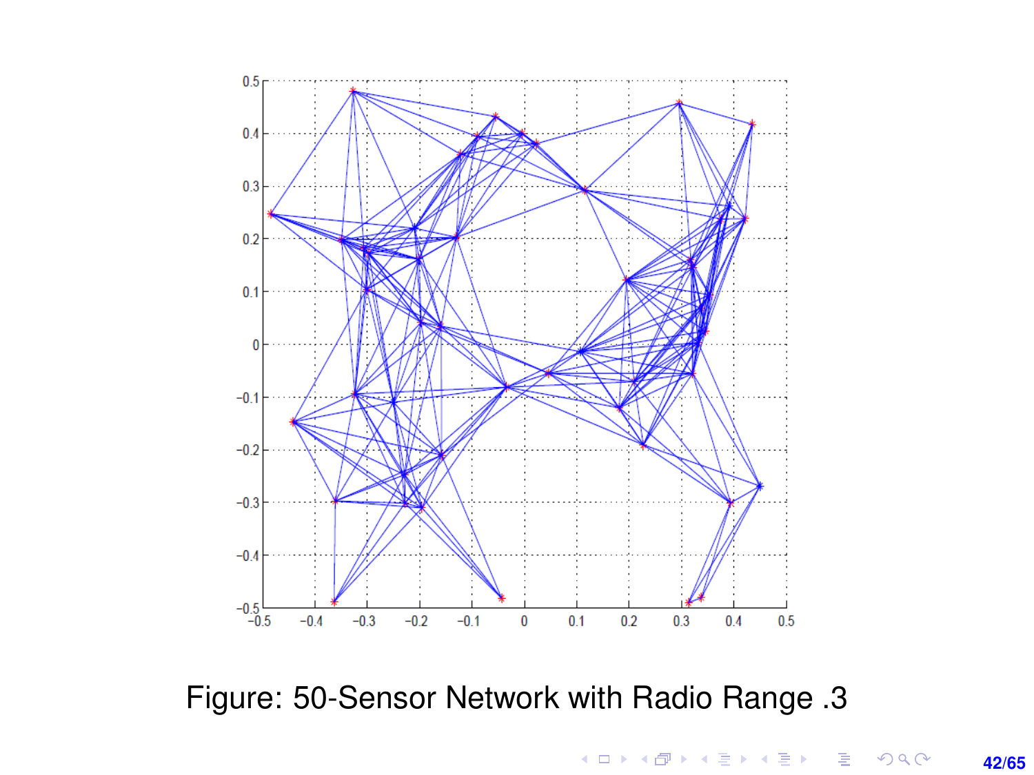Figure: 50-Sensor Network with Radio Range .3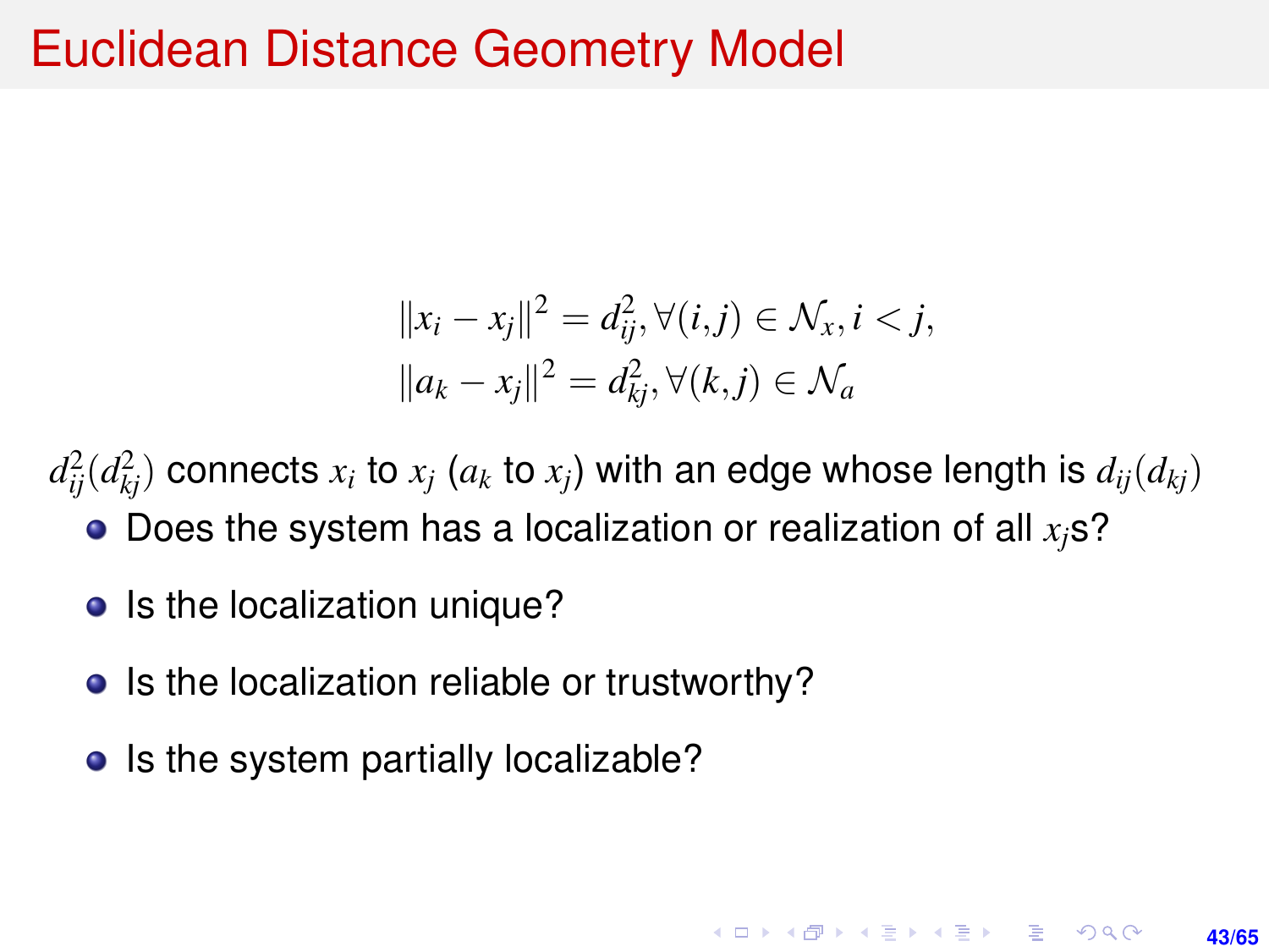# Euclidean Distance Geometry Model

$$
\begin{aligned}
\|x_i - x_j\|^2 &= d_{ij}^2, \forall (i,j) \in \mathcal{N}_x, i < j, \\
\|a_k - x_j\|^2 &= d_{kj}^2, \forall (k,j) \in \mathcal{N}_a
\end{aligned}
$$

$d_{ij}^2(d_{kj}^2)$ connects $x_i$ to $x_j$ ($a_k$ to $x_j$) with an edge whose length is $d_{ij}(d_{kj})$

- Does the system has a localization or realization of all $x_j$s?
- Is the localization unique?
- Is the localization reliable or trustworthy?
- Is the system partially localizable?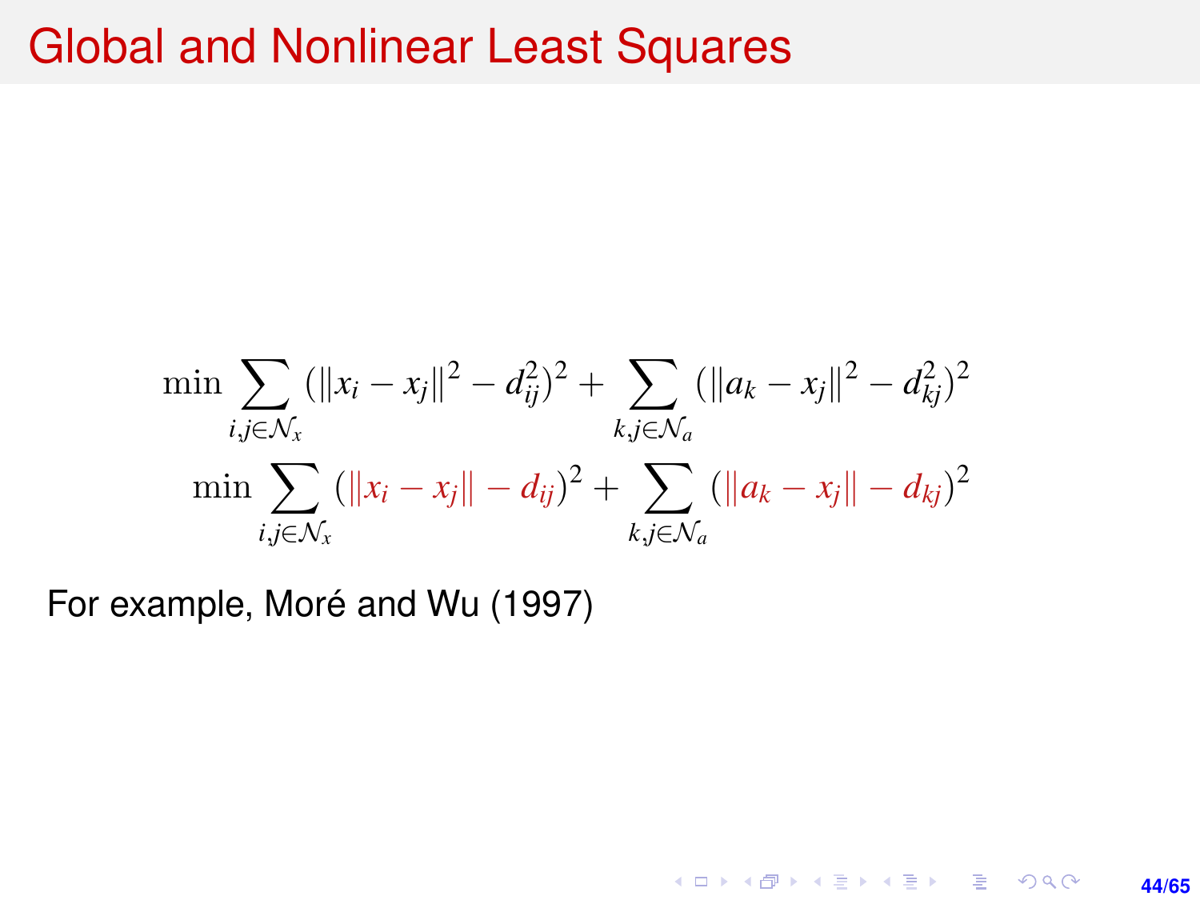# Global and Nonlinear Least Squares

$$
\min \sum_{i,j \in \mathcal{N}_x} (\|x_i - x_j\|^2 - d_{ij}^2)^2 + \sum_{k,j \in \mathcal{N}_a} (\|a_k - x_j\|^2 - d_{kj}^2)^2
$$

$$
\min \sum_{i,j \in \mathcal{N}_x} (\|x_i - x_j\| - d_{ij})^2 + \sum_{k,j \in \mathcal{N}_a} (\|a_k - x_j\| - d_{kj})^2
$$

For example, Moré and Wu (1997)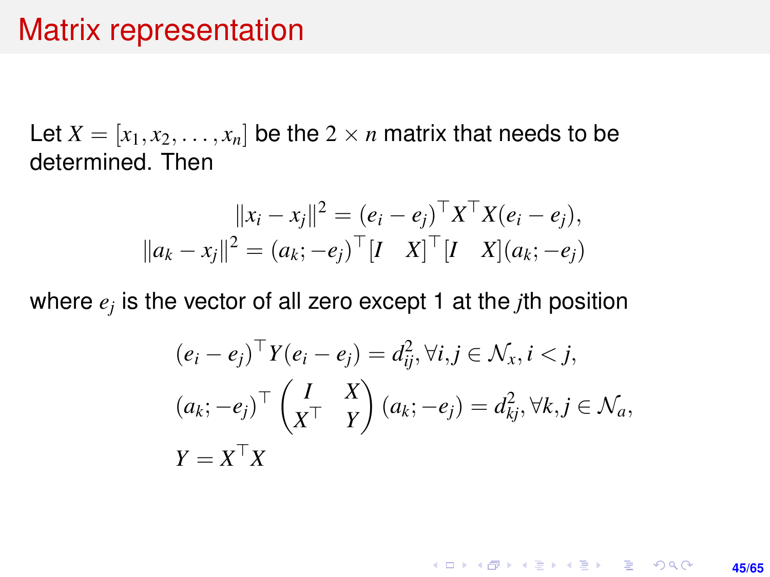# Matrix representation

Let $X = [x_1, x_2, \ldots, x_n]$ be the $2 \times n$ matrix that needs to be determined. Then

$$
\begin{aligned}
\|x_i - x_j\|^2 &= (e_i - e_j)^\top X^\top X (e_i - e_j), \\
\|a_k - x_j\|^2 &= (a_k; -e_j)^\top [I \quad X]^\top [I \quad X] (a_k; -e_j)
\end{aligned}
$$

where $e_j$ is the vector of all zero except 1 at the $j$th position

$$
\begin{aligned}
& (e_i - e_j)^\top Y (e_i - e_j) = d_{ij}^2, \forall i, j \in \mathcal{N}_x, i < j, \\
& (a_k; -e_j)^\top \begin{pmatrix} I & X \\ X^\top & Y \end{pmatrix} (a_k; -e_j) = d_{kj}^2, \forall k, j \in \mathcal{N}_a, \\
& Y = X^\top X
\end{aligned}
$$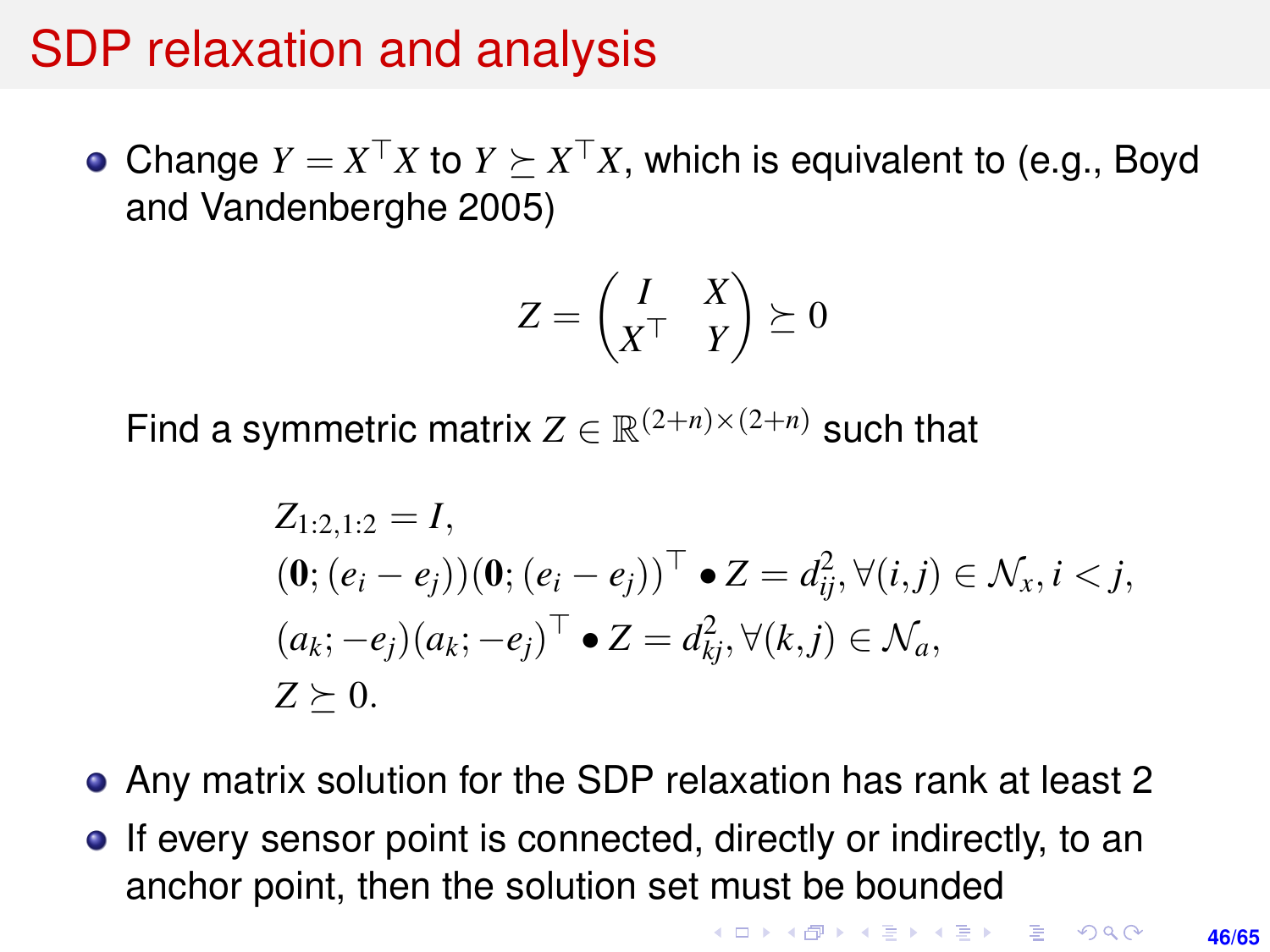# SDP relaxation and analysis

- Change $Y = X^\top X$ to $Y \succeq X^\top X$, which is equivalent to (e.g., Boyd and Vandenberghe 2005)

$$
Z = \begin{pmatrix} I & X \\ X^\top & Y \end{pmatrix} \succeq 0
$$

  Find a symmetric matrix $Z \in \mathbb{R}^{(2+n)\times(2+n)}$ such that

$$
\begin{aligned}
& Z_{1:2,1:2} = I, \\
& (\mathbf{0}; (e_i - e_j))(\mathbf{0}; (e_i - e_j))^\top \bullet Z = d_{ij}^2, \forall (i,j) \in \mathcal{N}_x, i < j, \\
& (a_k; -e_j)(a_k; -e_j)^\top \bullet Z = d_{kj}^2, \forall (k,j) \in \mathcal{N}_a, \\
& Z \succeq 0.
\end{aligned}
$$

- Any matrix solution for the SDP relaxation has rank at least 2
- If every sensor point is connected, directly or indirectly, to an anchor point, then the solution set must be bounded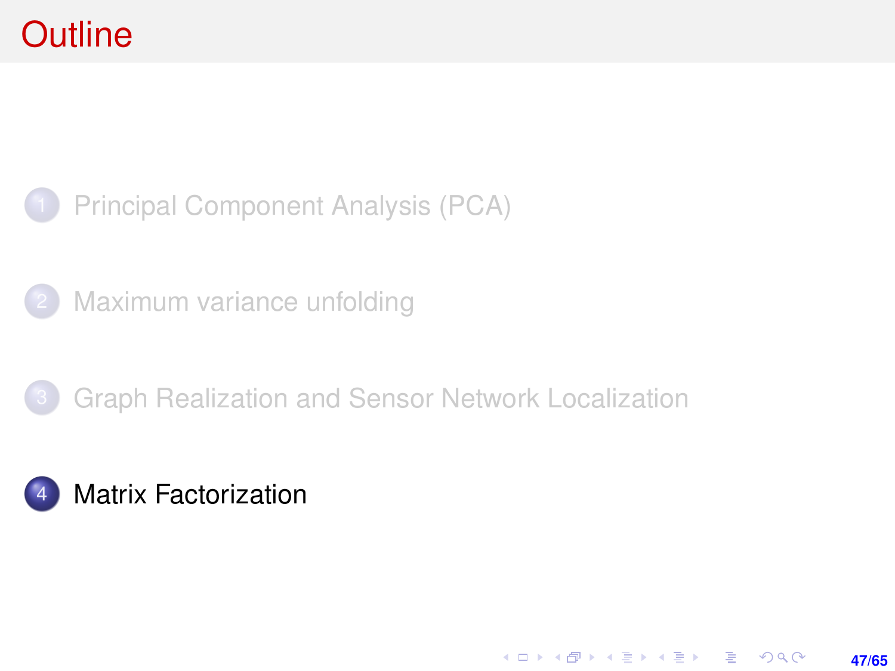# Outline

1. Principal Component Analysis (PCA)
2. Maximum variance unfolding
3. Graph Realization and Sensor Network Localization
4. **Matrix Factorization**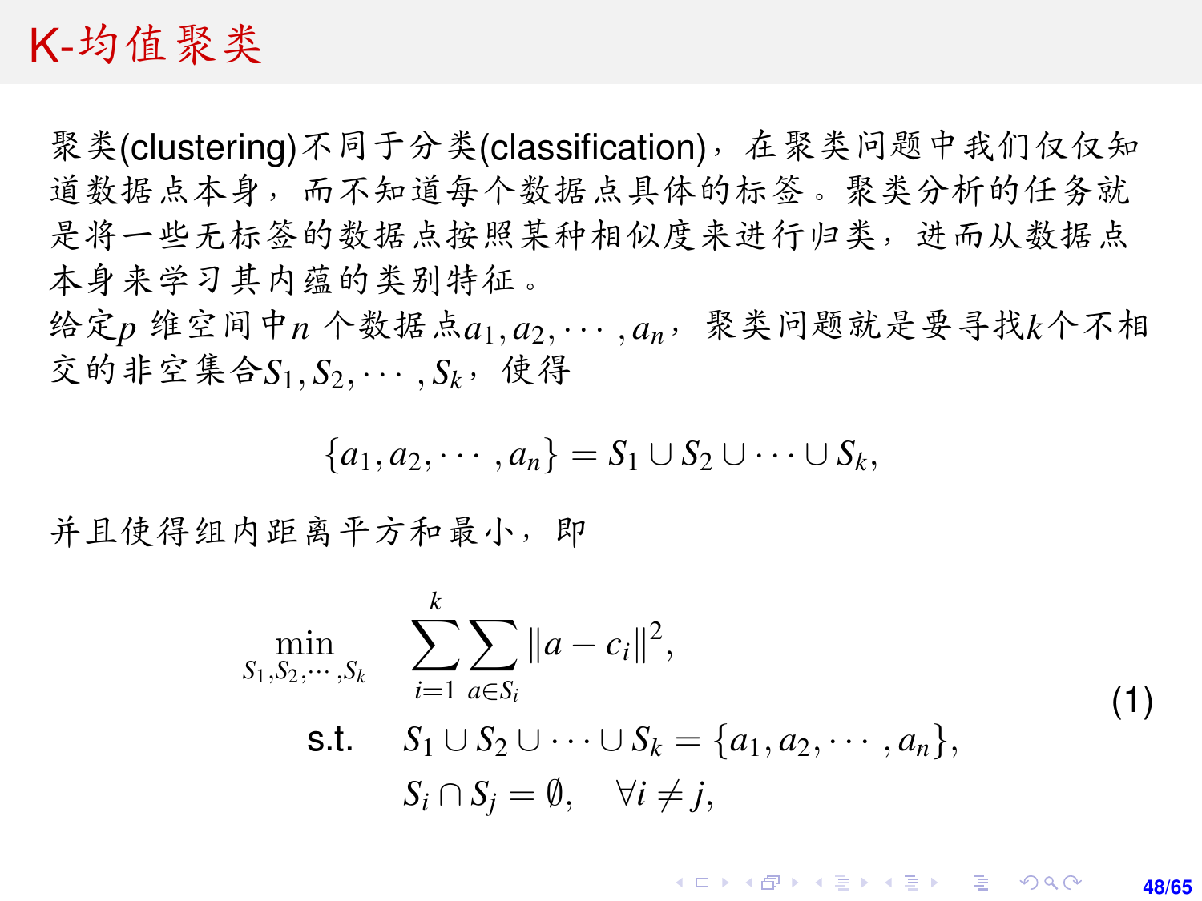# K-均值聚类

聚类(clustering)不同于分类(classification)，在聚类问题中我们仅仅知道数据点本身，而不知道每个数据点具体的标签。聚类分析的任务就是将一些无标签的数据点按照某种相似度来进行归类，进而从数据点本身来学习其内蕴的类别特征。

给定$p$ 维空间中$n$ 个数据点$a_1, a_2, \cdots, a_n$，聚类问题就是要寻找$k$个不相交的非空集合$S_1, S_2, \cdots, S_k$，使得

$$\{a_1, a_2, \cdots, a_n\} = S_1 \cup S_2 \cup \cdots \cup S_k,$$

并且使得组内距离平方和最小，即

$$\begin{aligned}
\min_{S_1, S_2, \cdots, S_k} \quad & \sum_{i=1}^{k} \sum_{a \in S_i} \|a - c_i\|^2, \\
\text{s.t.} \quad & S_1 \cup S_2 \cup \cdots \cup S_k = \{a_1, a_2, \cdots, a_n\}, \\
& S_i \cap S_j = \emptyset, \quad \forall i \neq j,
\end{aligned} \tag{1}$$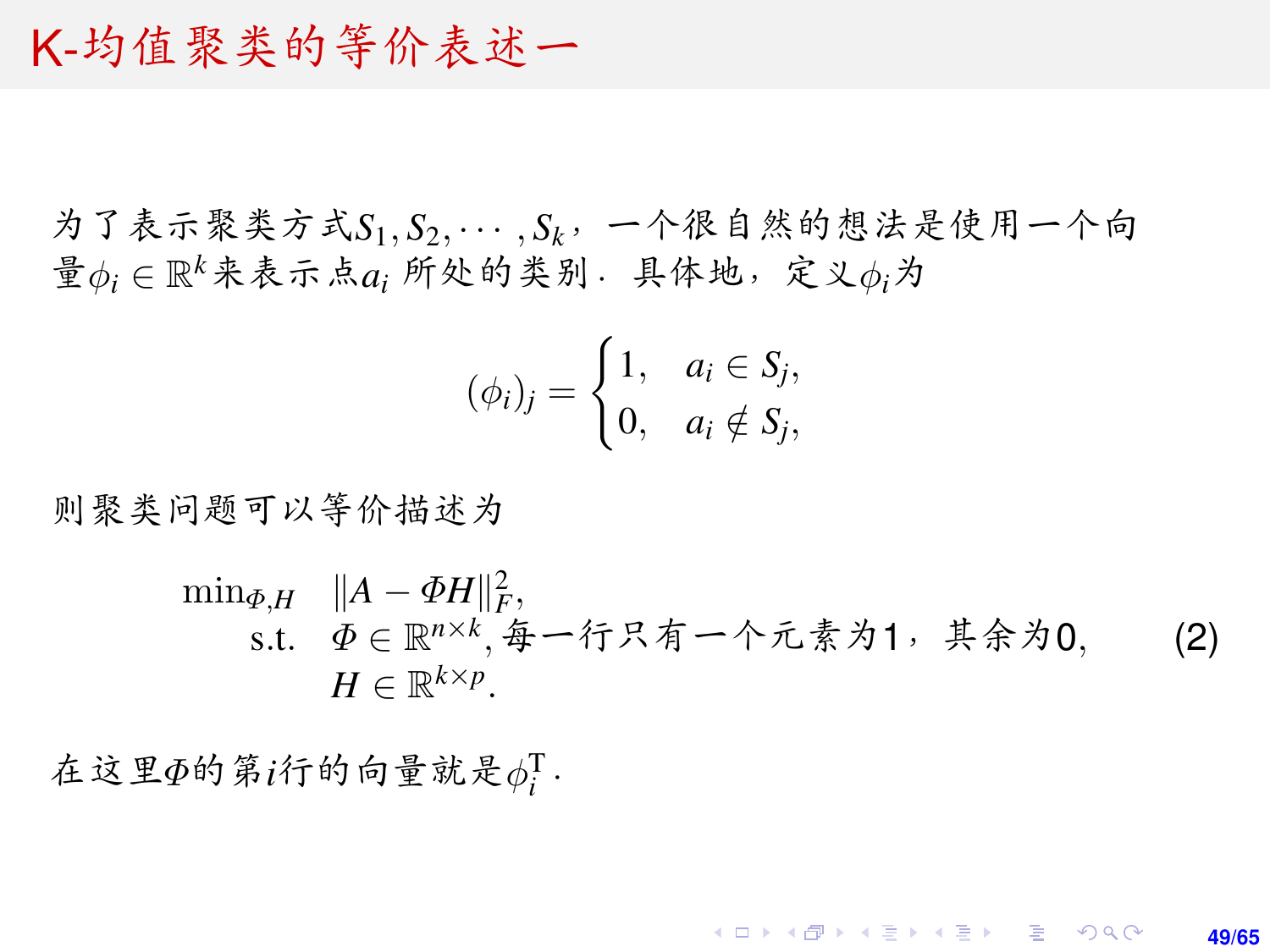# K-均值聚类的等价表述一

为了表示聚类方式$S_1, S_2, \cdots, S_k$，一个很自然的想法是使用一个向量$\phi_i \in \mathbb{R}^k$来表示点$a_i$所处的类别．具体地，定义$\phi_i$为

$$
(\phi_i)_j = \begin{cases} 1, & a_i \in S_j, \\ 0, & a_i \notin S_j, \end{cases}
$$

则聚类问题可以等价描述为

$$
\begin{array}{rl}
\min_{\Phi, H} & \|A - \Phi H\|_F^2, \\
\text{s.t.} & \Phi \in \mathbb{R}^{n \times k}, \text{每一行只有一个元素为1，其余为0}, \\
& H \in \mathbb{R}^{k \times p}.
\end{array} \tag{2}
$$

在这里$\Phi$的第$i$行的向量就是$\phi_i^{\mathrm{T}}$．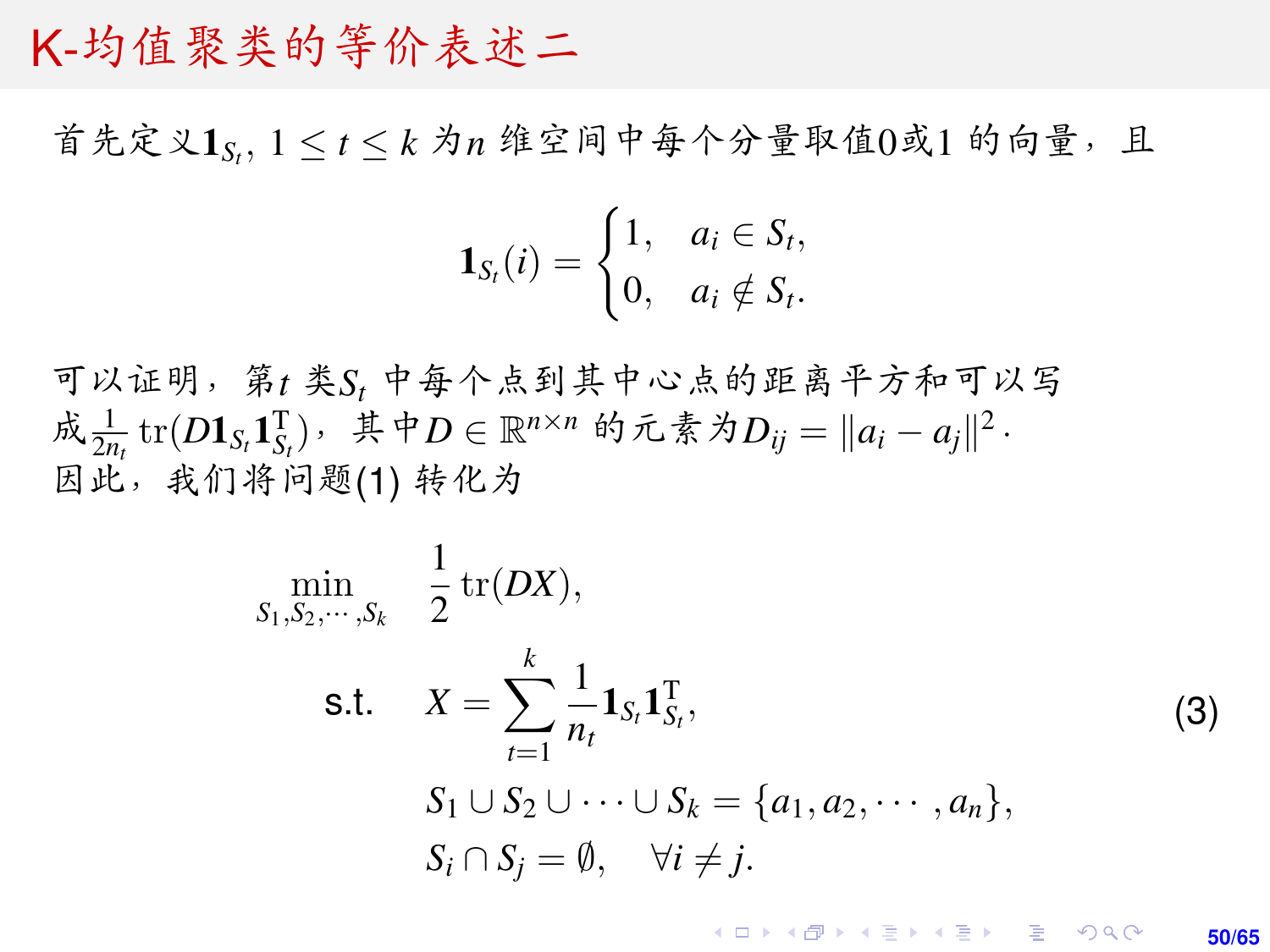# K-均值聚类的等价表述二

首先定义$\mathbf{1}_{S_t}$, $1 \le t \le k$ 为$n$ 维空间中每个分量取值0或1 的向量，且

$$
\mathbf{1}_{S_t}(i) = \begin{cases} 1, & a_i \in S_t, \\ 0, & a_i \notin S_t. \end{cases}
$$

可以证明，第$t$ 类$S_t$ 中每个点到其中心点的距离平方和可以写成$\frac{1}{2n_t}\operatorname{tr}(D\mathbf{1}_{S_t}\mathbf{1}_{S_t}^{\mathrm{T}})$，其中$D \in \mathbb{R}^{n\times n}$ 的元素为$D_{ij} = \|a_i - a_j\|^2$ ·
因此，我们将问题(1) 转化为

$$
\begin{aligned}
\min_{S_1,S_2,\cdots,S_k} \quad & \frac{1}{2}\operatorname{tr}(DX), \\
\text{s.t.} \quad & X = \sum_{t=1}^{k} \frac{1}{n_t}\mathbf{1}_{S_t}\mathbf{1}_{S_t}^{\mathrm{T}}, \\
& S_1 \cup S_2 \cup \cdots \cup S_k = \{a_1, a_2, \cdots, a_n\}, \\
& S_i \cap S_j = \emptyset, \quad \forall i \ne j.
\end{aligned} \tag{3}
$$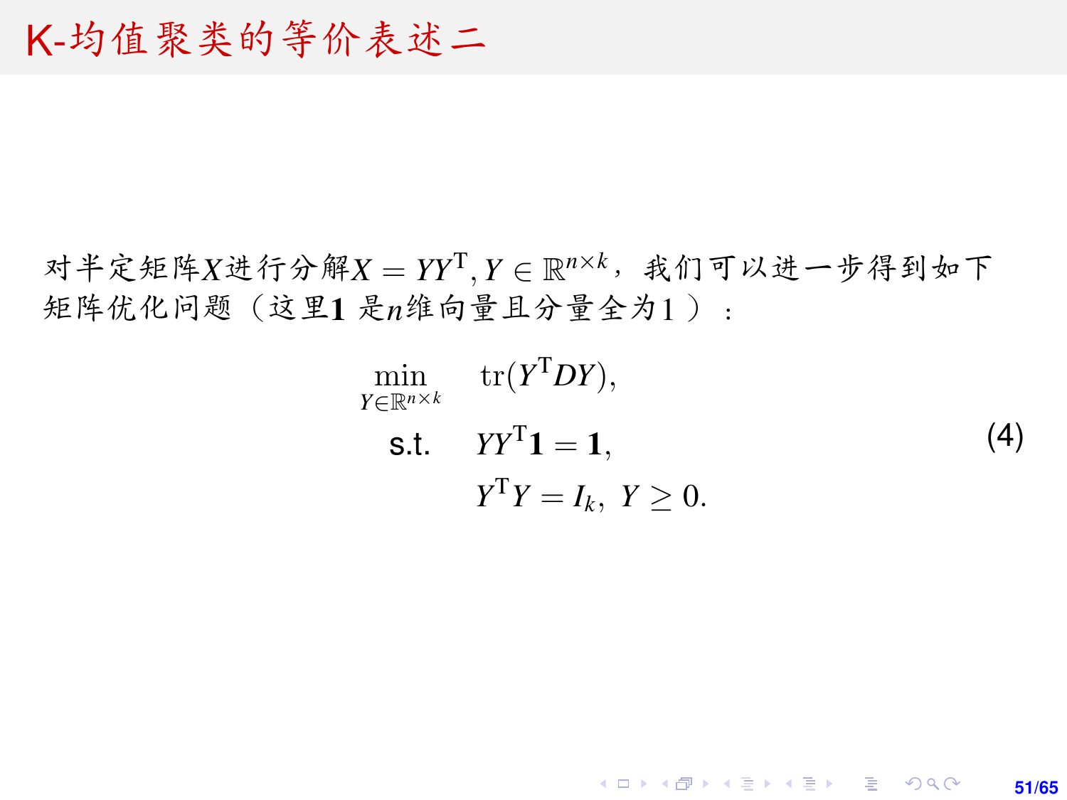# K-均值聚类的等价表述二

对半定矩阵$X$进行分解$X = YY^{\mathrm{T}}, Y \in \mathbb{R}^{n\times k}$，我们可以进一步得到如下矩阵优化问题（这里$\mathbf{1}$ 是$n$维向量且分量全为1 ）：

$$
\begin{aligned}
\min_{Y\in\mathbb{R}^{n\times k}} \quad & \mathrm{tr}(Y^{\mathrm{T}}DY), \\
\text{s.t.} \quad & YY^{\mathrm{T}}\mathbf{1} = \mathbf{1}, \\
& Y^{\mathrm{T}}Y = I_k, \ Y \geq 0.
\end{aligned}
\tag{4}
$$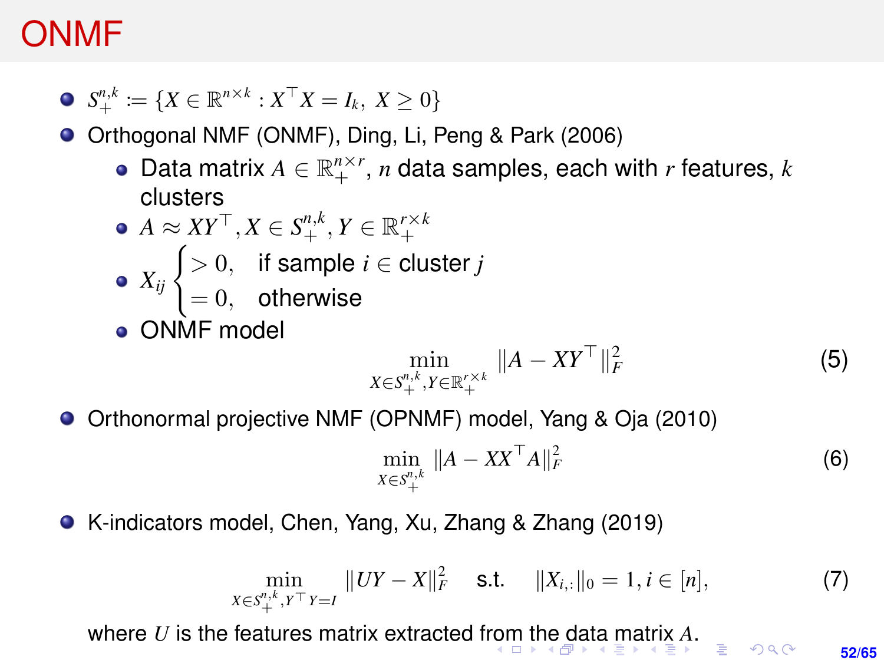# ONMF

- $S_+^{n,k} := \{X \in \mathbb{R}^{n\times k} : X^\top X = I_k,\ X \geq 0\}$
- Orthogonal NMF (ONMF), Ding, Li, Peng & Park (2006)
  - Data matrix $A \in \mathbb{R}_+^{n\times r}$, $n$ data samples, each with $r$ features, $k$ clusters
  - $A \approx XY^\top, X \in S_+^{n,k}, Y \in \mathbb{R}_+^{r\times k}$
  - $X_{ij} \begin{cases} > 0, & \text{if sample } i \in \text{cluster } j \\ = 0, & \text{otherwise} \end{cases}$
  - ONMF model

$$\min_{X\in S_+^{n,k}, Y\in\mathbb{R}_+^{r\times k}} \|A - XY^\top\|_F^2 \tag{5}$$

- Orthonormal projective NMF (OPNMF) model, Yang & Oja (2010)

$$\min_{X\in S_+^{n,k}} \|A - XX^\top A\|_F^2 \tag{6}$$

- K-indicators model, Chen, Yang, Xu, Zhang & Zhang (2019)

$$\min_{X\in S_+^{n,k}, Y^\top Y = I} \|UY - X\|_F^2 \quad \text{s.t.} \quad \|X_{i,:}\|_0 = 1, i \in [n], \tag{7}$$

where $U$ is the features matrix extracted from the data matrix $A$.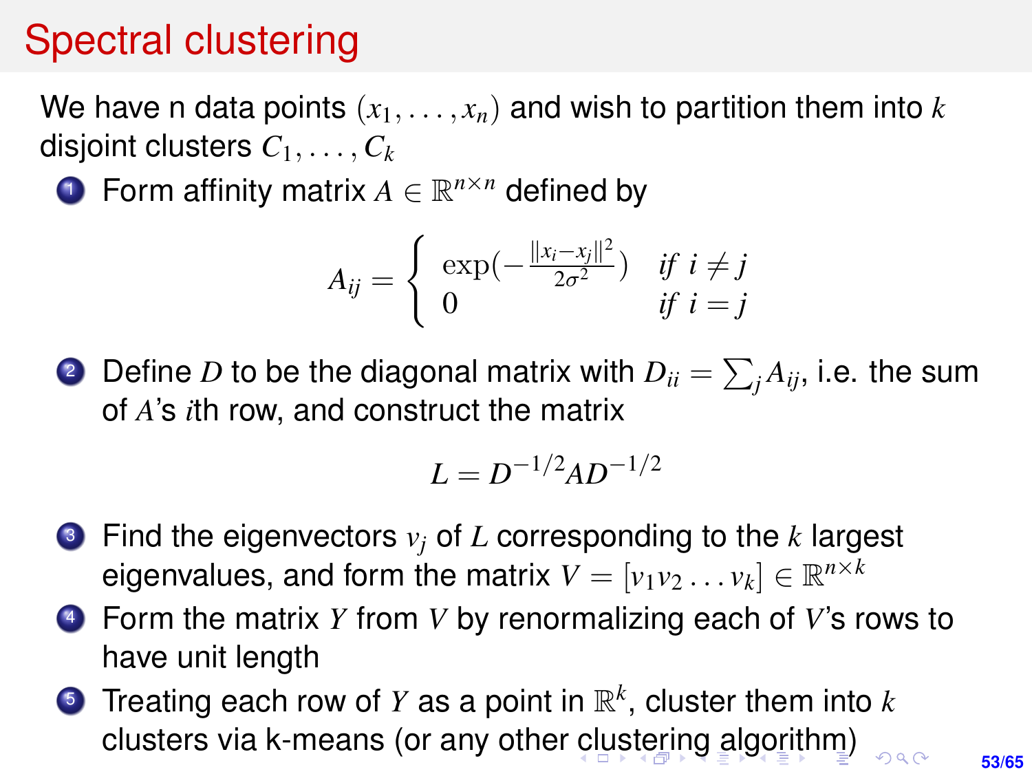# Spectral clustering

We have n data points $(x_1, \ldots, x_n)$ and wish to partition them into $k$ disjoint clusters $C_1, \ldots, C_k$

1. Form affinity matrix $A \in \mathbb{R}^{n \times n}$ defined by

$$A_{ij} = \begin{cases} \exp(-\frac{\|x_i - x_j\|^2}{2\sigma^2}) & \textit{if } i \neq j \\ 0 & \textit{if } i = j \end{cases}$$

2. Define $D$ to be the diagonal matrix with $D_{ii} = \sum_j A_{ij}$, i.e. the sum of $A$'s $i$th row, and construct the matrix

$$L = D^{-1/2} A D^{-1/2}$$

3. Find the eigenvectors $v_j$ of $L$ corresponding to the $k$ largest eigenvalues, and form the matrix $V = [v_1 v_2 \ldots v_k] \in \mathbb{R}^{n \times k}$
4. Form the matrix $Y$ from $V$ by renormalizing each of $V$'s rows to have unit length
5. Treating each row of $Y$ as a point in $\mathbb{R}^k$, cluster them into $k$ clusters via k-means (or any other clustering algorithm)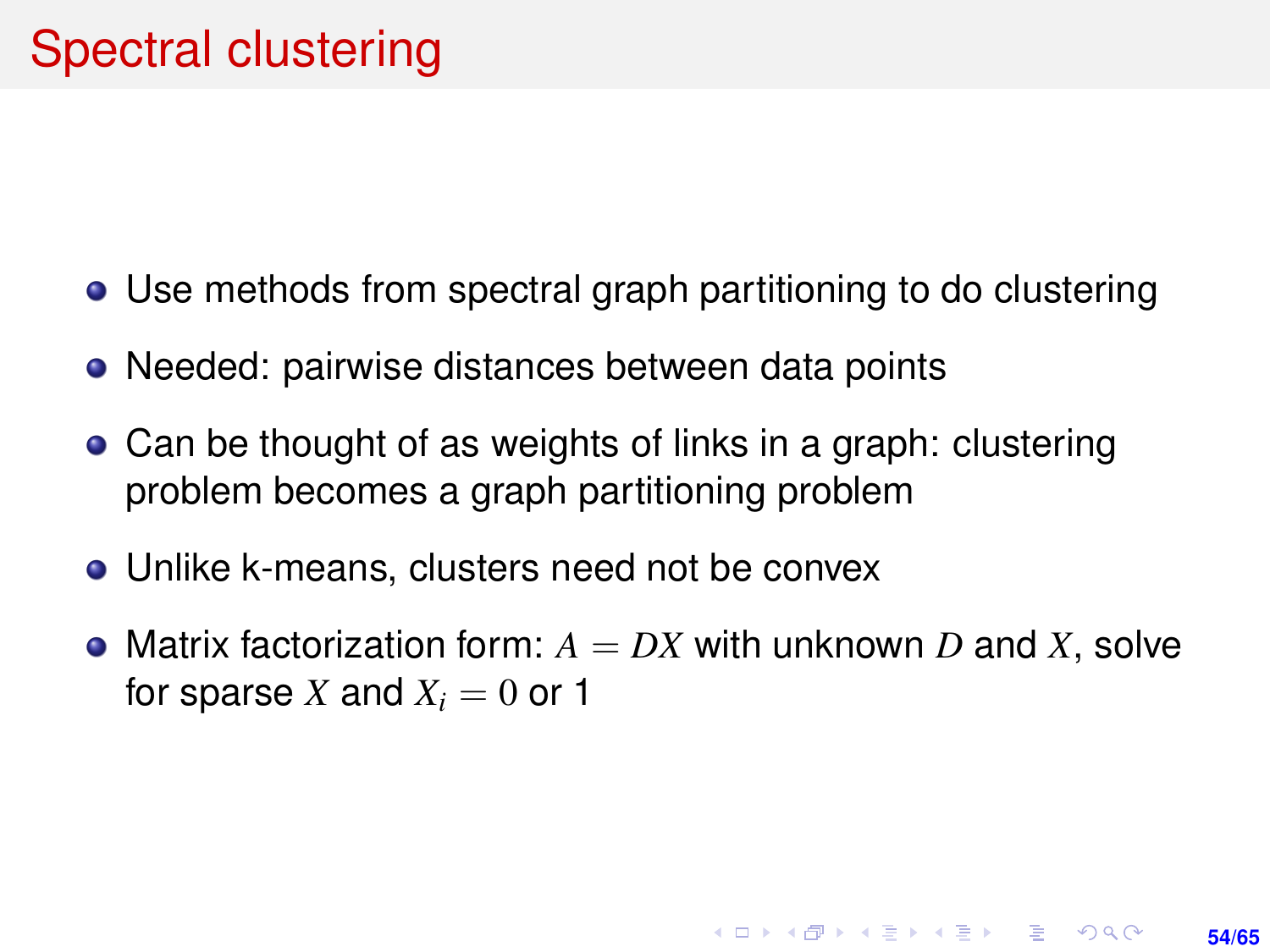# Spectral clustering

- Use methods from spectral graph partitioning to do clustering
- Needed: pairwise distances between data points
- Can be thought of as weights of links in a graph: clustering problem becomes a graph partitioning problem
- Unlike k-means, clusters need not be convex
- Matrix factorization form: $A = DX$ with unknown $D$ and $X$, solve for sparse $X$ and $X_i = 0$ or 1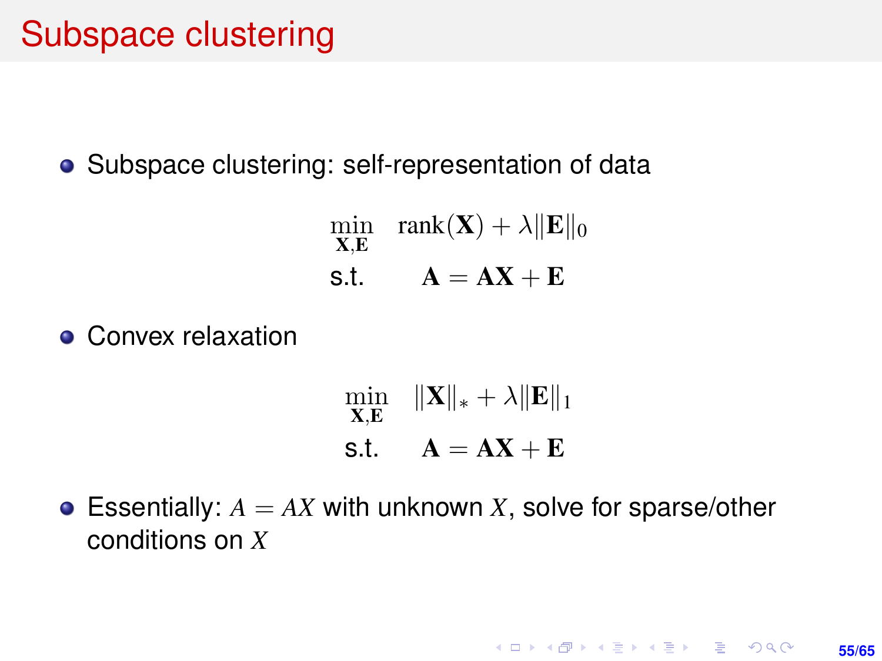# Subspace clustering

- Subspace clustering: self-representation of data

$$
\begin{aligned}
\min_{\mathbf{X},\mathbf{E}} \quad & \operatorname{rank}(\mathbf{X}) + \lambda \|\mathbf{E}\|_0 \\
\text{s.t.} \quad & \mathbf{A} = \mathbf{A}\mathbf{X} + \mathbf{E}
\end{aligned}
$$

- Convex relaxation

$$
\begin{aligned}
\min_{\mathbf{X},\mathbf{E}} \quad & \|\mathbf{X}\|_* + \lambda \|\mathbf{E}\|_1 \\
\text{s.t.} \quad & \mathbf{A} = \mathbf{A}\mathbf{X} + \mathbf{E}
\end{aligned}
$$

- Essentially: $A = AX$ with unknown $X$, solve for sparse/other conditions on $X$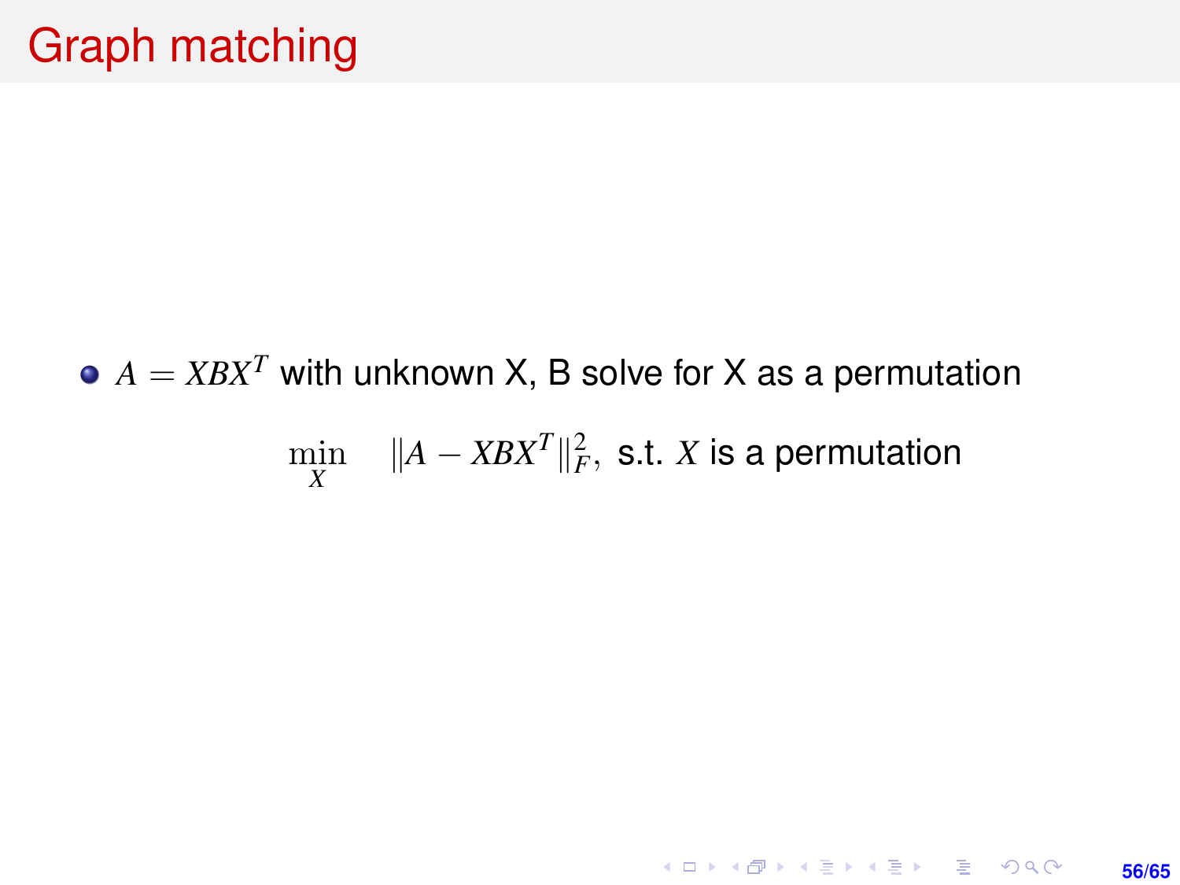# Graph matching

- $A = XBX^T$ with unknown X, B solve for X as a permutation

$$\min_{X} \quad \|A - XBX^T\|_F^2, \text{ s.t. } X \text{ is a permutation}$$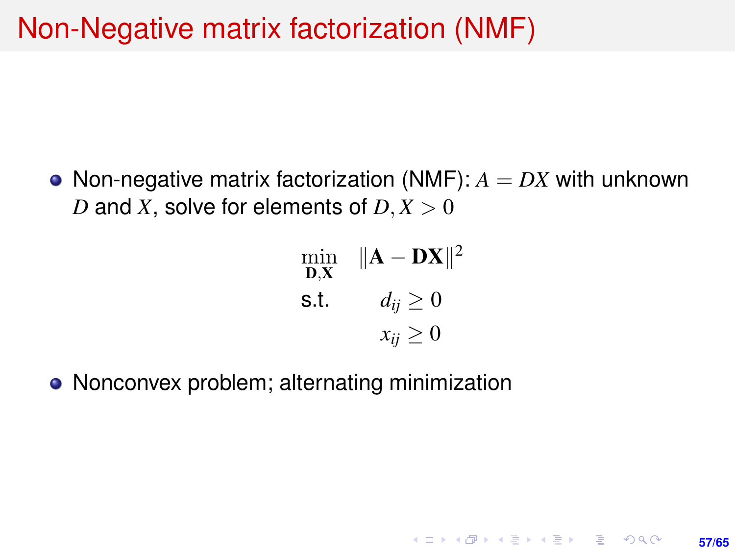# Non-Negative matrix factorization (NMF)

- Non-negative matrix factorization (NMF): $A = DX$ with unknown $D$ and $X$, solve for elements of $D, X > 0$

$$
\begin{aligned}
\min_{\mathbf{D},\mathbf{X}} \quad & \|\mathbf{A} - \mathbf{DX}\|^2 \\
\text{s.t.} \quad & d_{ij} \geq 0 \\
& x_{ij} \geq 0
\end{aligned}
$$

- Nonconvex problem; alternating minimization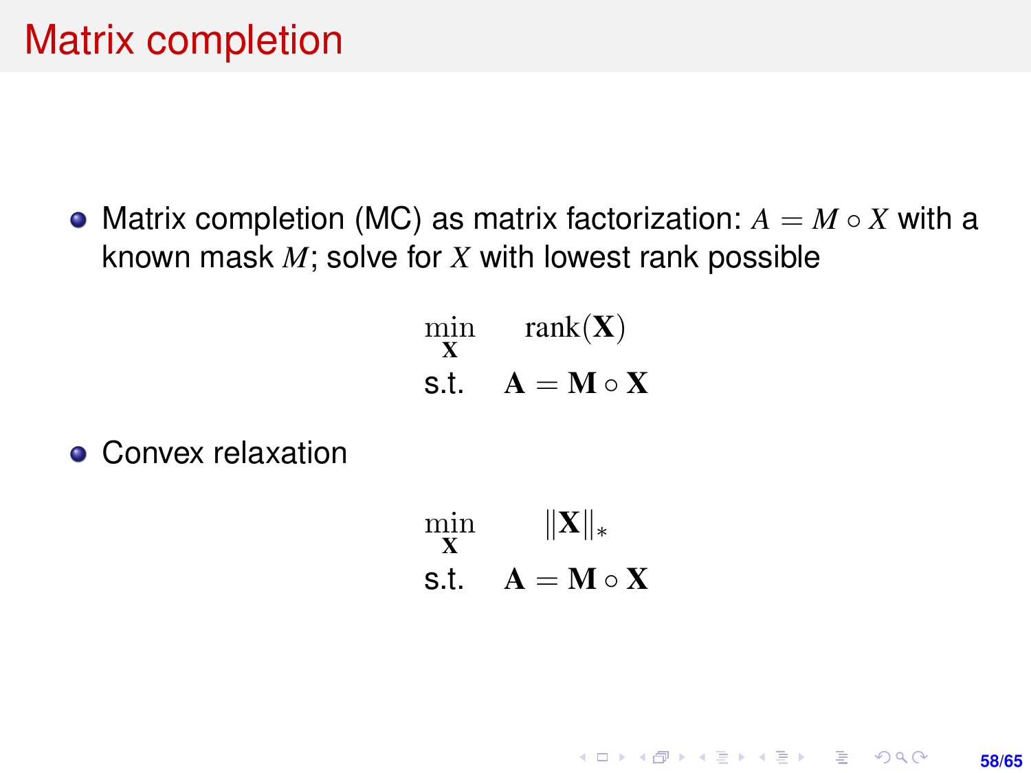# Matrix completion

- Matrix completion (MC) as matrix factorization: $A = M \circ X$ with a known mask $M$; solve for $X$ with lowest rank possible

$$
\begin{aligned}
\min_{\mathbf{X}} \quad & \operatorname{rank}(\mathbf{X}) \\
\text{s.t.} \quad & \mathbf{A} = \mathbf{M} \circ \mathbf{X}
\end{aligned}
$$

- Convex relaxation

$$
\begin{aligned}
\min_{\mathbf{X}} \quad & \|\mathbf{X}\|_* \\
\text{s.t.} \quad & \mathbf{A} = \mathbf{M} \circ \mathbf{X}
\end{aligned}
$$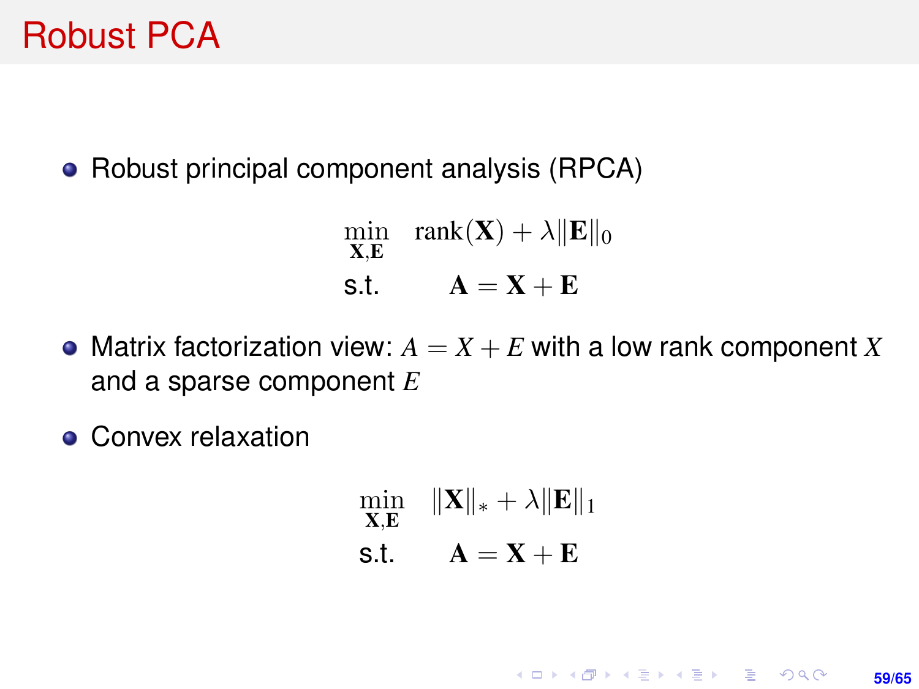# Robust PCA

- Robust principal component analysis (RPCA)

$$
\begin{aligned}
\min_{\mathbf{X},\mathbf{E}} \quad & \operatorname{rank}(\mathbf{X}) + \lambda \|\mathbf{E}\|_0 \\
\text{s.t.} \quad & \mathbf{A} = \mathbf{X} + \mathbf{E}
\end{aligned}
$$

- Matrix factorization view: $A = X + E$ with a low rank component $X$ and a sparse component $E$

- Convex relaxation

$$
\begin{aligned}
\min_{\mathbf{X},\mathbf{E}} \quad & \|\mathbf{X}\|_* + \lambda \|\mathbf{E}\|_1 \\
\text{s.t.} \quad & \mathbf{A} = \mathbf{X} + \mathbf{E}
\end{aligned}
$$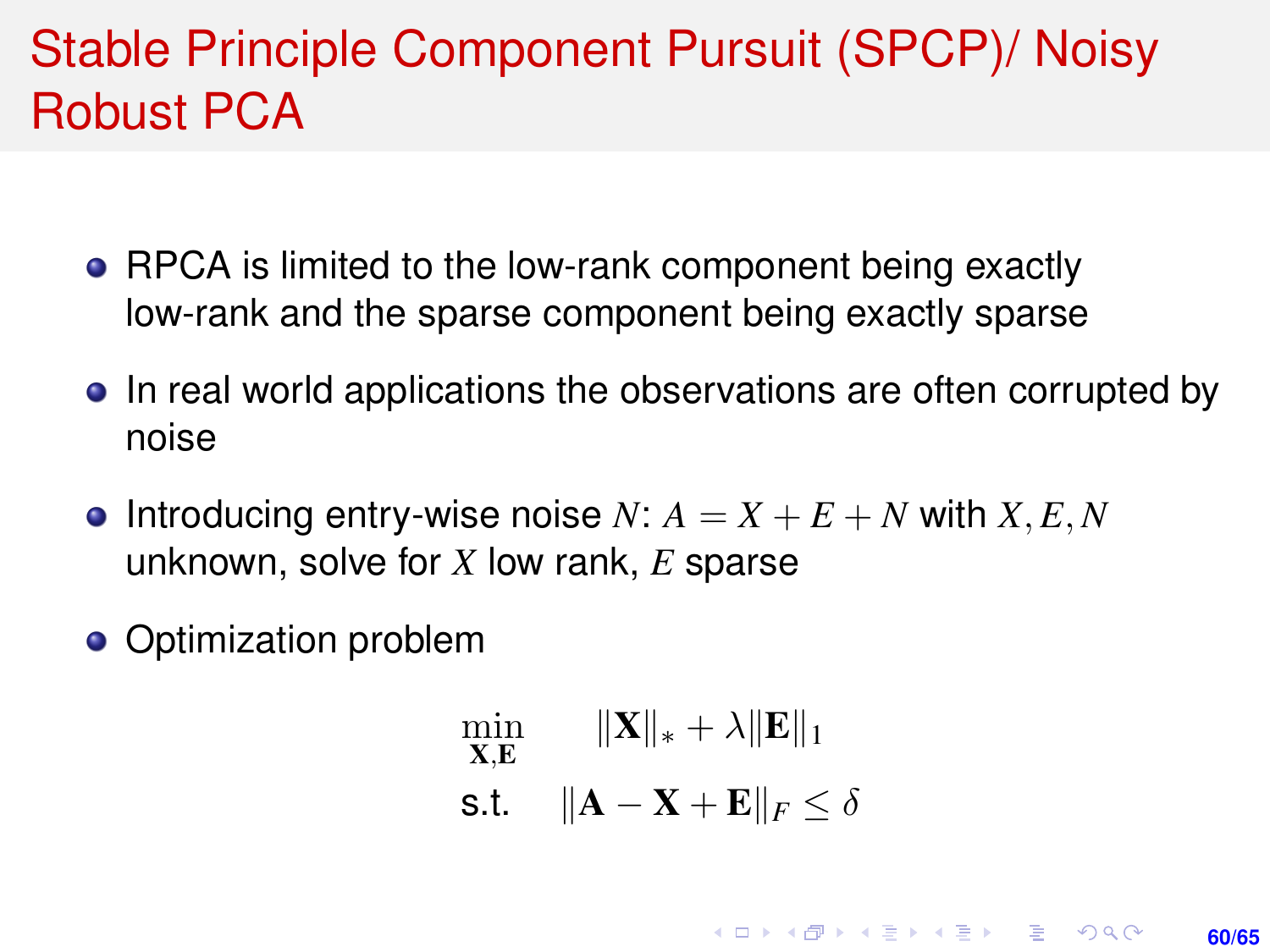# Stable Principle Component Pursuit (SPCP)/ Noisy Robust PCA

- RPCA is limited to the low-rank component being exactly low-rank and the sparse component being exactly sparse
- In real world applications the observations are often corrupted by noise
- Introducing entry-wise noise $N$: $A = X + E + N$ with $X, E, N$ unknown, solve for $X$ low rank, $E$ sparse
- Optimization problem

$$
\begin{aligned}
\min_{\mathbf{X},\mathbf{E}} \quad & \|\mathbf{X}\|_* + \lambda \|\mathbf{E}\|_1 \\
\text{s.t.} \quad & \|\mathbf{A} - \mathbf{X} + \mathbf{E}\|_F \leq \delta
\end{aligned}
$$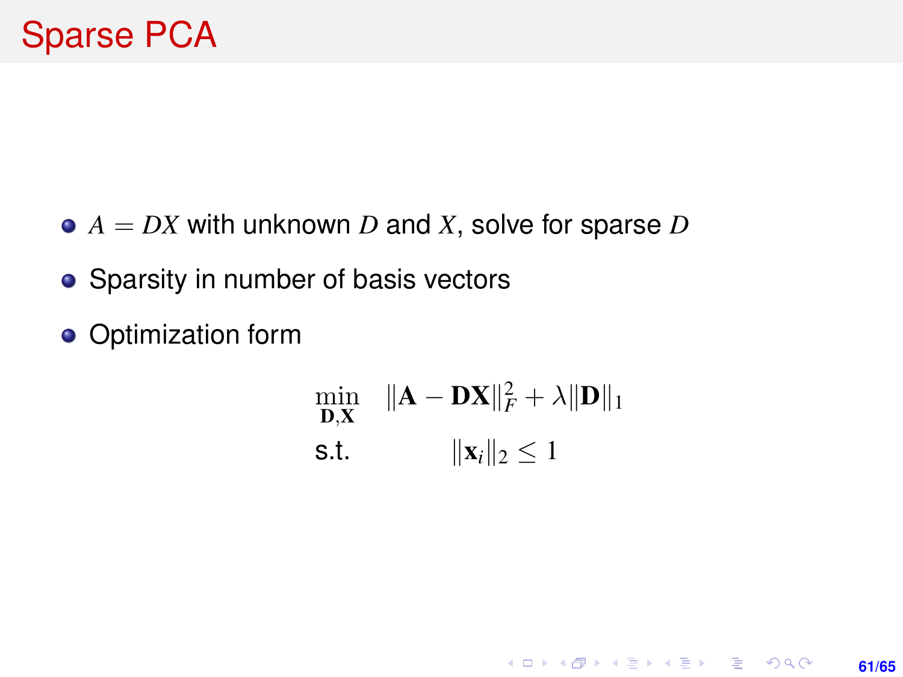# Sparse PCA

- $A = DX$ with unknown $D$ and $X$, solve for sparse $D$
- Sparsity in number of basis vectors
- Optimization form

$$
\begin{aligned}
\min_{\mathbf{D},\mathbf{X}} \quad & \|\mathbf{A} - \mathbf{D}\mathbf{X}\|_F^2 + \lambda \|\mathbf{D}\|_1 \\
\text{s.t.} \quad & \|\mathbf{x}_i\|_2 \leq 1
\end{aligned}
$$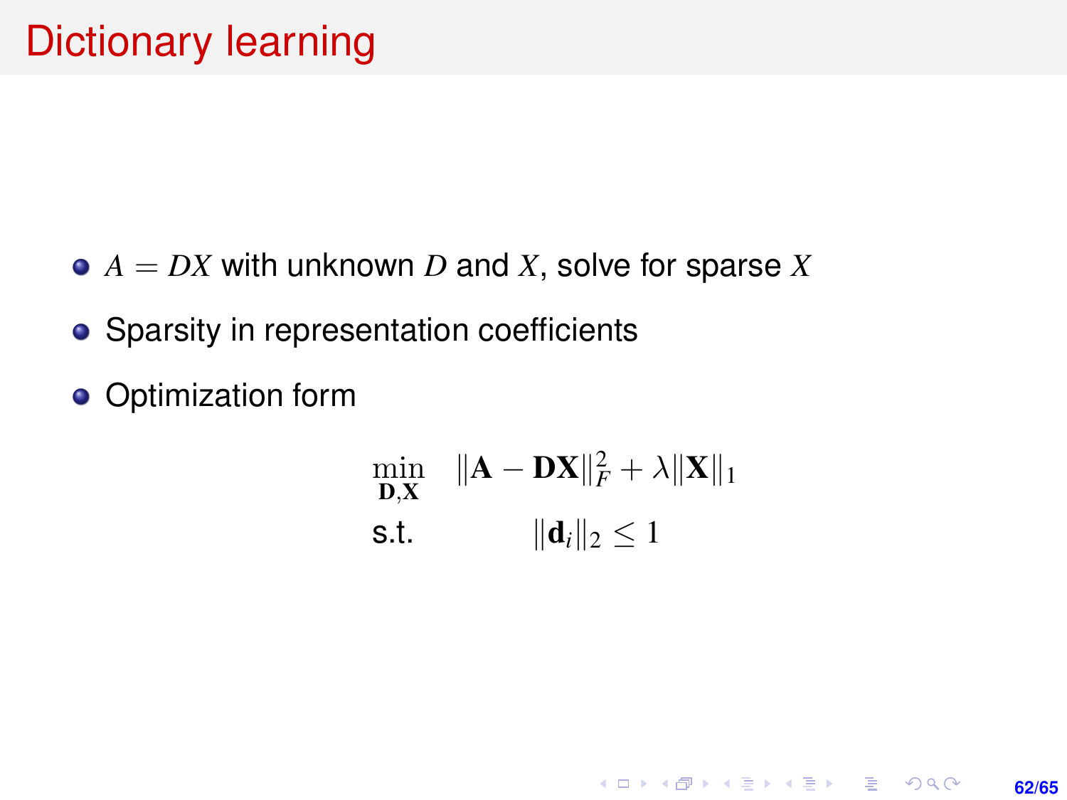# Dictionary learning

- $A = DX$ with unknown $D$ and $X$, solve for sparse $X$
- Sparsity in representation coefficients
- Optimization form

$$
\begin{aligned}
\min_{\mathbf{D},\mathbf{X}} \quad & \|\mathbf{A} - \mathbf{D}\mathbf{X}\|_F^2 + \lambda \|\mathbf{X}\|_1 \\
\text{s.t.} \quad & \|\mathbf{d}_i\|_2 \leq 1
\end{aligned}
$$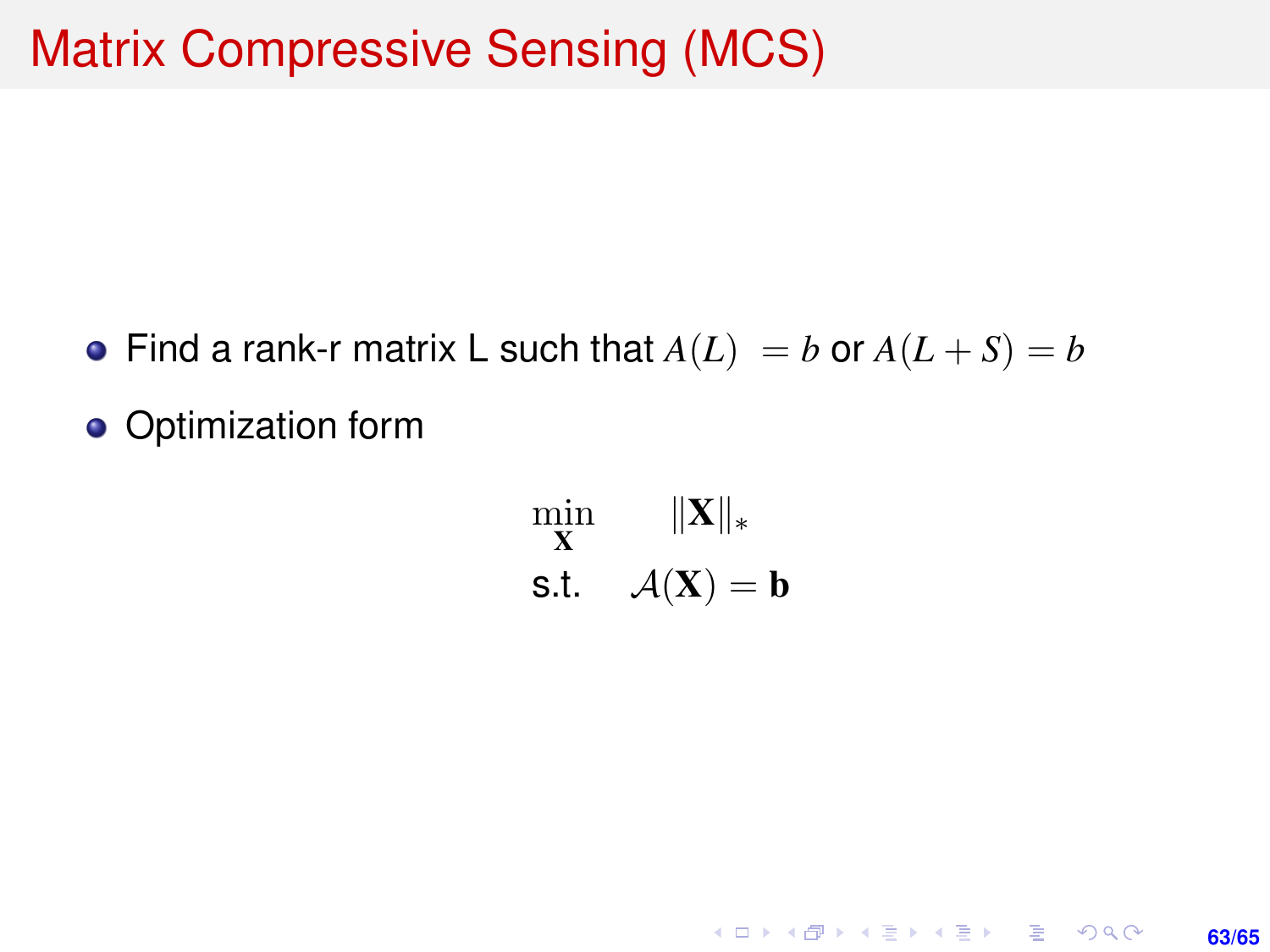# Matrix Compressive Sensing (MCS)

- Find a rank-r matrix L such that $A(L) = b$ or $A(L+S) = b$
- Optimization form

$$
\begin{aligned}
\min_{\mathbf{X}} \quad & \|\mathbf{X}\|_* \\
\text{s.t.} \quad & \mathcal{A}(\mathbf{X}) = \mathbf{b}
\end{aligned}
$$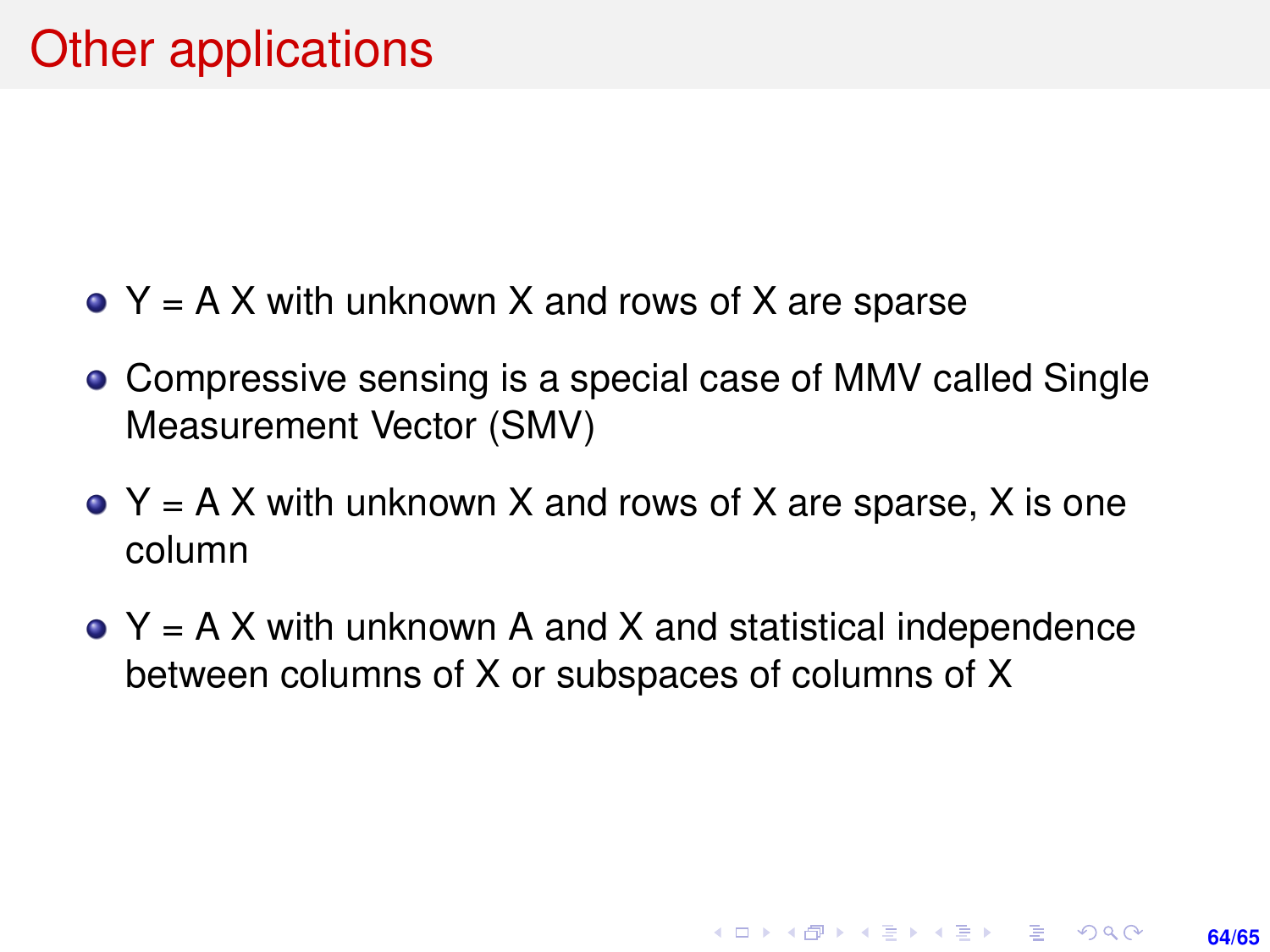# Other applications

- Y = A X with unknown X and rows of X are sparse
- Compressive sensing is a special case of MMV called Single Measurement Vector (SMV)
- Y = A X with unknown X and rows of X are sparse, X is one column
- Y = A X with unknown A and X and statistical independence between columns of X or subspaces of columns of X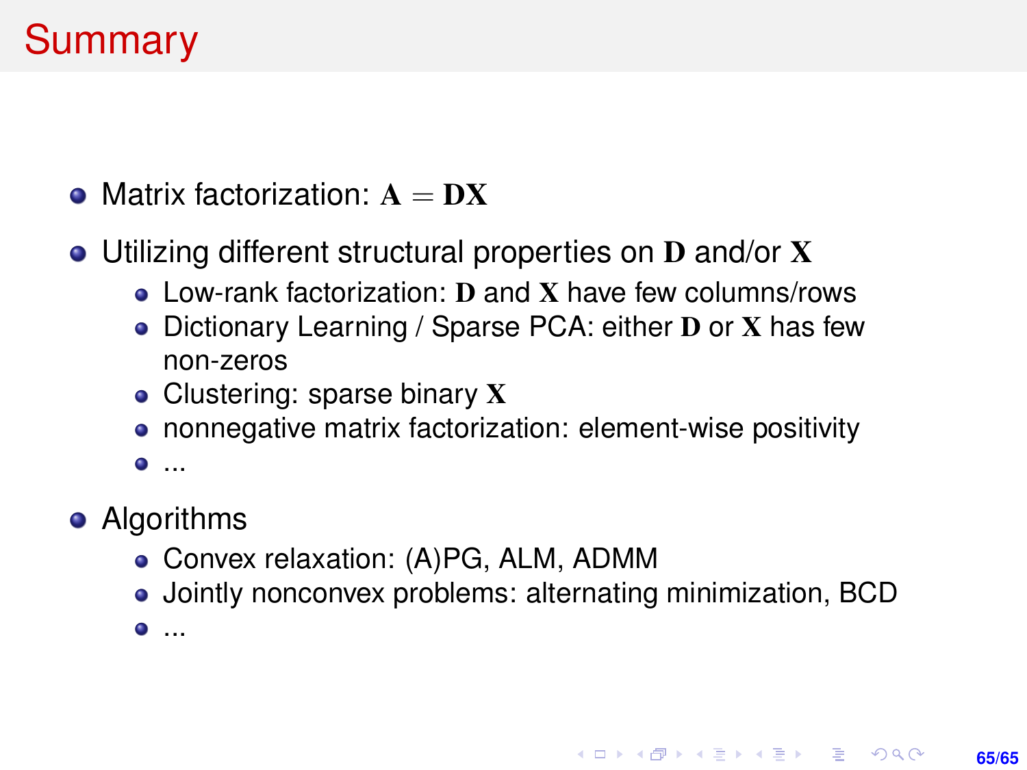# Summary

- Matrix factorization: $\mathbf{A} = \mathbf{D}\mathbf{X}$
- Utilizing different structural properties on $\mathbf{D}$ and/or $\mathbf{X}$
  - Low-rank factorization: $\mathbf{D}$ and $\mathbf{X}$ have few columns/rows
  - Dictionary Learning / Sparse PCA: either $\mathbf{D}$ or $\mathbf{X}$ has few non-zeros
  - Clustering: sparse binary $\mathbf{X}$
  - nonnegative matrix factorization: element-wise positivity
  - ...
- Algorithms
  - Convex relaxation: (A)PG, ALM, ADMM
  - Jointly nonconvex problems: alternating minimization, BCD
  - ...